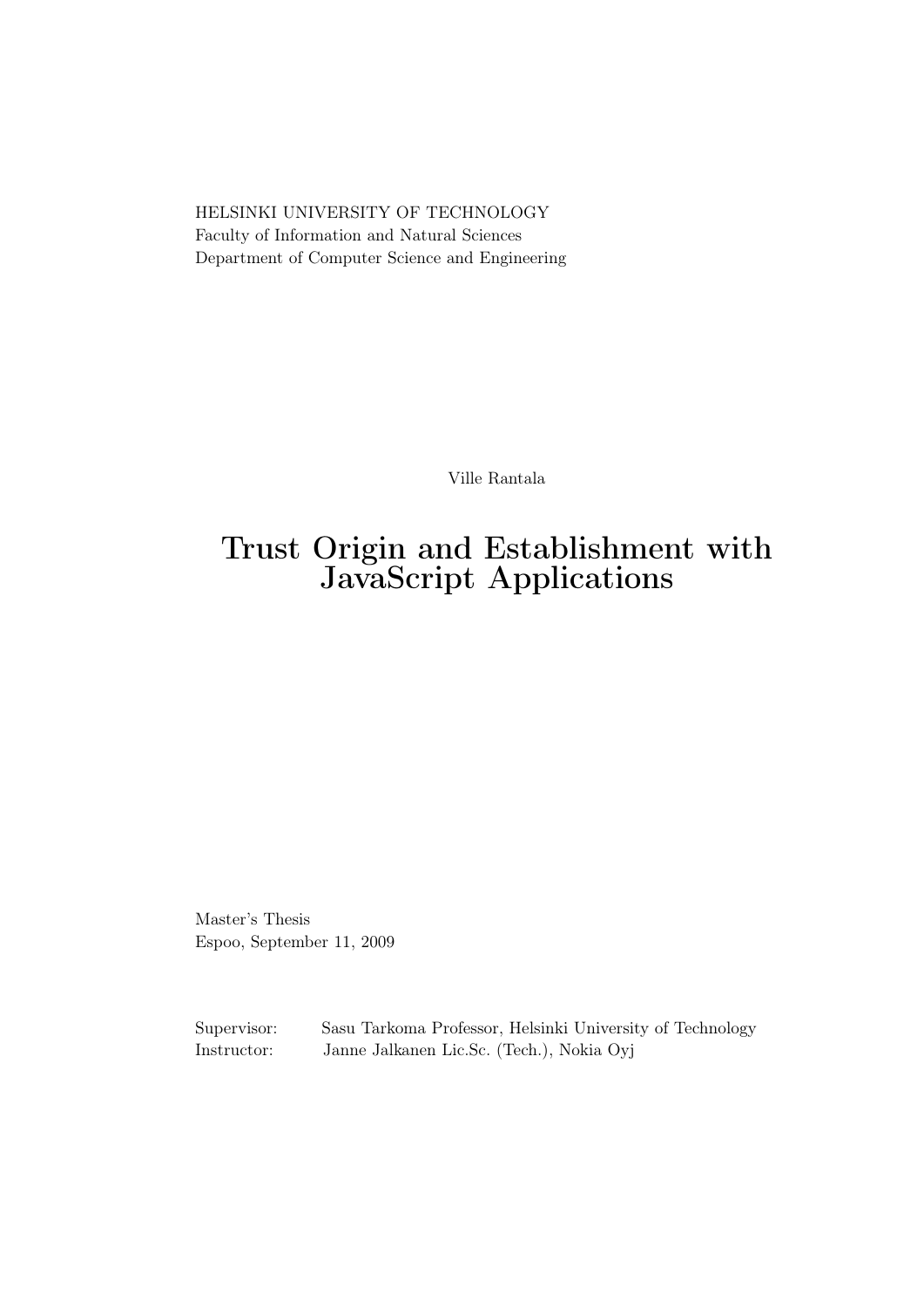HELSINKI UNIVERSITY OF TECHNOLOGY
Faculty of Information and Natural Sciences
Department of Computer Science and Engineering

Ville Rantala

# Trust Origin and Establishment with JavaScript Applications

Master's Thesis
Espoo, September 11, 2009

| | |
|---|---|
| Supervisor: | Sasu Tarkoma Professor, Helsinki University of Technology |
| Instructor: | Janne Jalkanen Lic.Sc. (Tech.), Nokia Oyj |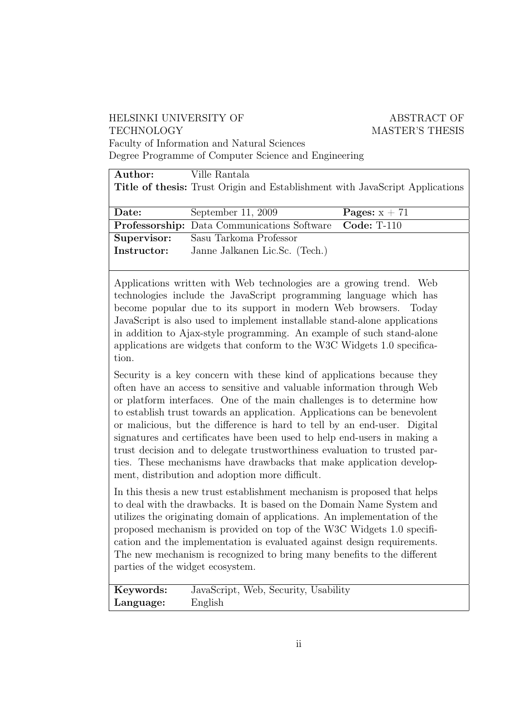HELSINKI UNIVERSITY OF TECHNOLOGY

ABSTRACT OF MASTER'S THESIS

Faculty of Information and Natural Sciences
Degree Programme of Computer Science and Engineering

| | | |
|---|---|---|
| **Author:** | Ville Rantala | |
| **Title of thesis:** | Trust Origin and Establishment with JavaScript Applications | |
| **Date:** | September 11, 2009 | **Pages:** x + 71 |
| **Professorship:** | Data Communications Software | **Code:** T-110 |
| **Supervisor:** | Sasu Tarkoma Professor | |
| **Instructor:** | Janne Jalkanen Lic.Sc. (Tech.) | |

Applications written with Web technologies are a growing trend. Web technologies include the JavaScript programming language which has become popular due to its support in modern Web browsers. Today JavaScript is also used to implement installable stand-alone applications in addition to Ajax-style programming. An example of such stand-alone applications are widgets that conform to the W3C Widgets 1.0 specification.

Security is a key concern with these kind of applications because they often have an access to sensitive and valuable information through Web or platform interfaces. One of the main challenges is to determine how to establish trust towards an application. Applications can be benevolent or malicious, but the difference is hard to tell by an end-user. Digital signatures and certificates have been used to help end-users in making a trust decision and to delegate trustworthiness evaluation to trusted parties. These mechanisms have drawbacks that make application development, distribution and adoption more difficult.

In this thesis a new trust establishment mechanism is proposed that helps to deal with the drawbacks. It is based on the Domain Name System and utilizes the originating domain of applications. An implementation of the proposed mechanism is provided on top of the W3C Widgets 1.0 specification and the implementation is evaluated against design requirements. The new mechanism is recognized to bring many benefits to the different parties of the widget ecosystem.

| | |
|---|---|
| **Keywords:** | JavaScript, Web, Security, Usability |
| **Language:** | English |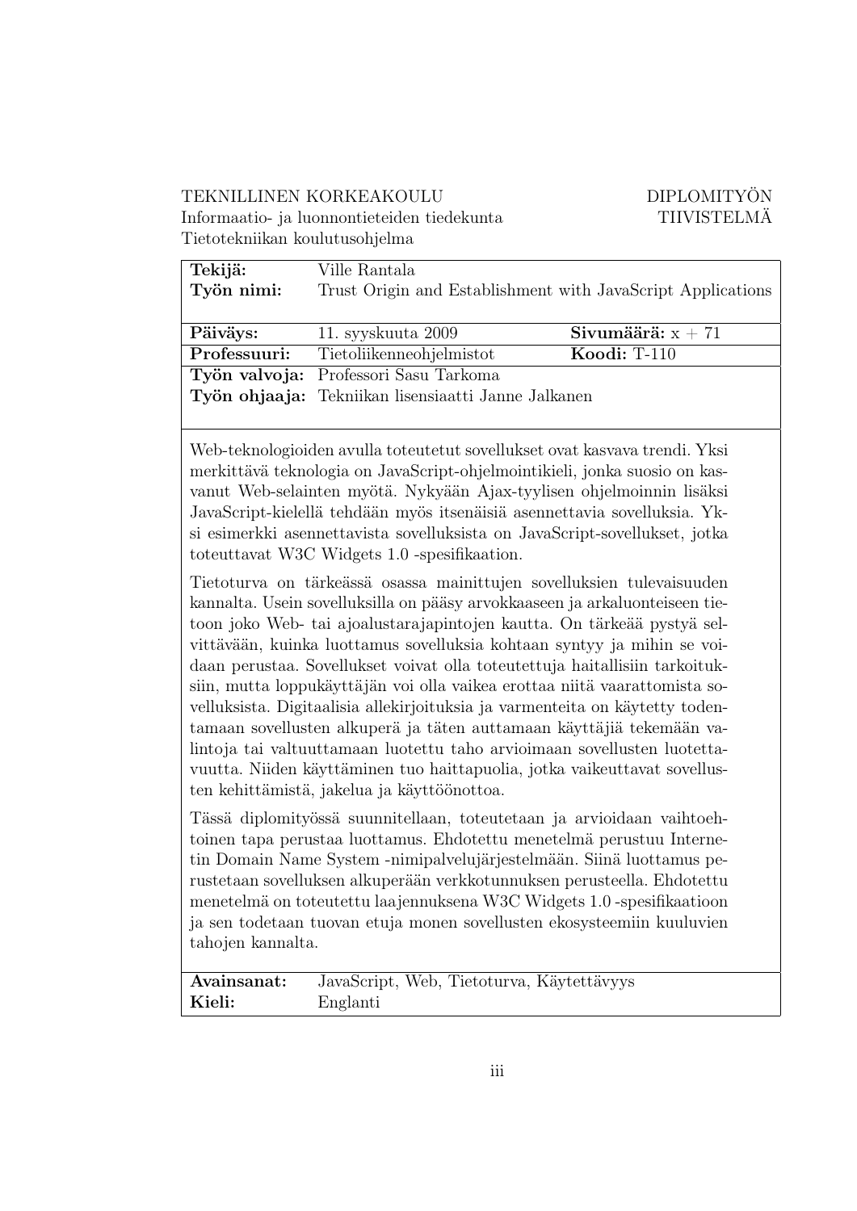TEKNILLINEN KORKEAKOULU
Informaatio- ja luonnontieteiden tiedekunta
Tietotekniikan koulutusohjelma

DIPLOMITYÖN TIIVISTELMÄ

| | | |
|---|---|---|
| **Tekijä:** | Ville Rantala | |
| **Työn nimi:** | Trust Origin and Establishment with JavaScript Applications | |
| **Päiväys:** | 11. syyskuuta 2009 | **Sivumäärä:** x + 71 |
| **Professuuri:** | Tietoliikenneohjelmistot | **Koodi:** T-110 |
| **Työn valvoja:** | Professori Sasu Tarkoma | |
| **Työn ohjaaja:** | Tekniikan lisensiaatti Janne Jalkanen | |

Web-teknologioiden avulla toteutetut sovellukset ovat kasvava trendi. Yksi merkittävä teknologia on JavaScript-ohjelmointikieli, jonka suosio on kasvanut Web-selainten myötä. Nykyään Ajax-tyylisen ohjelmoinnin lisäksi JavaScript-kielellä tehdään myös itsenäisiä asennettavia sovelluksia. Yksi esimerkki asennettavista sovelluksista on JavaScript-sovellukset, jotka toteuttavat W3C Widgets 1.0 -spesifikaation.

Tietoturva on tärkeässä osassa mainittujen sovelluksien tulevaisuuden kannalta. Usein sovelluksilla on pääsy arvokkaaseen ja arkaluonteiseen tietoon joko Web- tai ajoalustarajapintojen kautta. On tärkeää pystyä selvittävään, kuinka luottamus sovelluksia kohtaan syntyy ja mihin se voidaan perustaa. Sovellukset voivat olla toteutettuja haitallisiin tarkoituksiin, mutta loppukäyttäjän voi olla vaikea erottaa niitä vaarattomista sovelluksista. Digitaalisia allekirjoituksia ja varmenteita on käytetty todentamaan sovellusten alkuperä ja täten auttamaan käyttäjiä tekemään valintoja tai valtuuttamaan luotettu taho arvioimaan sovellusten luotettavuutta. Niiden käyttäminen tuo haittapuolia, jotka vaikeuttavat sovellusten kehittämistä, jakelua ja käyttöönottoa.

Tässä diplomityössä suunnitellaan, toteutetaan ja arvioidaan vaihtoehtoinen tapa perustaa luottamus. Ehdotettu menetelmä perustuu Internetin Domain Name System -nimipalvelujärjestelmään. Siinä luottamus perustetaan sovelluksen alkuperään verkkotunnuksen perusteella. Ehdotettu menetelmä on toteutettu laajennuksena W3C Widgets 1.0 -spesifikaatioon ja sen todetaan tuovan etuja monen sovellusten ekosysteemiin kuuluvien tahojen kannalta.

| | |
|---|---|
| **Avainsanat:** | JavaScript, Web, Tietoturva, Käytettävyys |
| **Kieli:** | Englanti |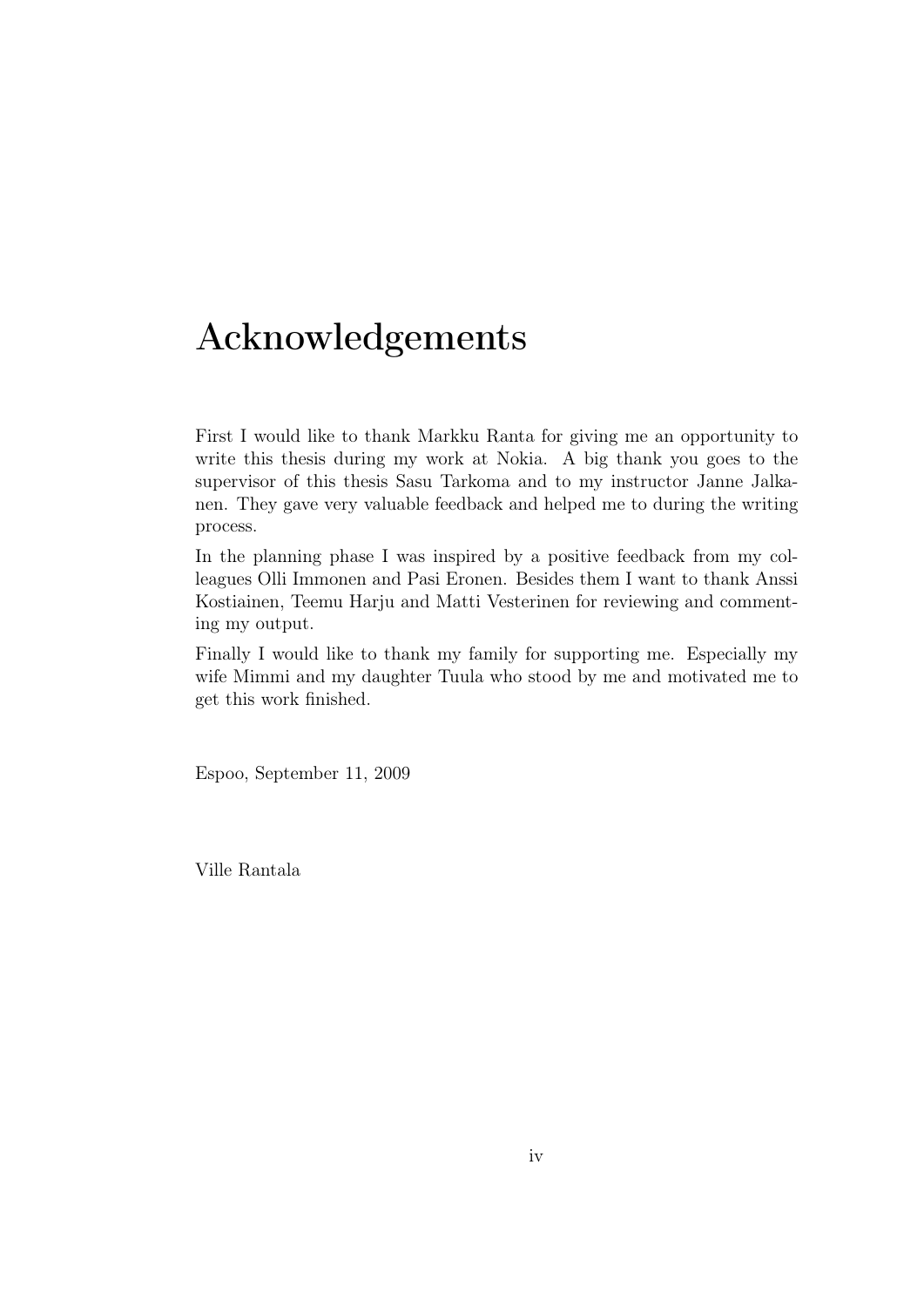# Acknowledgements

First I would like to thank Markku Ranta for giving me an opportunity to write this thesis during my work at Nokia. A big thank you goes to the supervisor of this thesis Sasu Tarkoma and to my instructor Janne Jalkanen. They gave very valuable feedback and helped me to during the writing process.

In the planning phase I was inspired by a positive feedback from my colleagues Olli Immonen and Pasi Eronen. Besides them I want to thank Anssi Kostiainen, Teemu Harju and Matti Vesterinen for reviewing and commenting my output.

Finally I would like to thank my family for supporting me. Especially my wife Mimmi and my daughter Tuula who stood by me and motivated me to get this work finished.

Espoo, September 11, 2009

Ville Rantala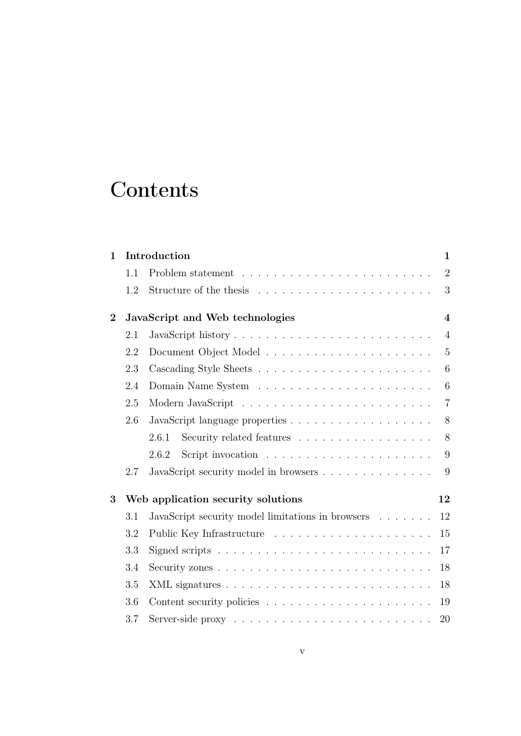# Contents

**1 Introduction** **1**

- 1.1 Problem statement . . . . . . . . . . . . . . . . . . . . . . . . 2
- 1.2 Structure of the thesis . . . . . . . . . . . . . . . . . . . . . . 3

**2 JavaScript and Web technologies** **4**

- 2.1 JavaScript history . . . . . . . . . . . . . . . . . . . . . . . . . 4
- 2.2 Document Object Model . . . . . . . . . . . . . . . . . . . . . 5
- 2.3 Cascading Style Sheets . . . . . . . . . . . . . . . . . . . . . . 6
- 2.4 Domain Name System . . . . . . . . . . . . . . . . . . . . . . 6
- 2.5 Modern JavaScript . . . . . . . . . . . . . . . . . . . . . . . . 7
- 2.6 JavaScript language properties . . . . . . . . . . . . . . . . . . 8
  - 2.6.1 Security related features . . . . . . . . . . . . . . . . . . 8
  - 2.6.2 Script invocation . . . . . . . . . . . . . . . . . . . . . 9
- 2.7 JavaScript security model in browsers . . . . . . . . . . . . . . 9

**3 Web application security solutions** **12**

- 3.1 JavaScript security model limitations in browsers . . . . . . . 12
- 3.2 Public Key Infrastructure . . . . . . . . . . . . . . . . . . . . 15
- 3.3 Signed scripts . . . . . . . . . . . . . . . . . . . . . . . . . . . 17
- 3.4 Security zones . . . . . . . . . . . . . . . . . . . . . . . . . . . 18
- 3.5 XML signatures . . . . . . . . . . . . . . . . . . . . . . . . . . 18
- 3.6 Content security policies . . . . . . . . . . . . . . . . . . . . . 19
- 3.7 Server-side proxy . . . . . . . . . . . . . . . . . . . . . . . . . 20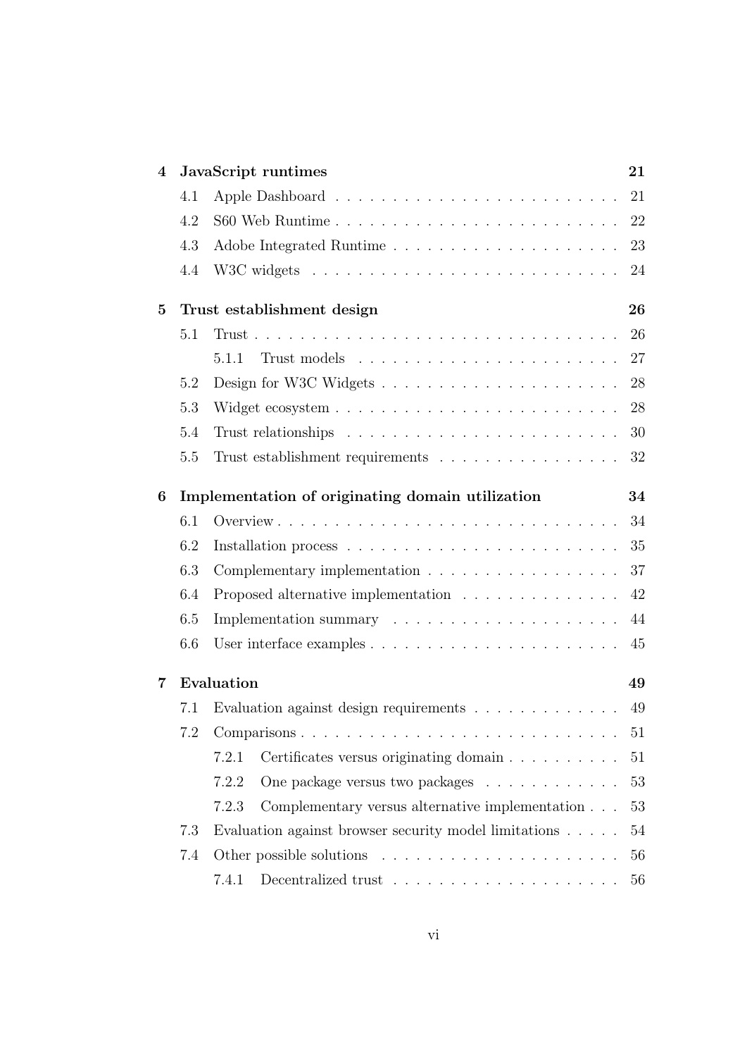**4 JavaScript runtimes** — 21

- 4.1 Apple Dashboard — 21
- 4.2 S60 Web Runtime — 22
- 4.3 Adobe Integrated Runtime — 23
- 4.4 W3C widgets — 24

**5 Trust establishment design** — 26

- 5.1 Trust — 26
  - 5.1.1 Trust models — 27
- 5.2 Design for W3C Widgets — 28
- 5.3 Widget ecosystem — 28
- 5.4 Trust relationships — 30
- 5.5 Trust establishment requirements — 32

**6 Implementation of originating domain utilization** — 34

- 6.1 Overview — 34
- 6.2 Installation process — 35
- 6.3 Complementary implementation — 37
- 6.4 Proposed alternative implementation — 42
- 6.5 Implementation summary — 44
- 6.6 User interface examples — 45

**7 Evaluation** — 49

- 7.1 Evaluation against design requirements — 49
- 7.2 Comparisons — 51
  - 7.2.1 Certificates versus originating domain — 51
  - 7.2.2 One package versus two packages — 53
  - 7.2.3 Complementary versus alternative implementation — 53
- 7.3 Evaluation against browser security model limitations — 54
- 7.4 Other possible solutions — 56
  - 7.4.1 Decentralized trust — 56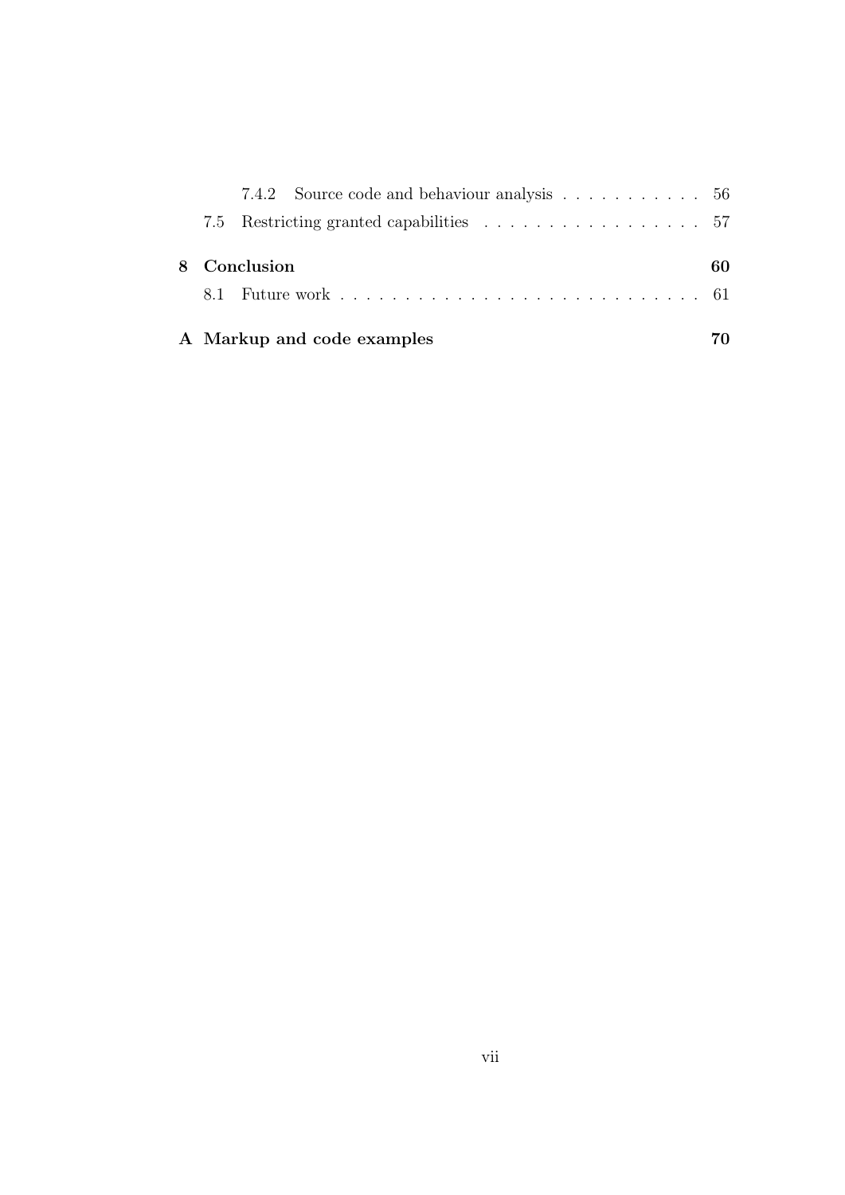- 7.4.2 Source code and behaviour analysis . . . . . . . . . . . 56
- 7.5 Restricting granted capabilities . . . . . . . . . . . . . . . . . . 57

**8 Conclusion** **60**

- 8.1 Future work . . . . . . . . . . . . . . . . . . . . . . . . . . . . . 61

**A Markup and code examples** **70**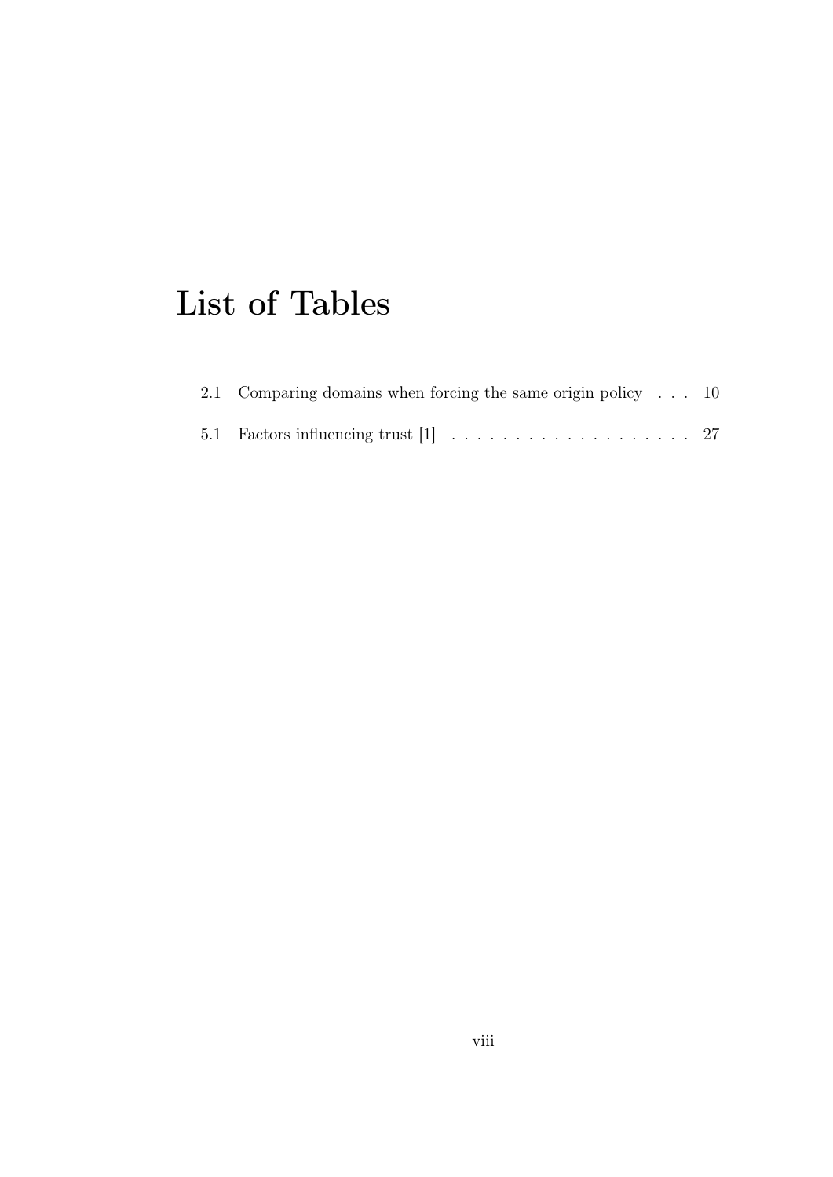# List of Tables

2.1 Comparing domains when forcing the same origin policy . . . 10

5.1 Factors influencing trust [1] . . . . . . . . . . . . . . . . . . . . 27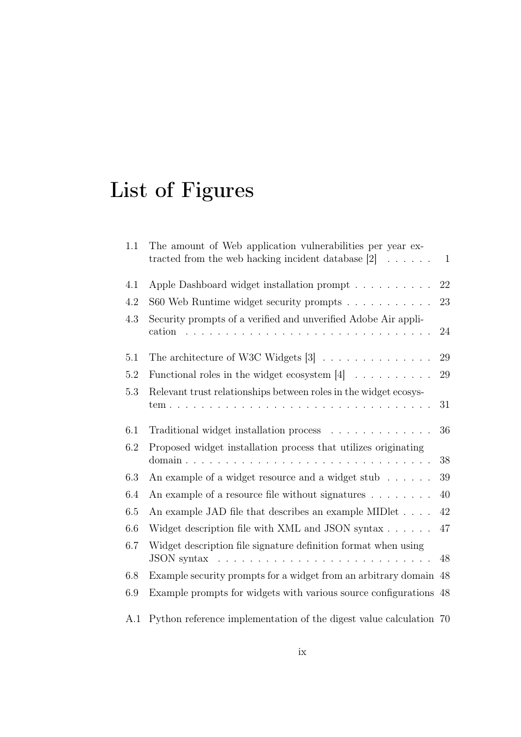# List of Figures

| | | |
|---|---|---|
| 1.1 | The amount of Web application vulnerabilities per year extracted from the web hacking incident database [2] | 1 |
| 4.1 | Apple Dashboard widget installation prompt | 22 |
| 4.2 | S60 Web Runtime widget security prompts | 23 |
| 4.3 | Security prompts of a verified and unverified Adobe Air application | 24 |
| 5.1 | The architecture of W3C Widgets [3] | 29 |
| 5.2 | Functional roles in the widget ecosystem [4] | 29 |
| 5.3 | Relevant trust relationships between roles in the widget ecosystem | 31 |
| 6.1 | Traditional widget installation process | 36 |
| 6.2 | Proposed widget installation process that utilizes originating domain | 38 |
| 6.3 | An example of a widget resource and a widget stub | 39 |
| 6.4 | An example of a resource file without signatures | 40 |
| 6.5 | An example JAD file that describes an example MIDlet | 42 |
| 6.6 | Widget description file with XML and JSON syntax | 47 |
| 6.7 | Widget description file signature definition format when using JSON syntax | 48 |
| 6.8 | Example security prompts for a widget from an arbitrary domain | 48 |
| 6.9 | Example prompts for widgets with various source configurations | 48 |
| A.1 | Python reference implementation of the digest value calculation | 70 |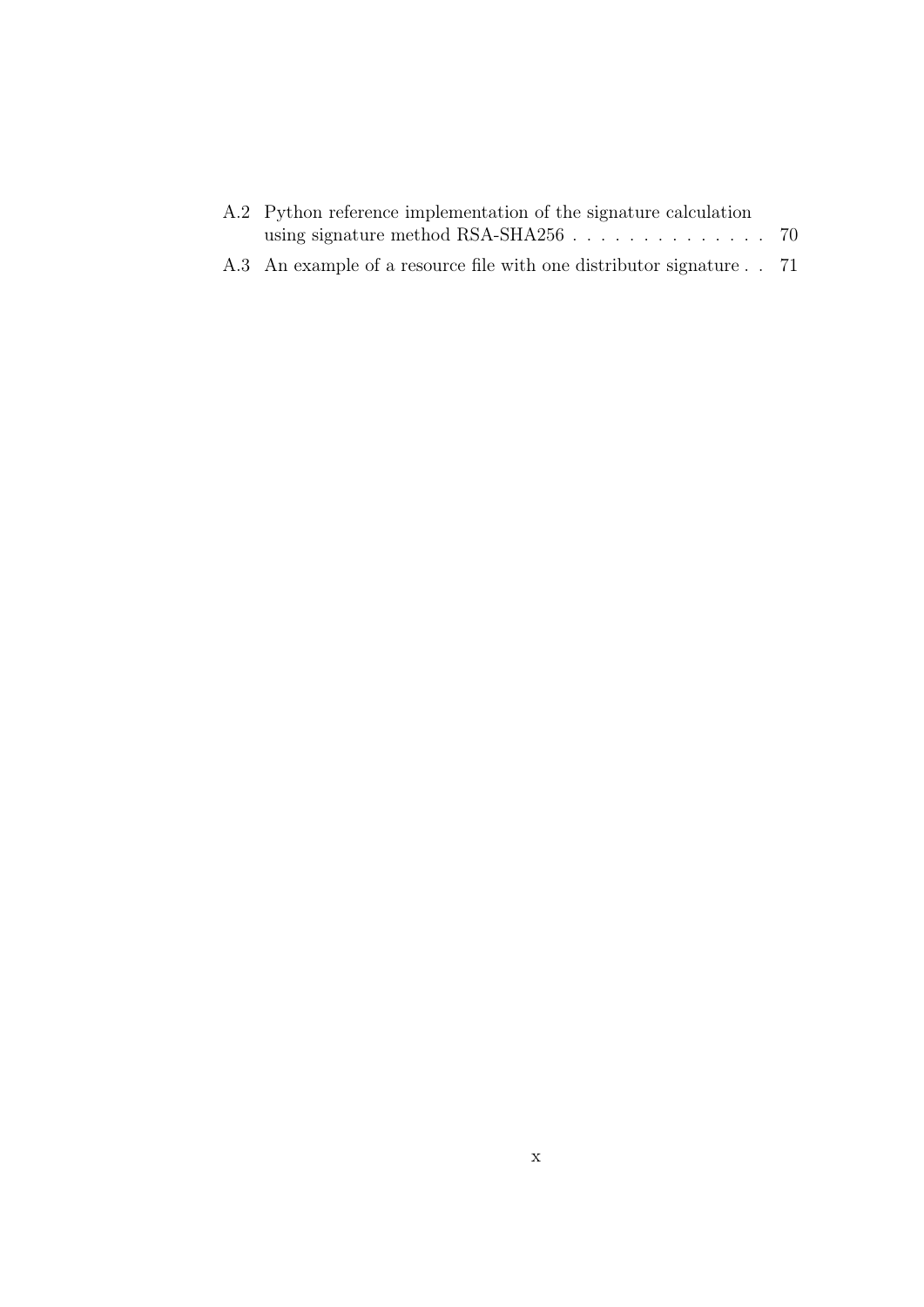A.2 Python reference implementation of the signature calculation using signature method RSA-SHA256 . . . . . . . . . . . . . . 70

A.3 An example of a resource file with one distributor signature . . 71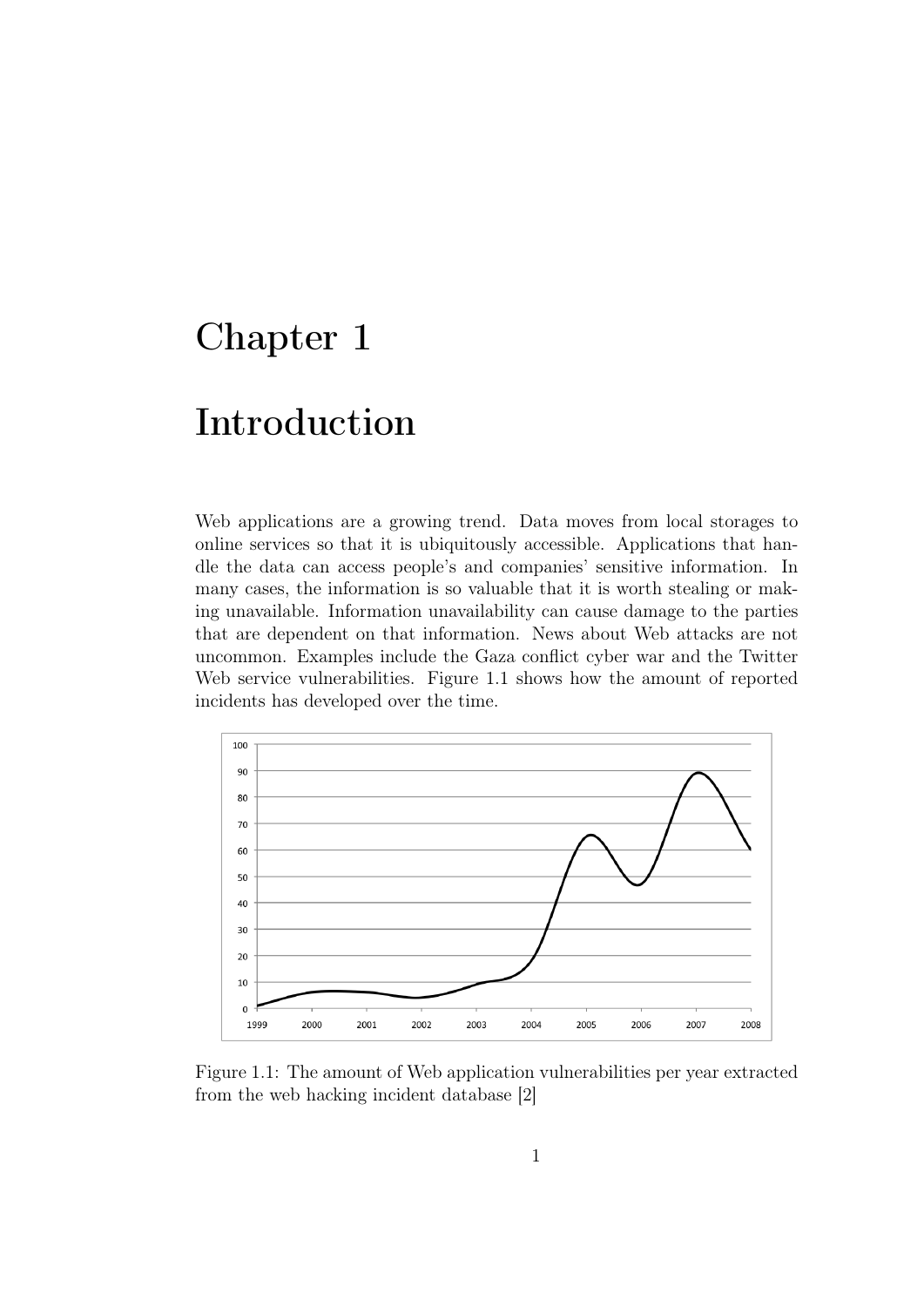# Chapter 1

# Introduction

Web applications are a growing trend. Data moves from local storages to online services so that it is ubiquitously accessible. Applications that handle the data can access people's and companies' sensitive information. In many cases, the information is so valuable that it is worth stealing or making unavailable. Information unavailability can cause damage to the parties that are dependent on that information. News about Web attacks are not uncommon. Examples include the Gaza conflict cyber war and the Twitter Web service vulnerabilities. Figure 1.1 shows how the amount of reported incidents has developed over the time.

Figure 1.1: The amount of Web application vulnerabilities per year extracted from the web hacking incident database [2]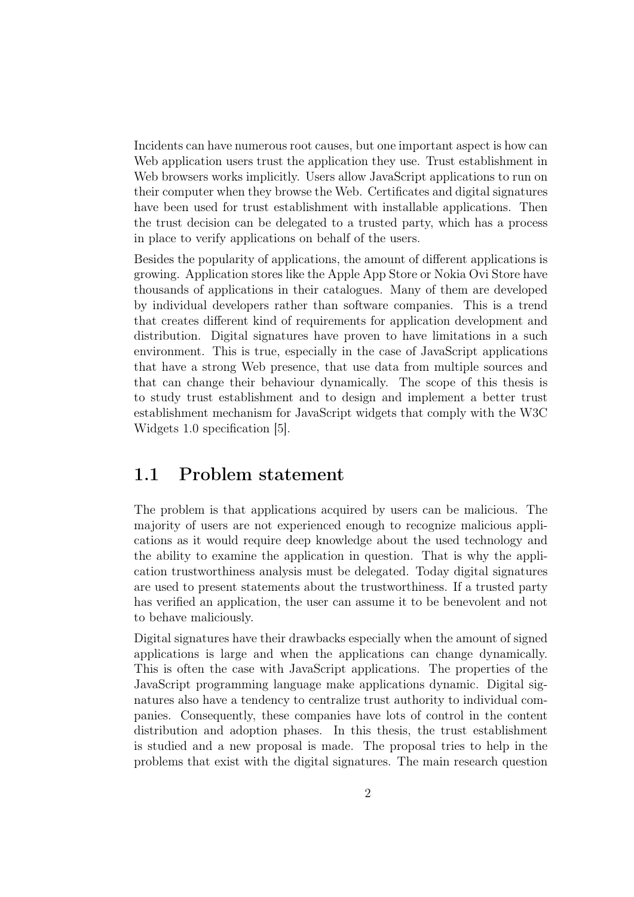Incidents can have numerous root causes, but one important aspect is how can Web application users trust the application they use. Trust establishment in Web browsers works implicitly. Users allow JavaScript applications to run on their computer when they browse the Web. Certificates and digital signatures have been used for trust establishment with installable applications. Then the trust decision can be delegated to a trusted party, which has a process in place to verify applications on behalf of the users.

Besides the popularity of applications, the amount of different applications is growing. Application stores like the Apple App Store or Nokia Ovi Store have thousands of applications in their catalogues. Many of them are developed by individual developers rather than software companies. This is a trend that creates different kind of requirements for application development and distribution. Digital signatures have proven to have limitations in a such environment. This is true, especially in the case of JavaScript applications that have a strong Web presence, that use data from multiple sources and that can change their behaviour dynamically. The scope of this thesis is to study trust establishment and to design and implement a better trust establishment mechanism for JavaScript widgets that comply with the W3C Widgets 1.0 specification [5].

## 1.1 Problem statement

The problem is that applications acquired by users can be malicious. The majority of users are not experienced enough to recognize malicious applications as it would require deep knowledge about the used technology and the ability to examine the application in question. That is why the application trustworthiness analysis must be delegated. Today digital signatures are used to present statements about the trustworthiness. If a trusted party has verified an application, the user can assume it to be benevolent and not to behave maliciously.

Digital signatures have their drawbacks especially when the amount of signed applications is large and when the applications can change dynamically. This is often the case with JavaScript applications. The properties of the JavaScript programming language make applications dynamic. Digital signatures also have a tendency to centralize trust authority to individual companies. Consequently, these companies have lots of control in the content distribution and adoption phases. In this thesis, the trust establishment is studied and a new proposal is made. The proposal tries to help in the problems that exist with the digital signatures. The main research question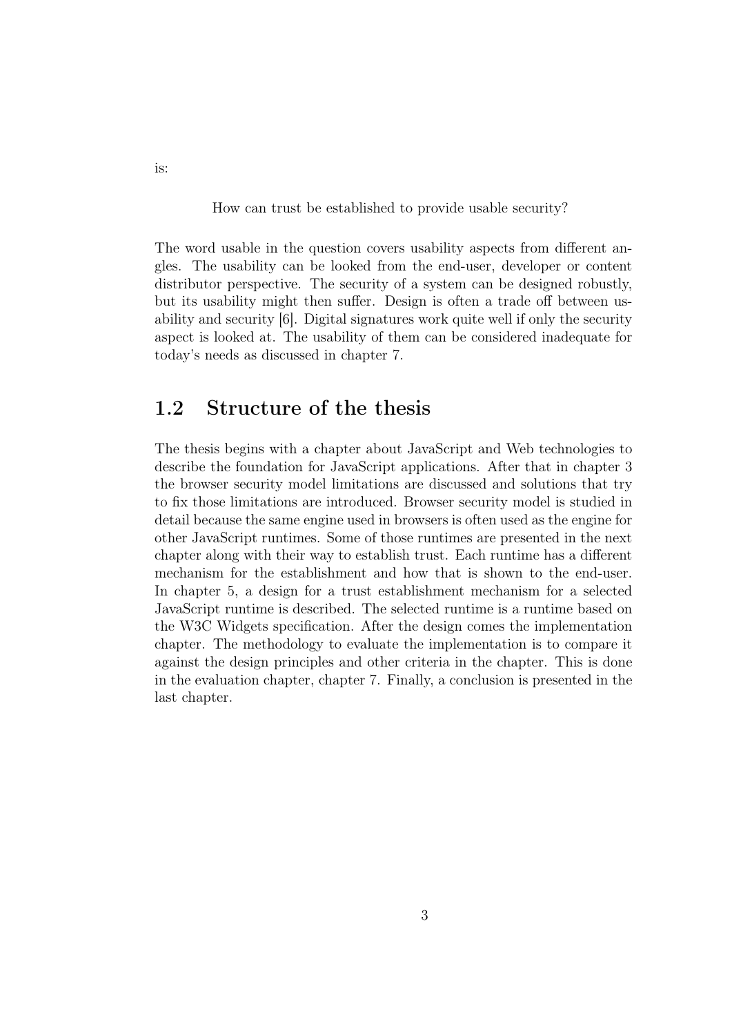is:

How can trust be established to provide usable security?

The word usable in the question covers usability aspects from different angles. The usability can be looked from the end-user, developer or content distributor perspective. The security of a system can be designed robustly, but its usability might then suffer. Design is often a trade off between usability and security [6]. Digital signatures work quite well if only the security aspect is looked at. The usability of them can be considered inadequate for today's needs as discussed in chapter 7.

## 1.2 Structure of the thesis

The thesis begins with a chapter about JavaScript and Web technologies to describe the foundation for JavaScript applications. After that in chapter 3 the browser security model limitations are discussed and solutions that try to fix those limitations are introduced. Browser security model is studied in detail because the same engine used in browsers is often used as the engine for other JavaScript runtimes. Some of those runtimes are presented in the next chapter along with their way to establish trust. Each runtime has a different mechanism for the establishment and how that is shown to the end-user. In chapter 5, a design for a trust establishment mechanism for a selected JavaScript runtime is described. The selected runtime is a runtime based on the W3C Widgets specification. After the design comes the implementation chapter. The methodology to evaluate the implementation is to compare it against the design principles and other criteria in the chapter. This is done in the evaluation chapter, chapter 7. Finally, a conclusion is presented in the last chapter.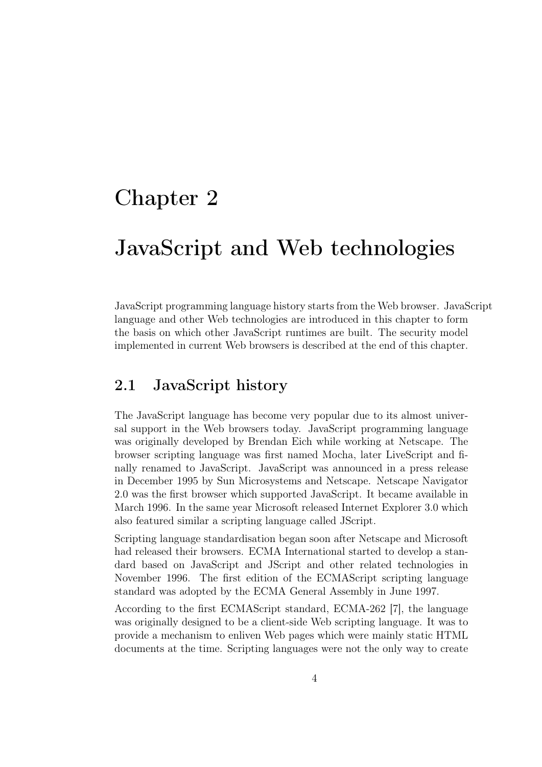# Chapter 2

# JavaScript and Web technologies

JavaScript programming language history starts from the Web browser. JavaScript language and other Web technologies are introduced in this chapter to form the basis on which other JavaScript runtimes are built. The security model implemented in current Web browsers is described at the end of this chapter.

## 2.1 JavaScript history

The JavaScript language has become very popular due to its almost universal support in the Web browsers today. JavaScript programming language was originally developed by Brendan Eich while working at Netscape. The browser scripting language was first named Mocha, later LiveScript and finally renamed to JavaScript. JavaScript was announced in a press release in December 1995 by Sun Microsystems and Netscape. Netscape Navigator 2.0 was the first browser which supported JavaScript. It became available in March 1996. In the same year Microsoft released Internet Explorer 3.0 which also featured similar a scripting language called JScript.

Scripting language standardisation began soon after Netscape and Microsoft had released their browsers. ECMA International started to develop a standard based on JavaScript and JScript and other related technologies in November 1996. The first edition of the ECMAScript scripting language standard was adopted by the ECMA General Assembly in June 1997.

According to the first ECMAScript standard, ECMA-262 [7], the language was originally designed to be a client-side Web scripting language. It was to provide a mechanism to enliven Web pages which were mainly static HTML documents at the time. Scripting languages were not the only way to create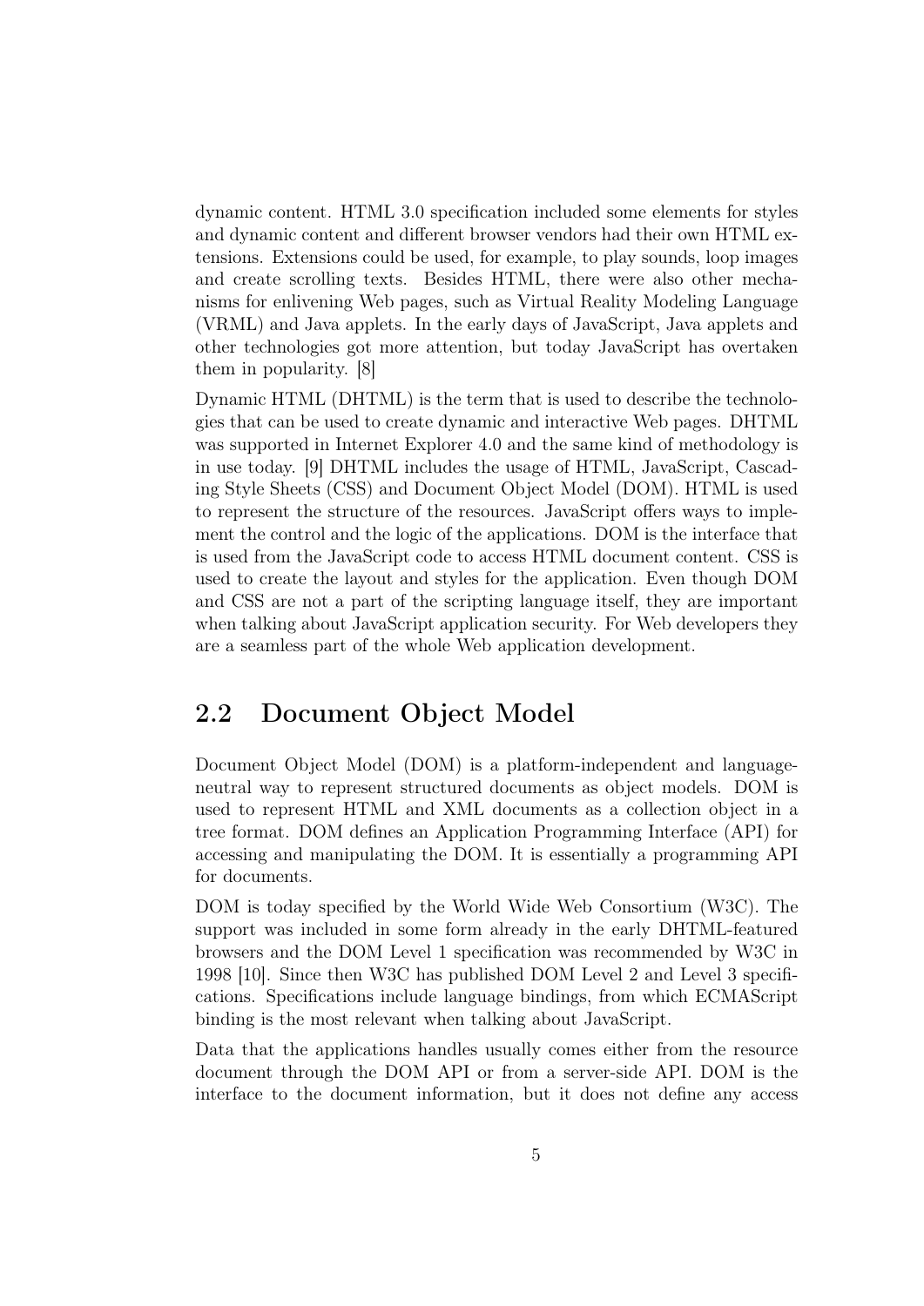dynamic content. HTML 3.0 specification included some elements for styles and dynamic content and different browser vendors had their own HTML extensions. Extensions could be used, for example, to play sounds, loop images and create scrolling texts. Besides HTML, there were also other mechanisms for enlivening Web pages, such as Virtual Reality Modeling Language (VRML) and Java applets. In the early days of JavaScript, Java applets and other technologies got more attention, but today JavaScript has overtaken them in popularity. [8]

Dynamic HTML (DHTML) is the term that is used to describe the technologies that can be used to create dynamic and interactive Web pages. DHTML was supported in Internet Explorer 4.0 and the same kind of methodology is in use today. [9] DHTML includes the usage of HTML, JavaScript, Cascading Style Sheets (CSS) and Document Object Model (DOM). HTML is used to represent the structure of the resources. JavaScript offers ways to implement the control and the logic of the applications. DOM is the interface that is used from the JavaScript code to access HTML document content. CSS is used to create the layout and styles for the application. Even though DOM and CSS are not a part of the scripting language itself, they are important when talking about JavaScript application security. For Web developers they are a seamless part of the whole Web application development.

## 2.2 Document Object Model

Document Object Model (DOM) is a platform-independent and language-neutral way to represent structured documents as object models. DOM is used to represent HTML and XML documents as a collection object in a tree format. DOM defines an Application Programming Interface (API) for accessing and manipulating the DOM. It is essentially a programming API for documents.

DOM is today specified by the World Wide Web Consortium (W3C). The support was included in some form already in the early DHTML-featured browsers and the DOM Level 1 specification was recommended by W3C in 1998 [10]. Since then W3C has published DOM Level 2 and Level 3 specifications. Specifications include language bindings, from which ECMAScript binding is the most relevant when talking about JavaScript.

Data that the applications handles usually comes either from the resource document through the DOM API or from a server-side API. DOM is the interface to the document information, but it does not define any access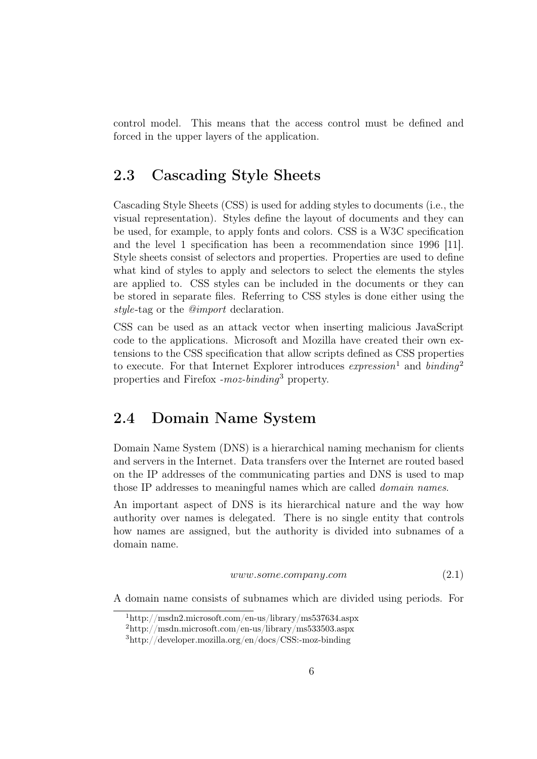control model. This means that the access control must be defined and forced in the upper layers of the application.

## 2.3 Cascading Style Sheets

Cascading Style Sheets (CSS) is used for adding styles to documents (i.e., the visual representation). Styles define the layout of documents and they can be used, for example, to apply fonts and colors. CSS is a W3C specification and the level 1 specification has been a recommendation since 1996 [11]. Style sheets consist of selectors and properties. Properties are used to define what kind of styles to apply and selectors to select the elements the styles are applied to. CSS styles can be included in the documents or they can be stored in separate files. Referring to CSS styles is done either using the *style*-tag or the *@import* declaration.

CSS can be used as an attack vector when inserting malicious JavaScript code to the applications. Microsoft and Mozilla have created their own extensions to the CSS specification that allow scripts defined as CSS properties to execute. For that Internet Explorer introduces *expression*[1] and *binding*[2] properties and Firefox *-moz-binding*[3] property.

## 2.4 Domain Name System

Domain Name System (DNS) is a hierarchical naming mechanism for clients and servers in the Internet. Data transfers over the Internet are routed based on the IP addresses of the communicating parties and DNS is used to map those IP addresses to meaningful names which are called *domain names*.

An important aspect of DNS is its hierarchical nature and the way how authority over names is delegated. There is no single entity that controls how names are assigned, but the authority is divided into subnames of a domain name.

$$www.some.company.com \tag{2.1}$$

A domain name consists of subnames which are divided using periods. For

[1] http://msdn2.microsoft.com/en-us/library/ms537634.aspx

[2] http://msdn.microsoft.com/en-us/library/ms533503.aspx

[3] http://developer.mozilla.org/en/docs/CSS:-moz-binding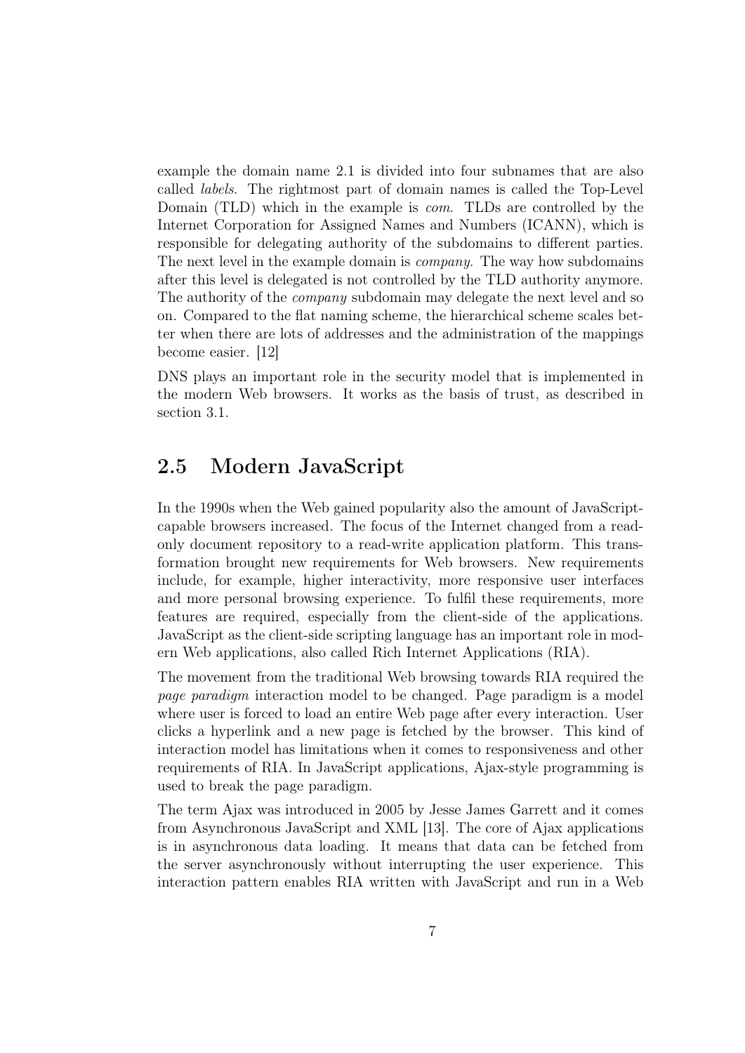example the domain name 2.1 is divided into four subnames that are also called *labels*. The rightmost part of domain names is called the Top-Level Domain (TLD) which in the example is *com*. TLDs are controlled by the Internet Corporation for Assigned Names and Numbers (ICANN), which is responsible for delegating authority of the subdomains to different parties. The next level in the example domain is *company*. The way how subdomains after this level is delegated is not controlled by the TLD authority anymore. The authority of the *company* subdomain may delegate the next level and so on. Compared to the flat naming scheme, the hierarchical scheme scales better when there are lots of addresses and the administration of the mappings become easier. [12]

DNS plays an important role in the security model that is implemented in the modern Web browsers. It works as the basis of trust, as described in section 3.1.

## 2.5 Modern JavaScript

In the 1990s when the Web gained popularity also the amount of JavaScript-capable browsers increased. The focus of the Internet changed from a read-only document repository to a read-write application platform. This transformation brought new requirements for Web browsers. New requirements include, for example, higher interactivity, more responsive user interfaces and more personal browsing experience. To fulfil these requirements, more features are required, especially from the client-side of the applications. JavaScript as the client-side scripting language has an important role in modern Web applications, also called Rich Internet Applications (RIA).

The movement from the traditional Web browsing towards RIA required the *page paradigm* interaction model to be changed. Page paradigm is a model where user is forced to load an entire Web page after every interaction. User clicks a hyperlink and a new page is fetched by the browser. This kind of interaction model has limitations when it comes to responsiveness and other requirements of RIA. In JavaScript applications, Ajax-style programming is used to break the page paradigm.

The term Ajax was introduced in 2005 by Jesse James Garrett and it comes from Asynchronous JavaScript and XML [13]. The core of Ajax applications is in asynchronous data loading. It means that data can be fetched from the server asynchronously without interrupting the user experience. This interaction pattern enables RIA written with JavaScript and run in a Web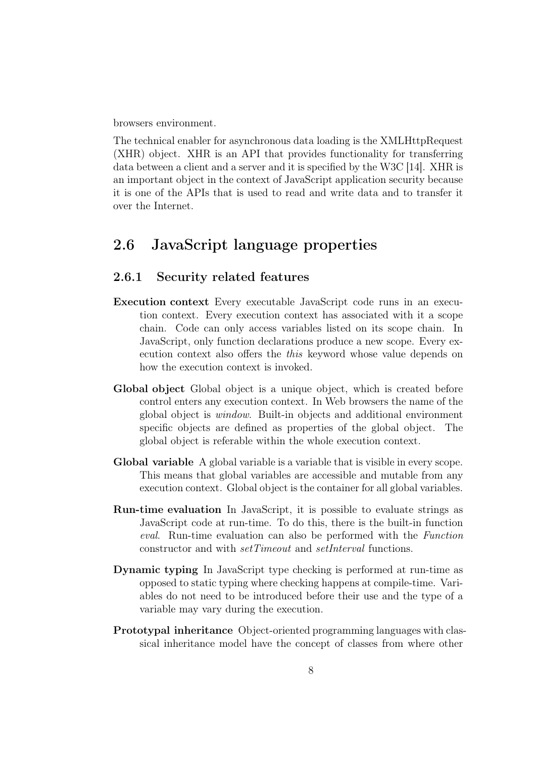browsers environment.

The technical enabler for asynchronous data loading is the XMLHttpRequest (XHR) object. XHR is an API that provides functionality for transferring data between a client and a server and it is specified by the W3C [14]. XHR is an important object in the context of JavaScript application security because it is one of the APIs that is used to read and write data and to transfer it over the Internet.

## 2.6 JavaScript language properties

### 2.6.1 Security related features

**Execution context** Every executable JavaScript code runs in an execution context. Every execution context has associated with it a scope chain. Code can only access variables listed on its scope chain. In JavaScript, only function declarations produce a new scope. Every execution context also offers the *this* keyword whose value depends on how the execution context is invoked.

**Global object** Global object is a unique object, which is created before control enters any execution context. In Web browsers the name of the global object is *window*. Built-in objects and additional environment specific objects are defined as properties of the global object. The global object is referable within the whole execution context.

**Global variable** A global variable is a variable that is visible in every scope. This means that global variables are accessible and mutable from any execution context. Global object is the container for all global variables.

**Run-time evaluation** In JavaScript, it is possible to evaluate strings as JavaScript code at run-time. To do this, there is the built-in function *eval*. Run-time evaluation can also be performed with the *Function* constructor and with *setTimeout* and *setInterval* functions.

**Dynamic typing** In JavaScript type checking is performed at run-time as opposed to static typing where checking happens at compile-time. Variables do not need to be introduced before their use and the type of a variable may vary during the execution.

**Prototypal inheritance** Object-oriented programming languages with classical inheritance model have the concept of classes from where other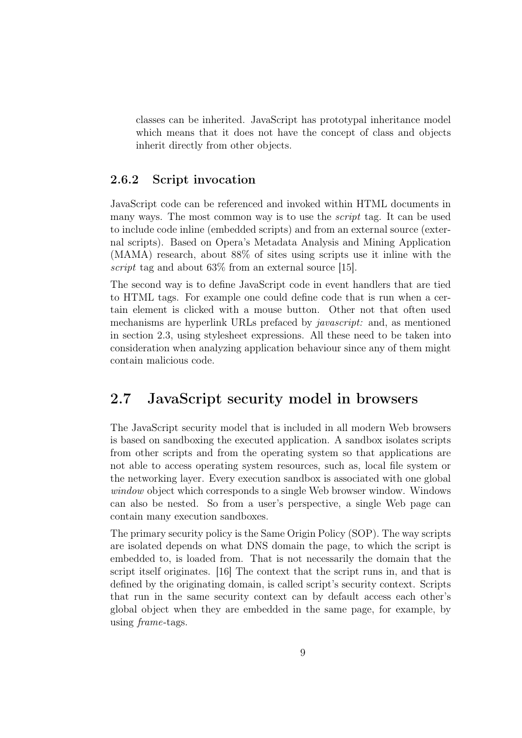classes can be inherited. JavaScript has prototypal inheritance model which means that it does not have the concept of class and objects inherit directly from other objects.

### 2.6.2 Script invocation

JavaScript code can be referenced and invoked within HTML documents in many ways. The most common way is to use the *script* tag. It can be used to include code inline (embedded scripts) and from an external source (external scripts). Based on Opera's Metadata Analysis and Mining Application (MAMA) research, about 88% of sites using scripts use it inline with the *script* tag and about 63% from an external source [15].

The second way is to define JavaScript code in event handlers that are tied to HTML tags. For example one could define code that is run when a certain element is clicked with a mouse button. Other not that often used mechanisms are hyperlink URLs prefaced by *javascript:* and, as mentioned in section 2.3, using stylesheet expressions. All these need to be taken into consideration when analyzing application behaviour since any of them might contain malicious code.

## 2.7 JavaScript security model in browsers

The JavaScript security model that is included in all modern Web browsers is based on sandboxing the executed application. A sandbox isolates scripts from other scripts and from the operating system so that applications are not able to access operating system resources, such as, local file system or the networking layer. Every execution sandbox is associated with one global *window* object which corresponds to a single Web browser window. Windows can also be nested. So from a user's perspective, a single Web page can contain many execution sandboxes.

The primary security policy is the Same Origin Policy (SOP). The way scripts are isolated depends on what DNS domain the page, to which the script is embedded to, is loaded from. That is not necessarily the domain that the script itself originates. [16] The context that the script runs in, and that is defined by the originating domain, is called script's security context. Scripts that run in the same security context can by default access each other's global object when they are embedded in the same page, for example, by using *frame*-tags.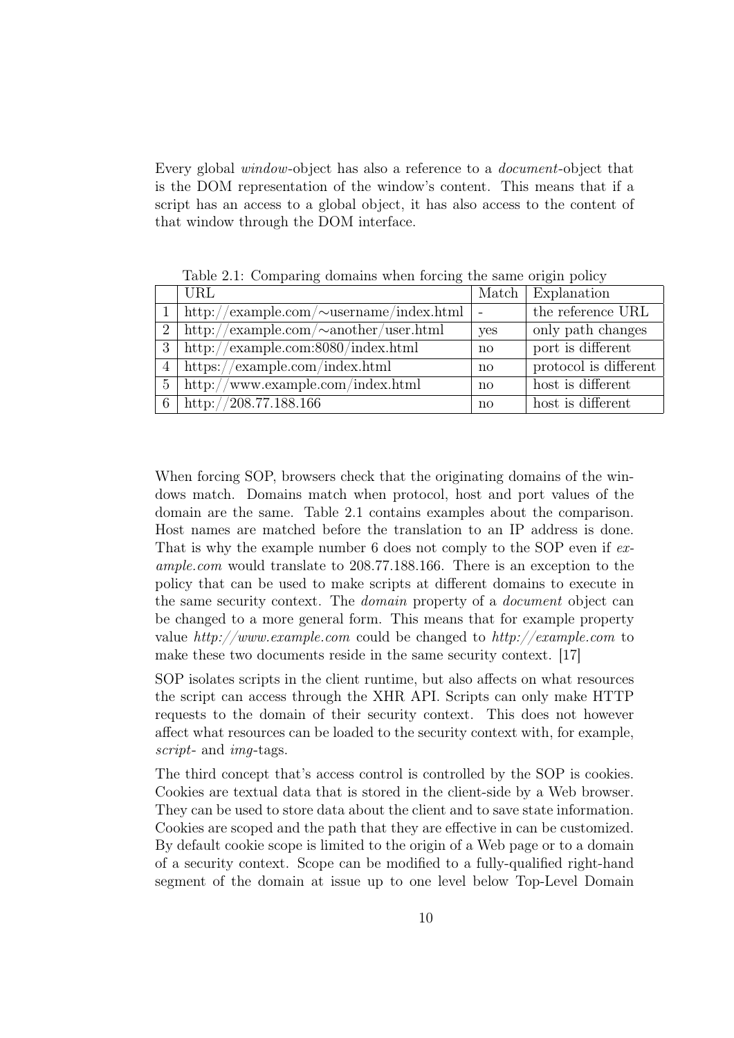Every global *window*-object has also a reference to a *document*-object that is the DOM representation of the window's content. This means that if a script has an access to a global object, it has also access to the content of that window through the DOM interface.

Table 2.1: Comparing domains when forcing the same origin policy

| | URL | Match | Explanation |
|---|---|---|---|
| 1 | http://example.com/∼username/index.html | - | the reference URL |
| 2 | http://example.com/∼another/user.html | yes | only path changes |
| 3 | http://example.com:8080/index.html | no | port is different |
| 4 | https://example.com/index.html | no | protocol is different |
| 5 | http://www.example.com/index.html | no | host is different |
| 6 | http://208.77.188.166 | no | host is different |

When forcing SOP, browsers check that the originating domains of the windows match. Domains match when protocol, host and port values of the domain are the same. Table 2.1 contains examples about the comparison. Host names are matched before the translation to an IP address is done. That is why the example number 6 does not comply to the SOP even if *example.com* would translate to 208.77.188.166. There is an exception to the policy that can be used to make scripts at different domains to execute in the same security context. The *domain* property of a *document* object can be changed to a more general form. This means that for example property value *http://www.example.com* could be changed to *http://example.com* to make these two documents reside in the same security context. [17]

SOP isolates scripts in the client runtime, but also affects on what resources the script can access through the XHR API. Scripts can only make HTTP requests to the domain of their security context. This does not however affect what resources can be loaded to the security context with, for example, *script*- and *img*-tags.

The third concept that's access control is controlled by the SOP is cookies. Cookies are textual data that is stored in the client-side by a Web browser. They can be used to store data about the client and to save state information. Cookies are scoped and the path that they are effective in can be customized. By default cookie scope is limited to the origin of a Web page or to a domain of a security context. Scope can be modified to a fully-qualified right-hand segment of the domain at issue up to one level below Top-Level Domain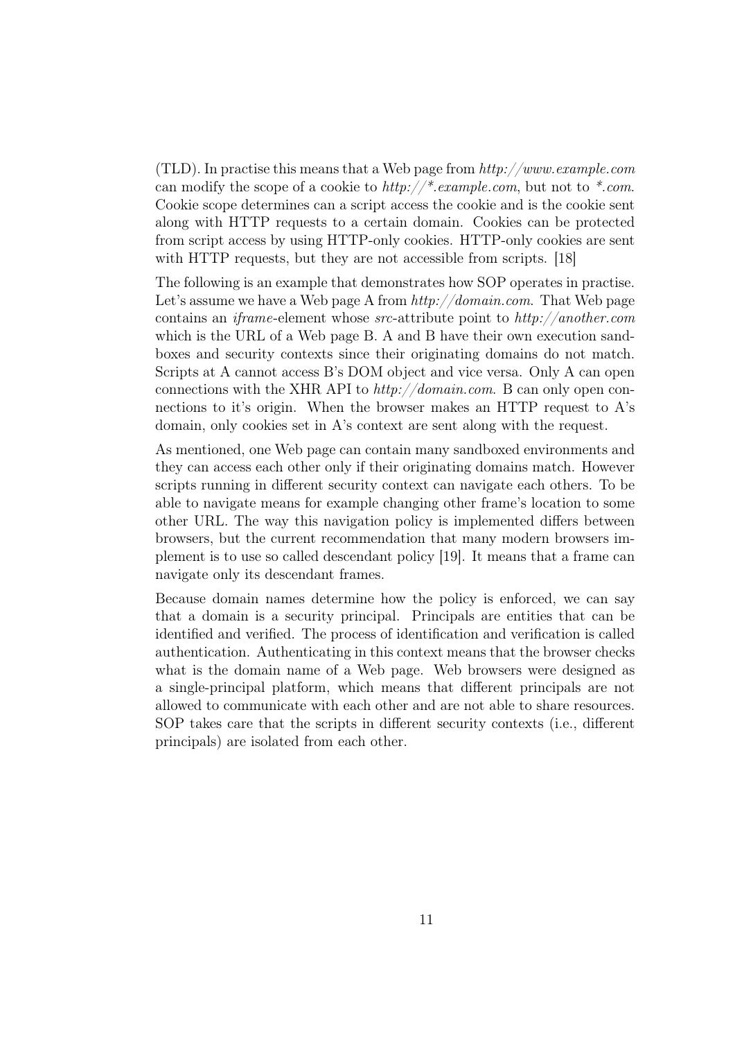(TLD). In practise this means that a Web page from *http://www.example.com* can modify the scope of a cookie to *http://*.example.com*, but not to **.com*. Cookie scope determines can a script access the cookie and is the cookie sent along with HTTP requests to a certain domain. Cookies can be protected from script access by using HTTP-only cookies. HTTP-only cookies are sent with HTTP requests, but they are not accessible from scripts. [18]

The following is an example that demonstrates how SOP operates in practise. Let's assume we have a Web page A from *http://domain.com*. That Web page contains an *iframe*-element whose *src*-attribute point to *http://another.com* which is the URL of a Web page B. A and B have their own execution sandboxes and security contexts since their originating domains do not match. Scripts at A cannot access B's DOM object and vice versa. Only A can open connections with the XHR API to *http://domain.com*. B can only open connections to it's origin. When the browser makes an HTTP request to A's domain, only cookies set in A's context are sent along with the request.

As mentioned, one Web page can contain many sandboxed environments and they can access each other only if their originating domains match. However scripts running in different security context can navigate each others. To be able to navigate means for example changing other frame's location to some other URL. The way this navigation policy is implemented differs between browsers, but the current recommendation that many modern browsers implement is to use so called descendant policy [19]. It means that a frame can navigate only its descendant frames.

Because domain names determine how the policy is enforced, we can say that a domain is a security principal. Principals are entities that can be identified and verified. The process of identification and verification is called authentication. Authenticating in this context means that the browser checks what is the domain name of a Web page. Web browsers were designed as a single-principal platform, which means that different principals are not allowed to communicate with each other and are not able to share resources. SOP takes care that the scripts in different security contexts (i.e., different principals) are isolated from each other.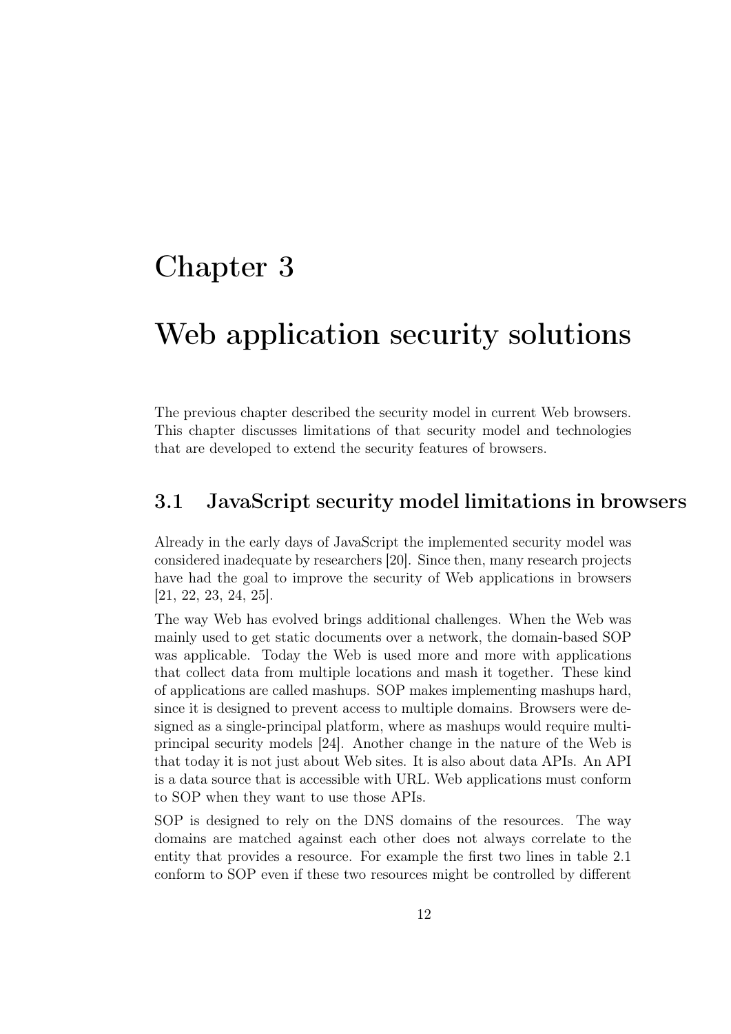# Chapter 3

# Web application security solutions

The previous chapter described the security model in current Web browsers. This chapter discusses limitations of that security model and technologies that are developed to extend the security features of browsers.

## 3.1 JavaScript security model limitations in browsers

Already in the early days of JavaScript the implemented security model was considered inadequate by researchers [20]. Since then, many research projects have had the goal to improve the security of Web applications in browsers [21, 22, 23, 24, 25].

The way Web has evolved brings additional challenges. When the Web was mainly used to get static documents over a network, the domain-based SOP was applicable. Today the Web is used more and more with applications that collect data from multiple locations and mash it together. These kind of applications are called mashups. SOP makes implementing mashups hard, since it is designed to prevent access to multiple domains. Browsers were designed as a single-principal platform, where as mashups would require multi-principal security models [24]. Another change in the nature of the Web is that today it is not just about Web sites. It is also about data APIs. An API is a data source that is accessible with URL. Web applications must conform to SOP when they want to use those APIs.

SOP is designed to rely on the DNS domains of the resources. The way domains are matched against each other does not always correlate to the entity that provides a resource. For example the first two lines in table 2.1 conform to SOP even if these two resources might be controlled by different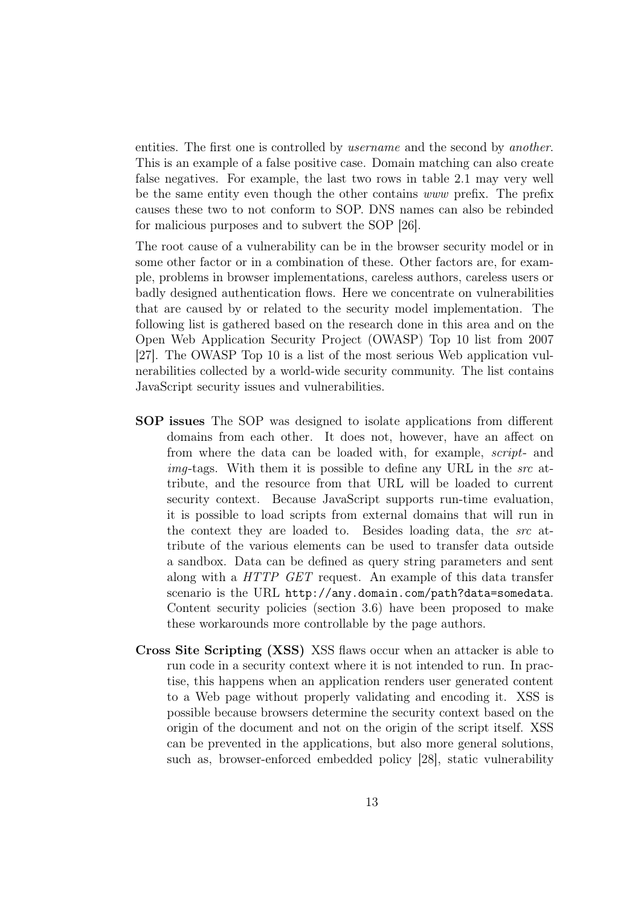entities. The first one is controlled by *username* and the second by *another*. This is an example of a false positive case. Domain matching can also create false negatives. For example, the last two rows in table 2.1 may very well be the same entity even though the other contains *www* prefix. The prefix causes these two to not conform to SOP. DNS names can also be rebinded for malicious purposes and to subvert the SOP [26].

The root cause of a vulnerability can be in the browser security model or in some other factor or in a combination of these. Other factors are, for example, problems in browser implementations, careless authors, careless users or badly designed authentication flows. Here we concentrate on vulnerabilities that are caused by or related to the security model implementation. The following list is gathered based on the research done in this area and on the Open Web Application Security Project (OWASP) Top 10 list from 2007 [27]. The OWASP Top 10 is a list of the most serious Web application vulnerabilities collected by a world-wide security community. The list contains JavaScript security issues and vulnerabilities.

**SOP issues** The SOP was designed to isolate applications from different domains from each other. It does not, however, have an affect on from where the data can be loaded with, for example, *script*- and *img*-tags. With them it is possible to define any URL in the *src* attribute, and the resource from that URL will be loaded to current security context. Because JavaScript supports run-time evaluation, it is possible to load scripts from external domains that will run in the context they are loaded to. Besides loading data, the *src* attribute of the various elements can be used to transfer data outside a sandbox. Data can be defined as query string parameters and sent along with a *HTTP GET* request. An example of this data transfer scenario is the URL `http://any.domain.com/path?data=somedata`. Content security policies (section 3.6) have been proposed to make these workarounds more controllable by the page authors.

**Cross Site Scripting (XSS)** XSS flaws occur when an attacker is able to run code in a security context where it is not intended to run. In practise, this happens when an application renders user generated content to a Web page without properly validating and encoding it. XSS is possible because browsers determine the security context based on the origin of the document and not on the origin of the script itself. XSS can be prevented in the applications, but also more general solutions, such as, browser-enforced embedded policy [28], static vulnerability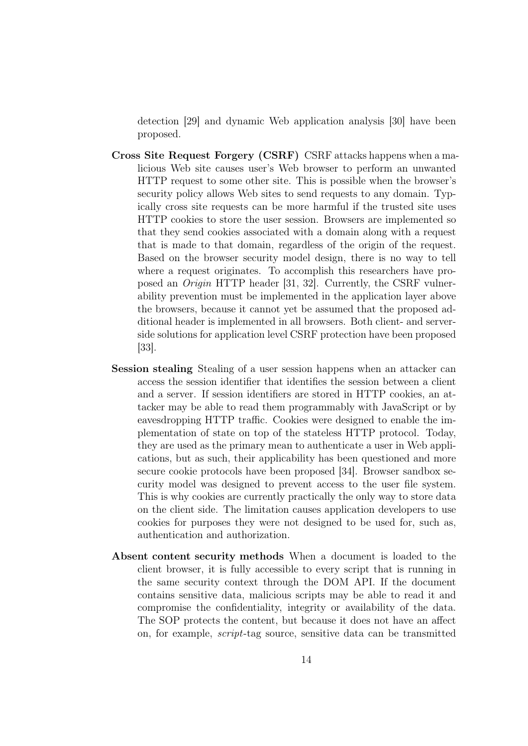detection [29] and dynamic Web application analysis [30] have been proposed.

**Cross Site Request Forgery (CSRF)** CSRF attacks happens when a malicious Web site causes user's Web browser to perform an unwanted HTTP request to some other site. This is possible when the browser's security policy allows Web sites to send requests to any domain. Typically cross site requests can be more harmful if the trusted site uses HTTP cookies to store the user session. Browsers are implemented so that they send cookies associated with a domain along with a request that is made to that domain, regardless of the origin of the request. Based on the browser security model design, there is no way to tell where a request originates. To accomplish this researchers have proposed an *Origin* HTTP header [31, 32]. Currently, the CSRF vulnerability prevention must be implemented in the application layer above the browsers, because it cannot yet be assumed that the proposed additional header is implemented in all browsers. Both client- and server-side solutions for application level CSRF protection have been proposed [33].

**Session stealing** Stealing of a user session happens when an attacker can access the session identifier that identifies the session between a client and a server. If session identifiers are stored in HTTP cookies, an attacker may be able to read them programmably with JavaScript or by eavesdropping HTTP traffic. Cookies were designed to enable the implementation of state on top of the stateless HTTP protocol. Today, they are used as the primary mean to authenticate a user in Web applications, but as such, their applicability has been questioned and more secure cookie protocols have been proposed [34]. Browser sandbox security model was designed to prevent access to the user file system. This is why cookies are currently practically the only way to store data on the client side. The limitation causes application developers to use cookies for purposes they were not designed to be used for, such as, authentication and authorization.

**Absent content security methods** When a document is loaded to the client browser, it is fully accessible to every script that is running in the same security context through the DOM API. If the document contains sensitive data, malicious scripts may be able to read it and compromise the confidentiality, integrity or availability of the data. The SOP protects the content, but because it does not have an affect on, for example, *script*-tag source, sensitive data can be transmitted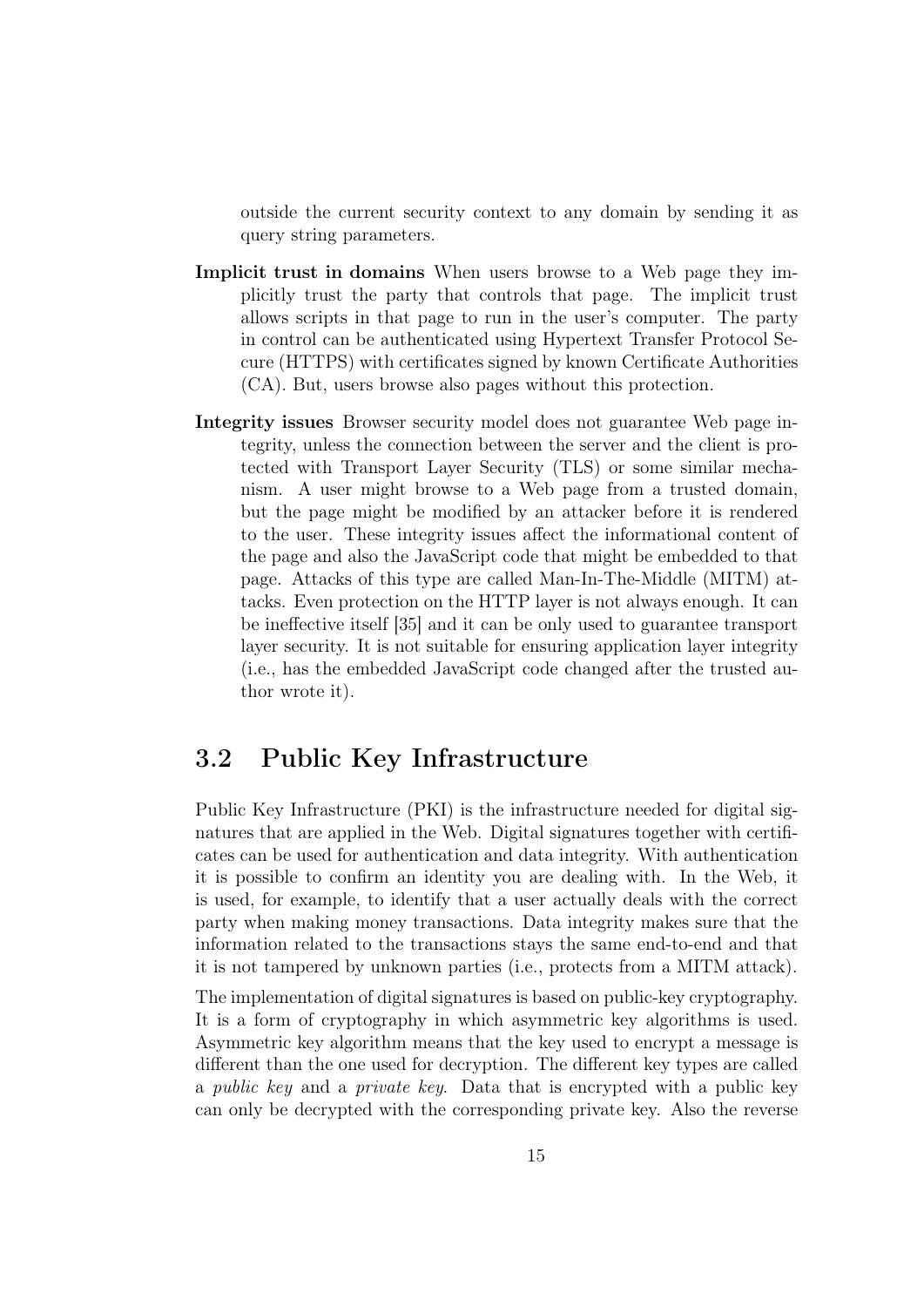outside the current security context to any domain by sending it as query string parameters.

**Implicit trust in domains** When users browse to a Web page they implicitly trust the party that controls that page. The implicit trust allows scripts in that page to run in the user's computer. The party in control can be authenticated using Hypertext Transfer Protocol Secure (HTTPS) with certificates signed by known Certificate Authorities (CA). But, users browse also pages without this protection.

**Integrity issues** Browser security model does not guarantee Web page integrity, unless the connection between the server and the client is protected with Transport Layer Security (TLS) or some similar mechanism. A user might browse to a Web page from a trusted domain, but the page might be modified by an attacker before it is rendered to the user. These integrity issues affect the informational content of the page and also the JavaScript code that might be embedded to that page. Attacks of this type are called Man-In-The-Middle (MITM) attacks. Even protection on the HTTP layer is not always enough. It can be ineffective itself [35] and it can be only used to guarantee transport layer security. It is not suitable for ensuring application layer integrity (i.e., has the embedded JavaScript code changed after the trusted author wrote it).

## 3.2 Public Key Infrastructure

Public Key Infrastructure (PKI) is the infrastructure needed for digital signatures that are applied in the Web. Digital signatures together with certificates can be used for authentication and data integrity. With authentication it is possible to confirm an identity you are dealing with. In the Web, it is used, for example, to identify that a user actually deals with the correct party when making money transactions. Data integrity makes sure that the information related to the transactions stays the same end-to-end and that it is not tampered by unknown parties (i.e., protects from a MITM attack).

The implementation of digital signatures is based on public-key cryptography. It is a form of cryptography in which asymmetric key algorithms is used. Asymmetric key algorithm means that the key used to encrypt a message is different than the one used for decryption. The different key types are called a *public key* and a *private key*. Data that is encrypted with a public key can only be decrypted with the corresponding private key. Also the reverse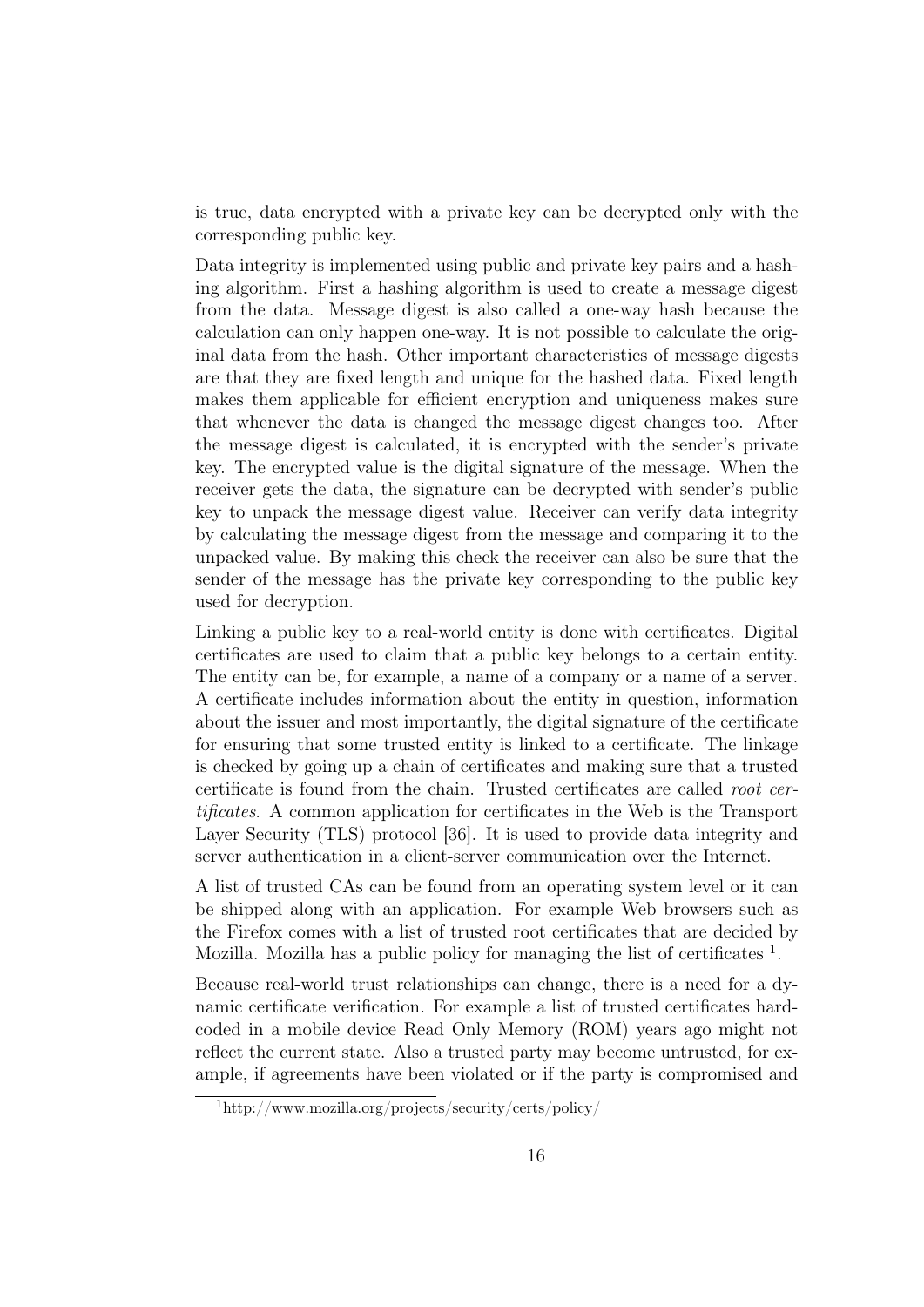is true, data encrypted with a private key can be decrypted only with the corresponding public key.

Data integrity is implemented using public and private key pairs and a hashing algorithm. First a hashing algorithm is used to create a message digest from the data. Message digest is also called a one-way hash because the calculation can only happen one-way. It is not possible to calculate the original data from the hash. Other important characteristics of message digests are that they are fixed length and unique for the hashed data. Fixed length makes them applicable for efficient encryption and uniqueness makes sure that whenever the data is changed the message digest changes too. After the message digest is calculated, it is encrypted with the sender's private key. The encrypted value is the digital signature of the message. When the receiver gets the data, the signature can be decrypted with sender's public key to unpack the message digest value. Receiver can verify data integrity by calculating the message digest from the message and comparing it to the unpacked value. By making this check the receiver can also be sure that the sender of the message has the private key corresponding to the public key used for decryption.

Linking a public key to a real-world entity is done with certificates. Digital certificates are used to claim that a public key belongs to a certain entity. The entity can be, for example, a name of a company or a name of a server. A certificate includes information about the entity in question, information about the issuer and most importantly, the digital signature of the certificate for ensuring that some trusted entity is linked to a certificate. The linkage is checked by going up a chain of certificates and making sure that a trusted certificate is found from the chain. Trusted certificates are called *root certificates*. A common application for certificates in the Web is the Transport Layer Security (TLS) protocol [36]. It is used to provide data integrity and server authentication in a client-server communication over the Internet.

A list of trusted CAs can be found from an operating system level or it can be shipped along with an application. For example Web browsers such as the Firefox comes with a list of trusted root certificates that are decided by Mozilla. Mozilla has a public policy for managing the list of certificates [1].

Because real-world trust relationships can change, there is a need for a dynamic certificate verification. For example a list of trusted certificates hardcoded in a mobile device Read Only Memory (ROM) years ago might not reflect the current state. Also a trusted party may become untrusted, for example, if agreements have been violated or if the party is compromised and

[1] http://www.mozilla.org/projects/security/certs/policy/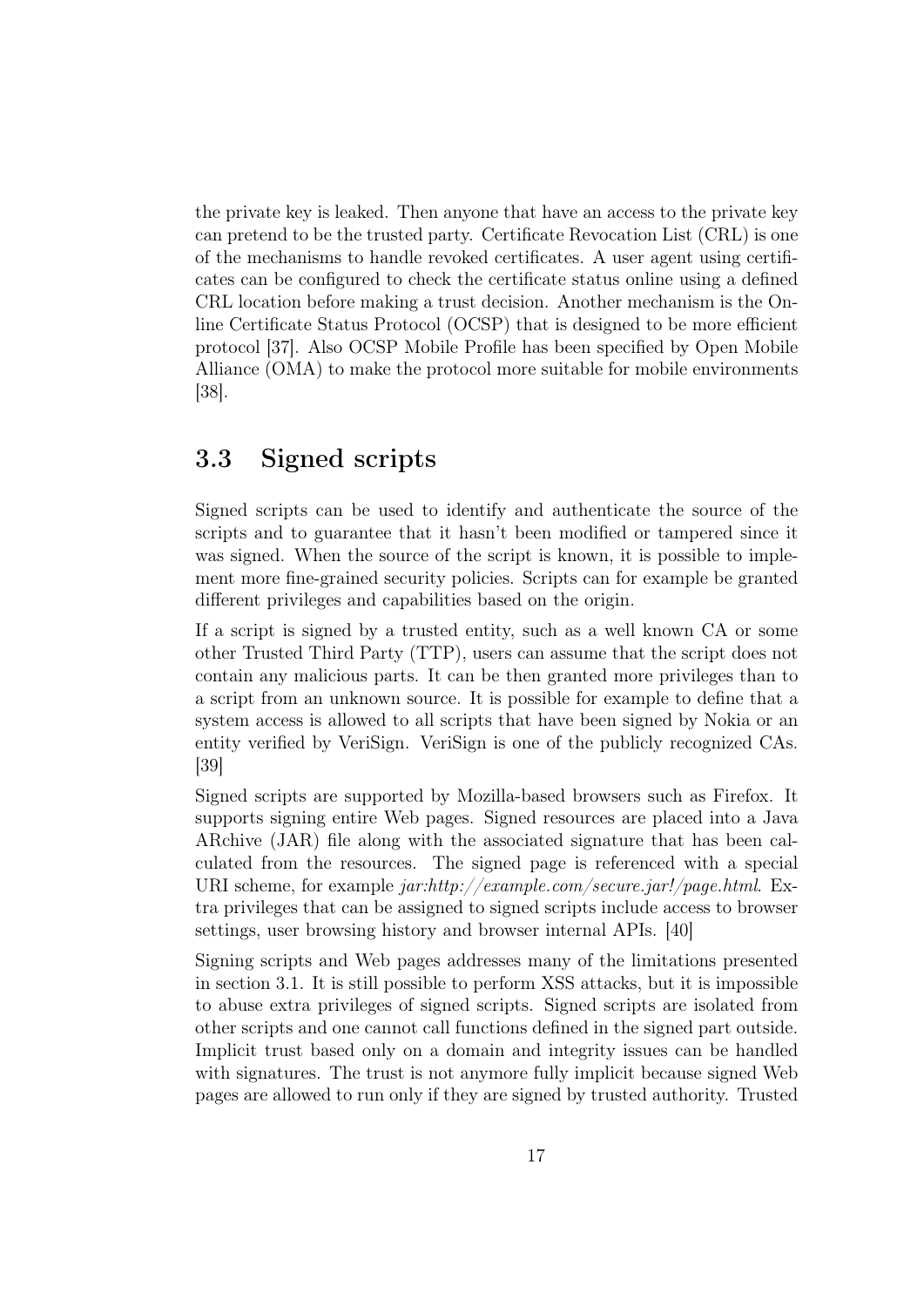the private key is leaked. Then anyone that have an access to the private key can pretend to be the trusted party. Certificate Revocation List (CRL) is one of the mechanisms to handle revoked certificates. A user agent using certificates can be configured to check the certificate status online using a defined CRL location before making a trust decision. Another mechanism is the Online Certificate Status Protocol (OCSP) that is designed to be more efficient protocol [37]. Also OCSP Mobile Profile has been specified by Open Mobile Alliance (OMA) to make the protocol more suitable for mobile environments [38].

## 3.3 Signed scripts

Signed scripts can be used to identify and authenticate the source of the scripts and to guarantee that it hasn't been modified or tampered since it was signed. When the source of the script is known, it is possible to implement more fine-grained security policies. Scripts can for example be granted different privileges and capabilities based on the origin.

If a script is signed by a trusted entity, such as a well known CA or some other Trusted Third Party (TTP), users can assume that the script does not contain any malicious parts. It can be then granted more privileges than to a script from an unknown source. It is possible for example to define that a system access is allowed to all scripts that have been signed by Nokia or an entity verified by VeriSign. VeriSign is one of the publicly recognized CAs. [39]

Signed scripts are supported by Mozilla-based browsers such as Firefox. It supports signing entire Web pages. Signed resources are placed into a Java ARchive (JAR) file along with the associated signature that has been calculated from the resources. The signed page is referenced with a special URI scheme, for example *jar:http://example.com/secure.jar!/page.html*. Extra privileges that can be assigned to signed scripts include access to browser settings, user browsing history and browser internal APIs. [40]

Signing scripts and Web pages addresses many of the limitations presented in section 3.1. It is still possible to perform XSS attacks, but it is impossible to abuse extra privileges of signed scripts. Signed scripts are isolated from other scripts and one cannot call functions defined in the signed part outside. Implicit trust based only on a domain and integrity issues can be handled with signatures. The trust is not anymore fully implicit because signed Web pages are allowed to run only if they are signed by trusted authority. Trusted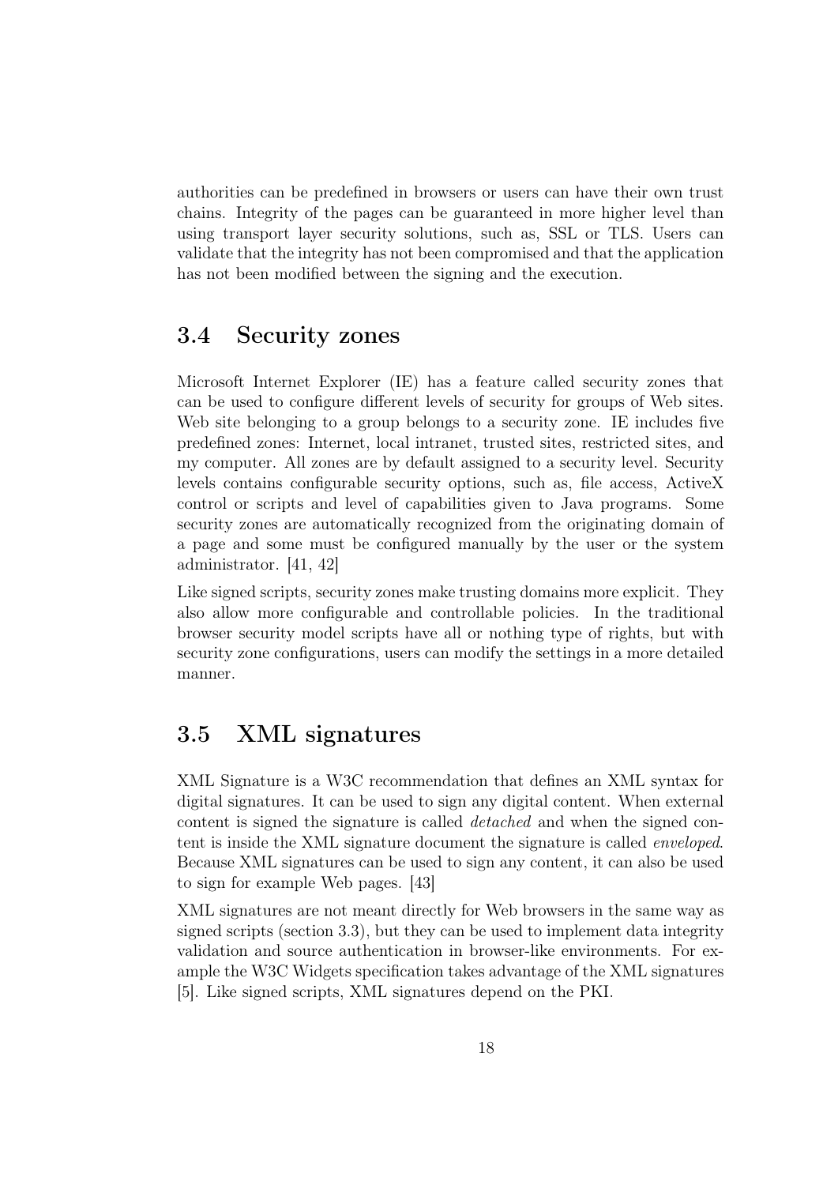authorities can be predefined in browsers or users can have their own trust chains. Integrity of the pages can be guaranteed in more higher level than using transport layer security solutions, such as, SSL or TLS. Users can validate that the integrity has not been compromised and that the application has not been modified between the signing and the execution.

## 3.4 Security zones

Microsoft Internet Explorer (IE) has a feature called security zones that can be used to configure different levels of security for groups of Web sites. Web site belonging to a group belongs to a security zone. IE includes five predefined zones: Internet, local intranet, trusted sites, restricted sites, and my computer. All zones are by default assigned to a security level. Security levels contains configurable security options, such as, file access, ActiveX control or scripts and level of capabilities given to Java programs. Some security zones are automatically recognized from the originating domain of a page and some must be configured manually by the user or the system administrator. [41, 42]

Like signed scripts, security zones make trusting domains more explicit. They also allow more configurable and controllable policies. In the traditional browser security model scripts have all or nothing type of rights, but with security zone configurations, users can modify the settings in a more detailed manner.

## 3.5 XML signatures

XML Signature is a W3C recommendation that defines an XML syntax for digital signatures. It can be used to sign any digital content. When external content is signed the signature is called *detached* and when the signed content is inside the XML signature document the signature is called *enveloped*. Because XML signatures can be used to sign any content, it can also be used to sign for example Web pages. [43]

XML signatures are not meant directly for Web browsers in the same way as signed scripts (section 3.3), but they can be used to implement data integrity validation and source authentication in browser-like environments. For example the W3C Widgets specification takes advantage of the XML signatures [5]. Like signed scripts, XML signatures depend on the PKI.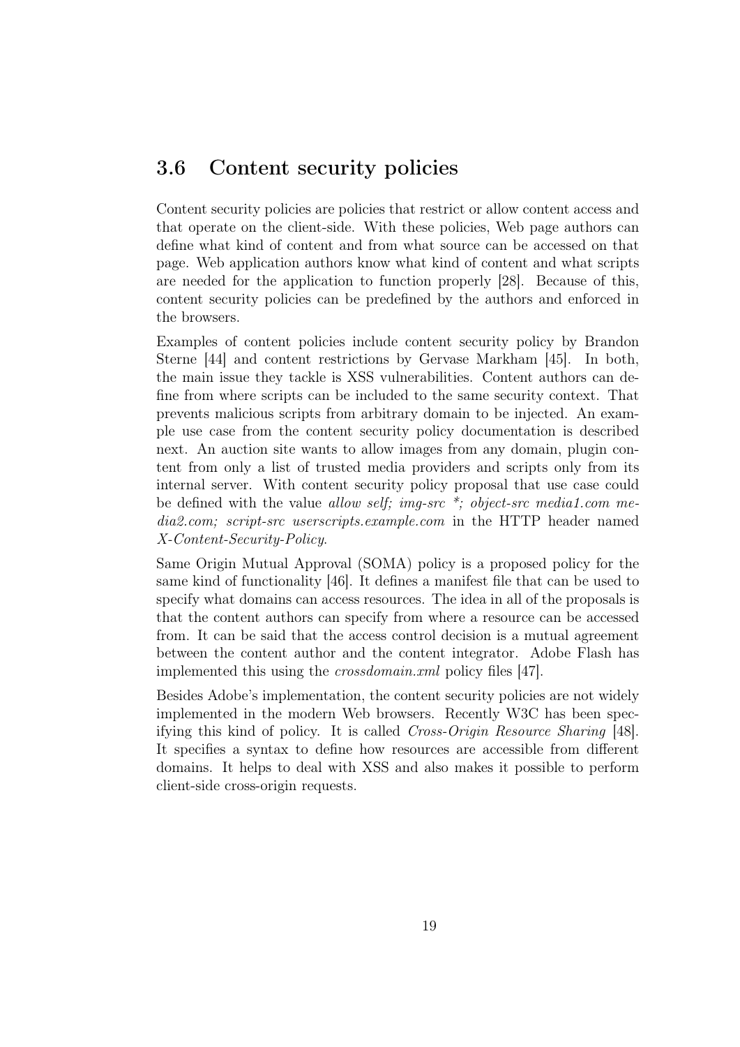## 3.6 Content security policies

Content security policies are policies that restrict or allow content access and that operate on the client-side. With these policies, Web page authors can define what kind of content and from what source can be accessed on that page. Web application authors know what kind of content and what scripts are needed for the application to function properly [28]. Because of this, content security policies can be predefined by the authors and enforced in the browsers.

Examples of content policies include content security policy by Brandon Sterne [44] and content restrictions by Gervase Markham [45]. In both, the main issue they tackle is XSS vulnerabilities. Content authors can define from where scripts can be included to the same security context. That prevents malicious scripts from arbitrary domain to be injected. An example use case from the content security policy documentation is described next. An auction site wants to allow images from any domain, plugin content from only a list of trusted media providers and scripts only from its internal server. With content security policy proposal that use case could be defined with the value *allow self; img-src \*; object-src media1.com media2.com; script-src userscripts.example.com* in the HTTP header named *X-Content-Security-Policy*.

Same Origin Mutual Approval (SOMA) policy is a proposed policy for the same kind of functionality [46]. It defines a manifest file that can be used to specify what domains can access resources. The idea in all of the proposals is that the content authors can specify from where a resource can be accessed from. It can be said that the access control decision is a mutual agreement between the content author and the content integrator. Adobe Flash has implemented this using the *crossdomain.xml* policy files [47].

Besides Adobe's implementation, the content security policies are not widely implemented in the modern Web browsers. Recently W3C has been specifying this kind of policy. It is called *Cross-Origin Resource Sharing* [48]. It specifies a syntax to define how resources are accessible from different domains. It helps to deal with XSS and also makes it possible to perform client-side cross-origin requests.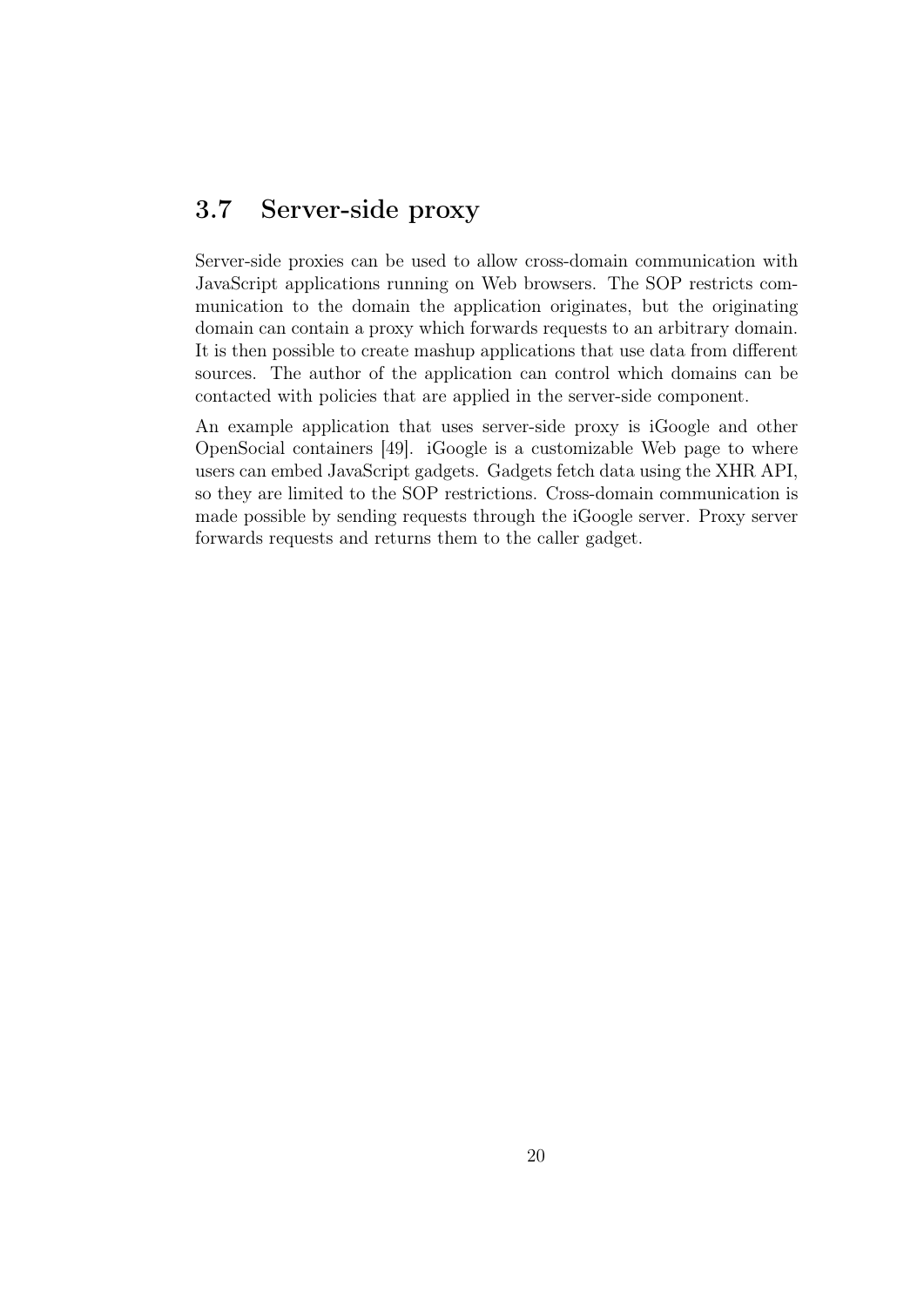## 3.7 Server-side proxy

Server-side proxies can be used to allow cross-domain communication with JavaScript applications running on Web browsers. The SOP restricts communication to the domain the application originates, but the originating domain can contain a proxy which forwards requests to an arbitrary domain. It is then possible to create mashup applications that use data from different sources. The author of the application can control which domains can be contacted with policies that are applied in the server-side component.

An example application that uses server-side proxy is iGoogle and other OpenSocial containers [49]. iGoogle is a customizable Web page to where users can embed JavaScript gadgets. Gadgets fetch data using the XHR API, so they are limited to the SOP restrictions. Cross-domain communication is made possible by sending requests through the iGoogle server. Proxy server forwards requests and returns them to the caller gadget.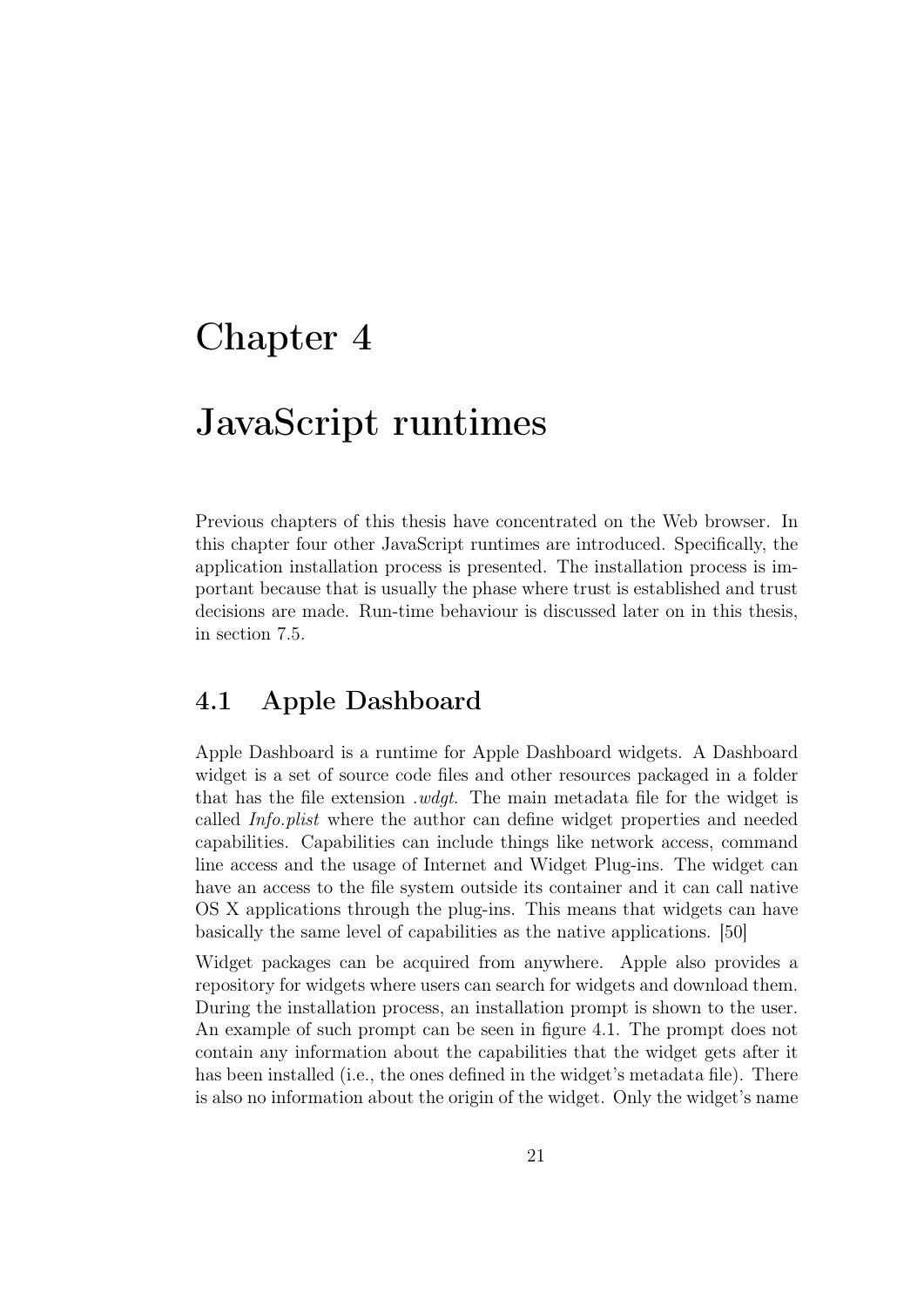# Chapter 4

# JavaScript runtimes

Previous chapters of this thesis have concentrated on the Web browser. In this chapter four other JavaScript runtimes are introduced. Specifically, the application installation process is presented. The installation process is important because that is usually the phase where trust is established and trust decisions are made. Run-time behaviour is discussed later on in this thesis, in section 7.5.

## 4.1 Apple Dashboard

Apple Dashboard is a runtime for Apple Dashboard widgets. A Dashboard widget is a set of source code files and other resources packaged in a folder that has the file extension *.wdgt*. The main metadata file for the widget is called *Info.plist* where the author can define widget properties and needed capabilities. Capabilities can include things like network access, command line access and the usage of Internet and Widget Plug-ins. The widget can have an access to the file system outside its container and it can call native OS X applications through the plug-ins. This means that widgets can have basically the same level of capabilities as the native applications. [50]

Widget packages can be acquired from anywhere. Apple also provides a repository for widgets where users can search for widgets and download them. During the installation process, an installation prompt is shown to the user. An example of such prompt can be seen in figure 4.1. The prompt does not contain any information about the capabilities that the widget gets after it has been installed (i.e., the ones defined in the widget's metadata file). There is also no information about the origin of the widget. Only the widget's name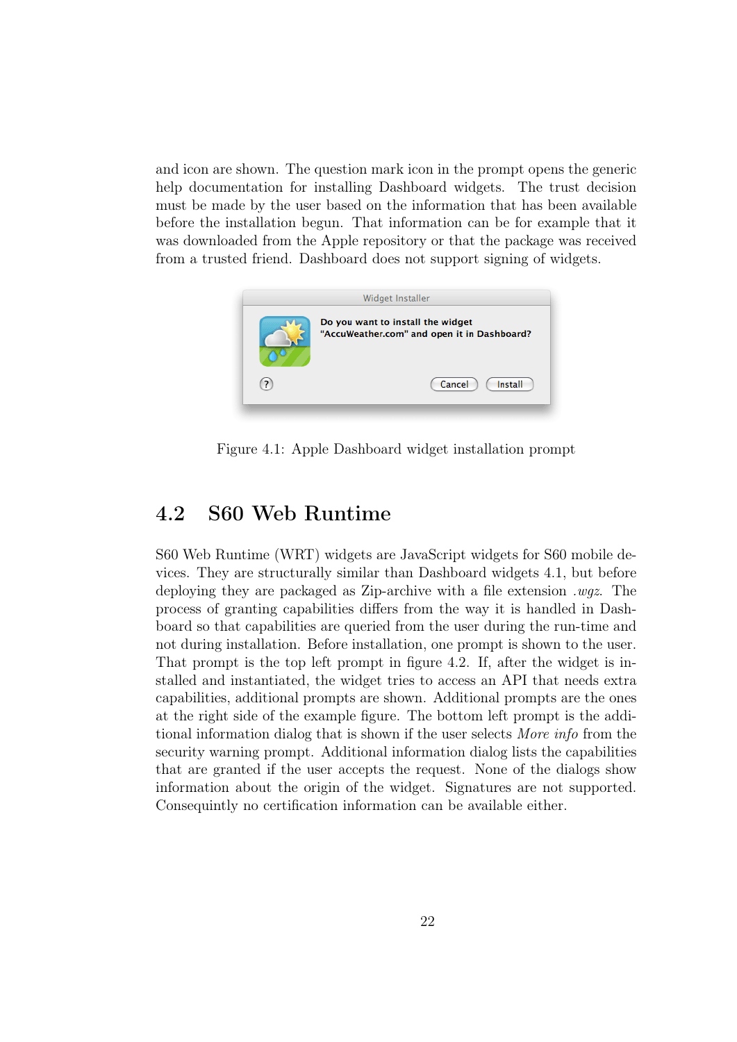and icon are shown. The question mark icon in the prompt opens the generic help documentation for installing Dashboard widgets. The trust decision must be made by the user based on the information that has been available before the installation begun. That information can be for example that it was downloaded from the Apple repository or that the package was received from a trusted friend. Dashboard does not support signing of widgets.

Figure 4.1: Apple Dashboard widget installation prompt

## 4.2 S60 Web Runtime

S60 Web Runtime (WRT) widgets are JavaScript widgets for S60 mobile devices. They are structurally similar than Dashboard widgets 4.1, but before deploying they are packaged as Zip-archive with a file extension *.wgz*. The process of granting capabilities differs from the way it is handled in Dashboard so that capabilities are queried from the user during the run-time and not during installation. Before installation, one prompt is shown to the user. That prompt is the top left prompt in figure 4.2. If, after the widget is installed and instantiated, the widget tries to access an API that needs extra capabilities, additional prompts are shown. Additional prompts are the ones at the right side of the example figure. The bottom left prompt is the additional information dialog that is shown if the user selects *More info* from the security warning prompt. Additional information dialog lists the capabilities that are granted if the user accepts the request. None of the dialogs show information about the origin of the widget. Signatures are not supported. Consequintly no certification information can be available either.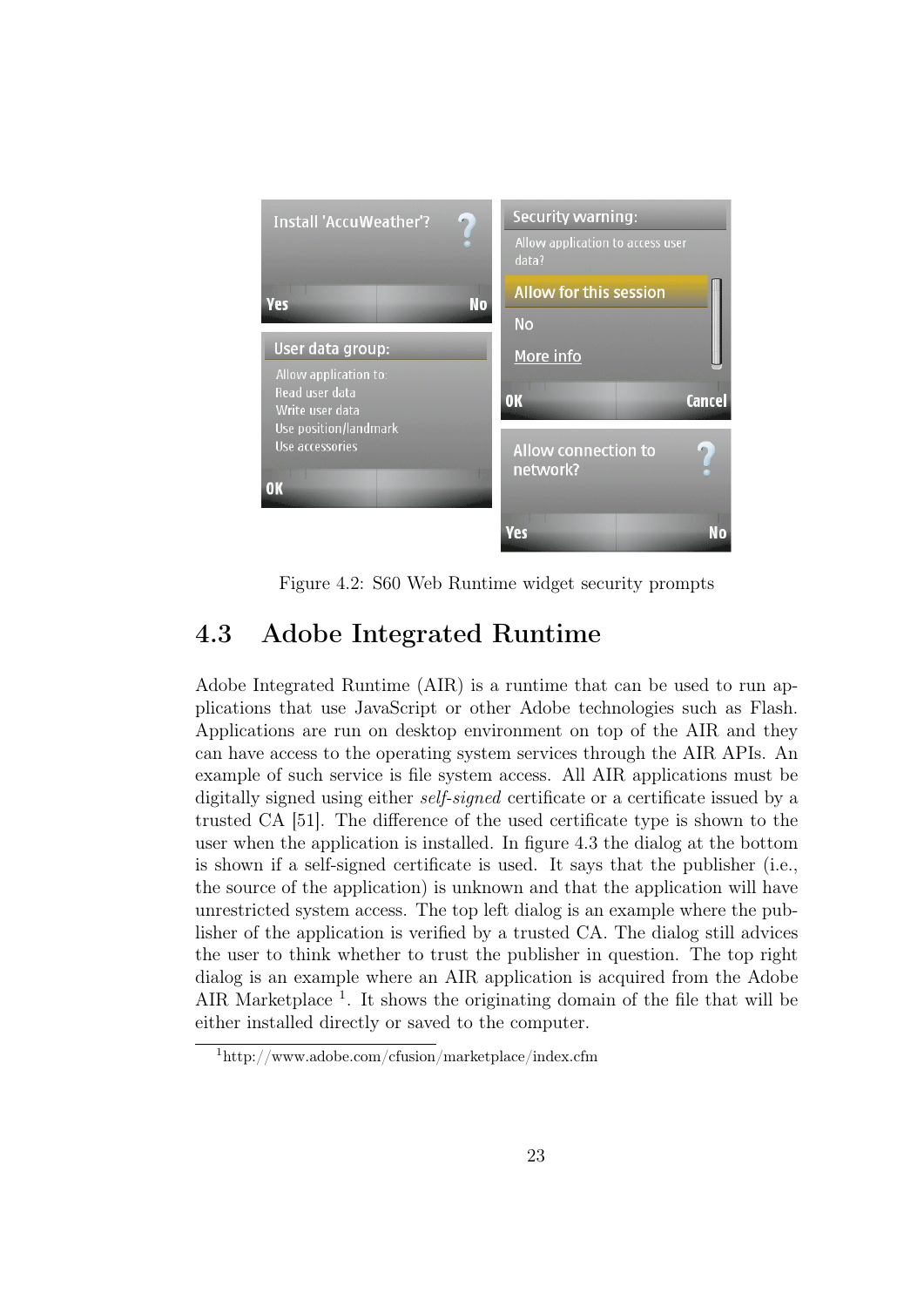Figure 4.2: S60 Web Runtime widget security prompts

## 4.3 Adobe Integrated Runtime

Adobe Integrated Runtime (AIR) is a runtime that can be used to run applications that use JavaScript or other Adobe technologies such as Flash. Applications are run on desktop environment on top of the AIR and they can have access to the operating system services through the AIR APIs. An example of such service is file system access. All AIR applications must be digitally signed using either *self-signed* certificate or a certificate issued by a trusted CA [51]. The difference of the used certificate type is shown to the user when the application is installed. In figure 4.3 the dialog at the bottom is shown if a self-signed certificate is used. It says that the publisher (i.e., the source of the application) is unknown and that the application will have unrestricted system access. The top left dialog is an example where the publisher of the application is verified by a trusted CA. The dialog still advices the user to think whether to trust the publisher in question. The top right dialog is an example where an AIR application is acquired from the Adobe AIR Marketplace [1]. It shows the originating domain of the file that will be either installed directly or saved to the computer.

[1]http://www.adobe.com/cfusion/marketplace/index.cfm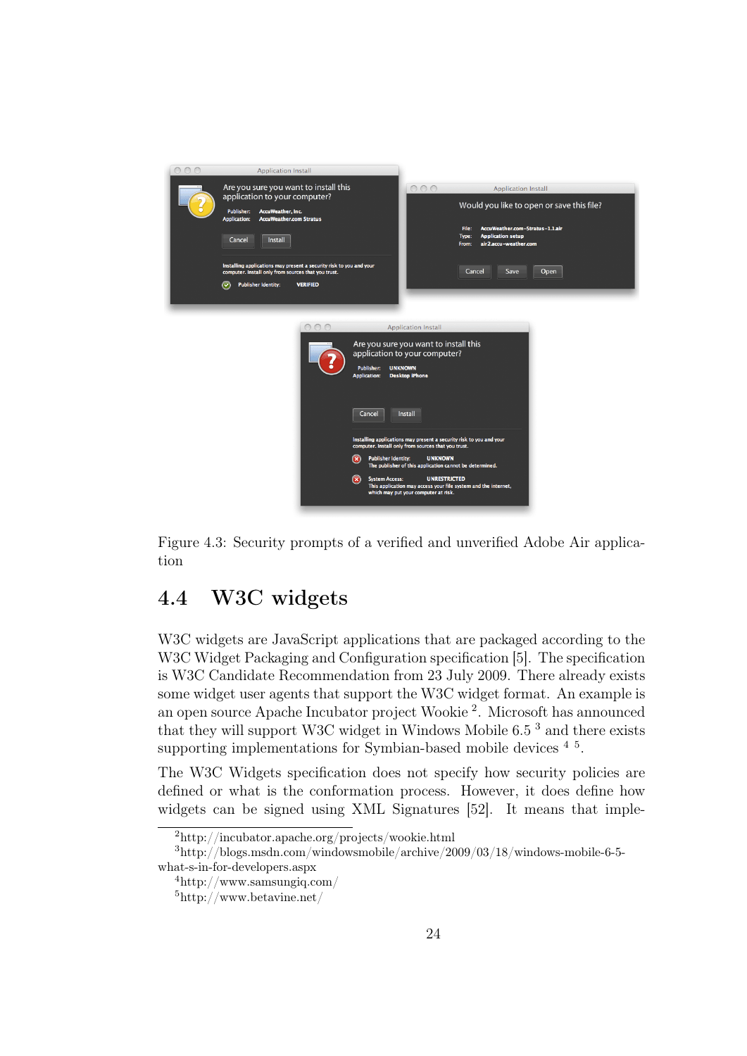Figure 4.3: Security prompts of a verified and unverified Adobe Air application

## 4.4 W3C widgets

W3C widgets are JavaScript applications that are packaged according to the W3C Widget Packaging and Configuration specification [5]. The specification is W3C Candidate Recommendation from 23 July 2009. There already exists some widget user agents that support the W3C widget format. An example is an open source Apache Incubator project Wookie [2]. Microsoft has announced that they will support W3C widget in Windows Mobile 6.5 [3] and there exists supporting implementations for Symbian-based mobile devices [4] [5].

The W3C Widgets specification does not specify how security policies are defined or what is the conformation process. However, it does define how widgets can be signed using XML Signatures [52]. It means that imple-

---

[2] http://incubator.apache.org/projects/wookie.html

[3] http://blogs.msdn.com/windowsmobile/archive/2009/03/18/windows-mobile-6-5-what-s-in-for-developers.aspx

[4] http://www.samsungiq.com/

[5] http://www.betavine.net/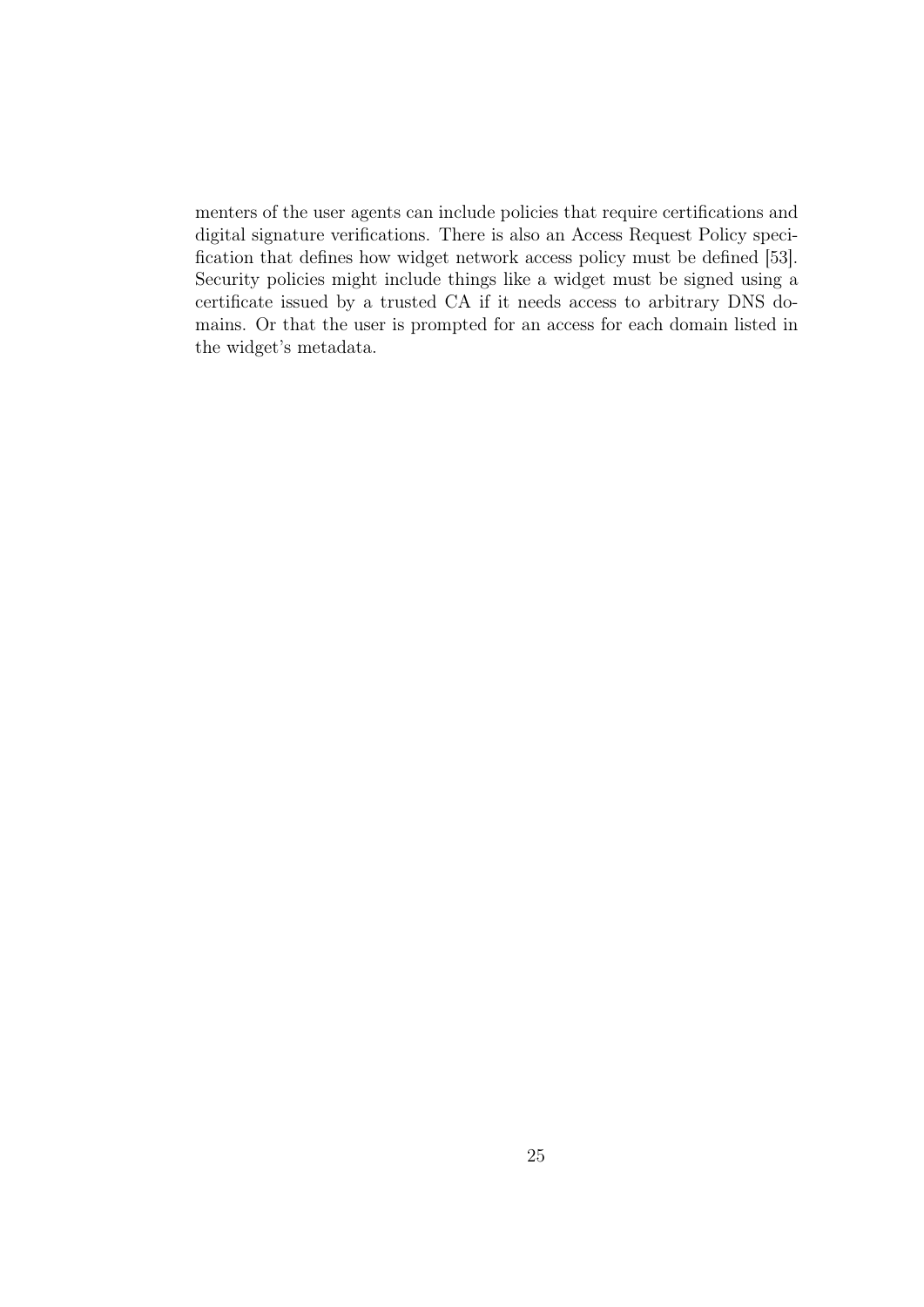menters of the user agents can include policies that require certifications and digital signature verifications. There is also an Access Request Policy specification that defines how widget network access policy must be defined [53]. Security policies might include things like a widget must be signed using a certificate issued by a trusted CA if it needs access to arbitrary DNS domains. Or that the user is prompted for an access for each domain listed in the widget's metadata.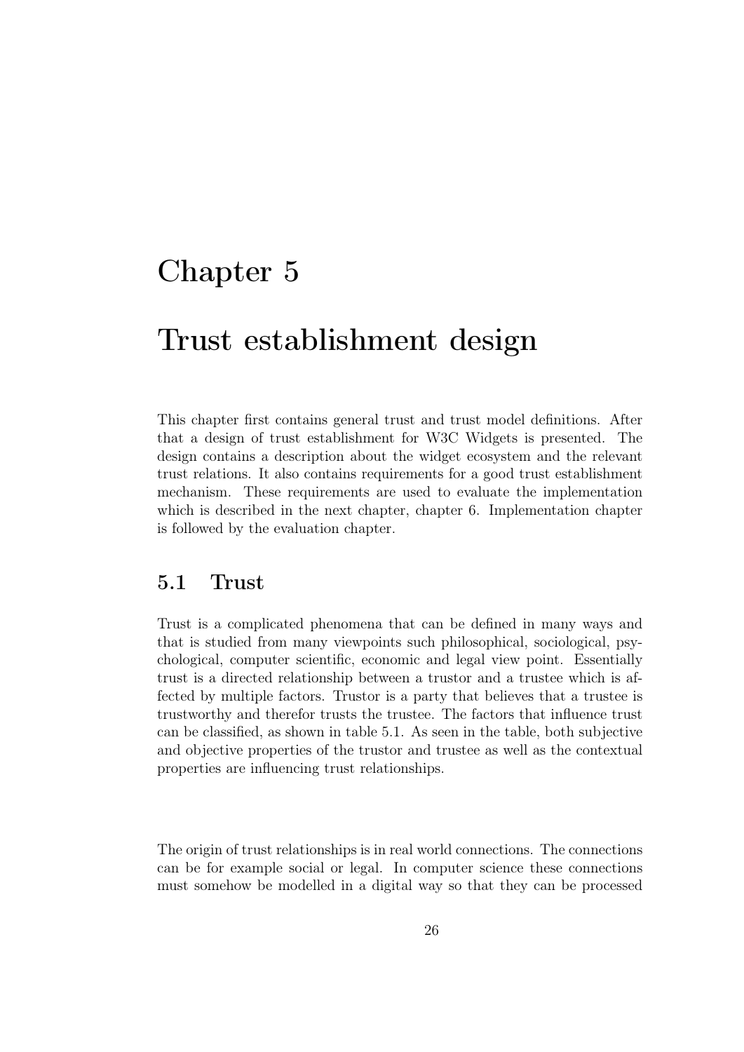# Chapter 5

# Trust establishment design

This chapter first contains general trust and trust model definitions. After that a design of trust establishment for W3C Widgets is presented. The design contains a description about the widget ecosystem and the relevant trust relations. It also contains requirements for a good trust establishment mechanism. These requirements are used to evaluate the implementation which is described in the next chapter, chapter 6. Implementation chapter is followed by the evaluation chapter.

## 5.1 Trust

Trust is a complicated phenomena that can be defined in many ways and that is studied from many viewpoints such philosophical, sociological, psychological, computer scientific, economic and legal view point. Essentially trust is a directed relationship between a trustor and a trustee which is affected by multiple factors. Trustor is a party that believes that a trustee is trustworthy and therefor trusts the trustee. The factors that influence trust can be classified, as shown in table 5.1. As seen in the table, both subjective and objective properties of the trustor and trustee as well as the contextual properties are influencing trust relationships.

The origin of trust relationships is in real world connections. The connections can be for example social or legal. In computer science these connections must somehow be modelled in a digital way so that they can be processed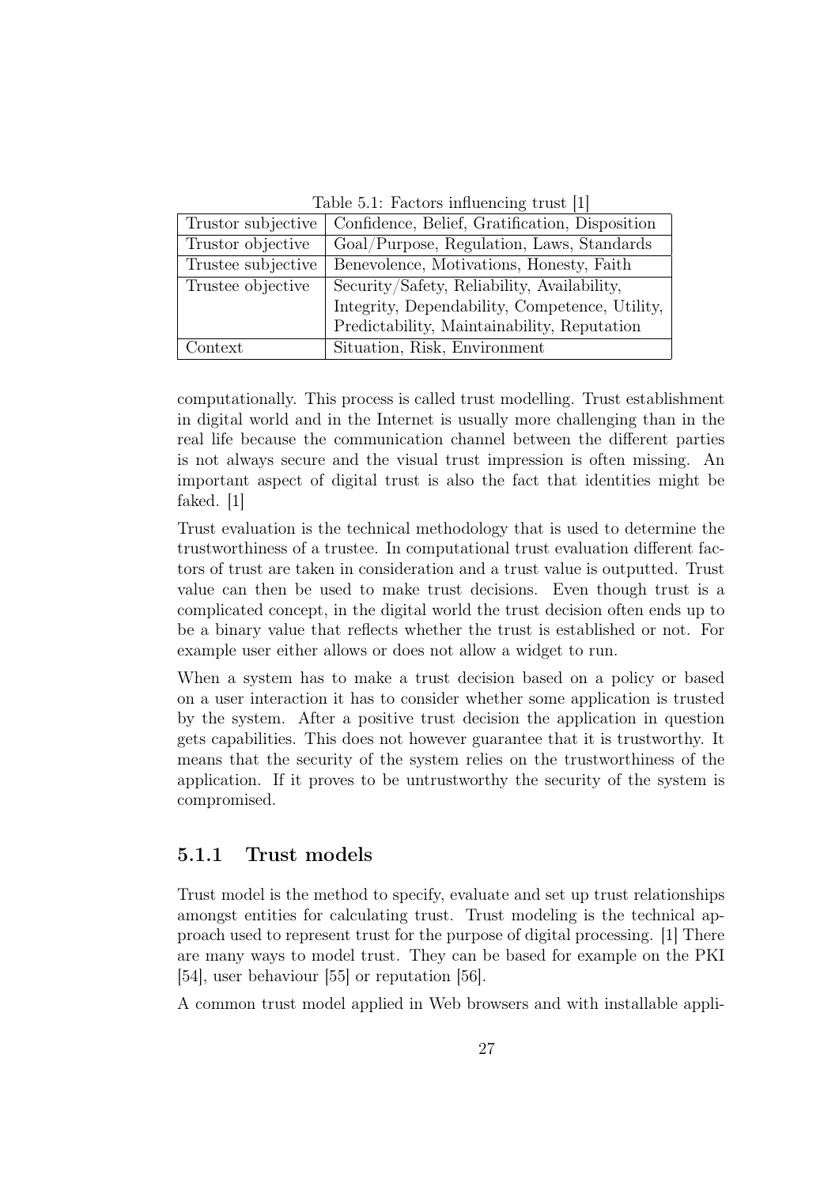Table 5.1: Factors influencing trust [1]

| | |
|---|---|
| Trustor subjective | Confidence, Belief, Gratification, Disposition |
| Trustor objective | Goal/Purpose, Regulation, Laws, Standards |
| Trustee subjective | Benevolence, Motivations, Honesty, Faith |
| Trustee objective | Security/Safety, Reliability, Availability, Integrity, Dependability, Competence, Utility, Predictability, Maintainability, Reputation |
| Context | Situation, Risk, Environment |

computationally. This process is called trust modelling. Trust establishment in digital world and in the Internet is usually more challenging than in the real life because the communication channel between the different parties is not always secure and the visual trust impression is often missing. An important aspect of digital trust is also the fact that identities might be faked. [1]

Trust evaluation is the technical methodology that is used to determine the trustworthiness of a trustee. In computational trust evaluation different factors of trust are taken in consideration and a trust value is outputted. Trust value can then be used to make trust decisions. Even though trust is a complicated concept, in the digital world the trust decision often ends up to be a binary value that reflects whether the trust is established or not. For example user either allows or does not allow a widget to run.

When a system has to make a trust decision based on a policy or based on a user interaction it has to consider whether some application is trusted by the system. After a positive trust decision the application in question gets capabilities. This does not however guarantee that it is trustworthy. It means that the security of the system relies on the trustworthiness of the application. If it proves to be untrustworthy the security of the system is compromised.

### 5.1.1 Trust models

Trust model is the method to specify, evaluate and set up trust relationships amongst entities for calculating trust. Trust modeling is the technical approach used to represent trust for the purpose of digital processing. [1] There are many ways to model trust. They can be based for example on the PKI [54], user behaviour [55] or reputation [56].

A common trust model applied in Web browsers and with installable appli-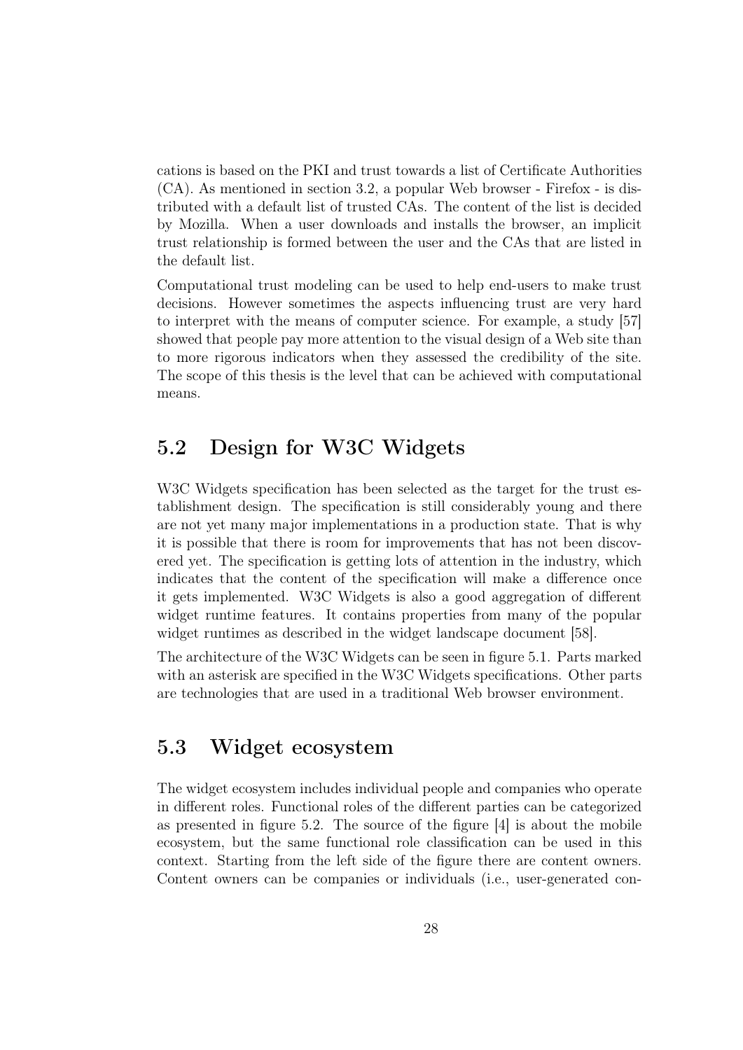cations is based on the PKI and trust towards a list of Certificate Authorities (CA). As mentioned in section 3.2, a popular Web browser - Firefox - is distributed with a default list of trusted CAs. The content of the list is decided by Mozilla. When a user downloads and installs the browser, an implicit trust relationship is formed between the user and the CAs that are listed in the default list.

Computational trust modeling can be used to help end-users to make trust decisions. However sometimes the aspects influencing trust are very hard to interpret with the means of computer science. For example, a study [57] showed that people pay more attention to the visual design of a Web site than to more rigorous indicators when they assessed the credibility of the site. The scope of this thesis is the level that can be achieved with computational means.

## 5.2 Design for W3C Widgets

W3C Widgets specification has been selected as the target for the trust establishment design. The specification is still considerably young and there are not yet many major implementations in a production state. That is why it is possible that there is room for improvements that has not been discovered yet. The specification is getting lots of attention in the industry, which indicates that the content of the specification will make a difference once it gets implemented. W3C Widgets is also a good aggregation of different widget runtime features. It contains properties from many of the popular widget runtimes as described in the widget landscape document [58].

The architecture of the W3C Widgets can be seen in figure 5.1. Parts marked with an asterisk are specified in the W3C Widgets specifications. Other parts are technologies that are used in a traditional Web browser environment.

## 5.3 Widget ecosystem

The widget ecosystem includes individual people and companies who operate in different roles. Functional roles of the different parties can be categorized as presented in figure 5.2. The source of the figure [4] is about the mobile ecosystem, but the same functional role classification can be used in this context. Starting from the left side of the figure there are content owners. Content owners can be companies or individuals (i.e., user-generated con-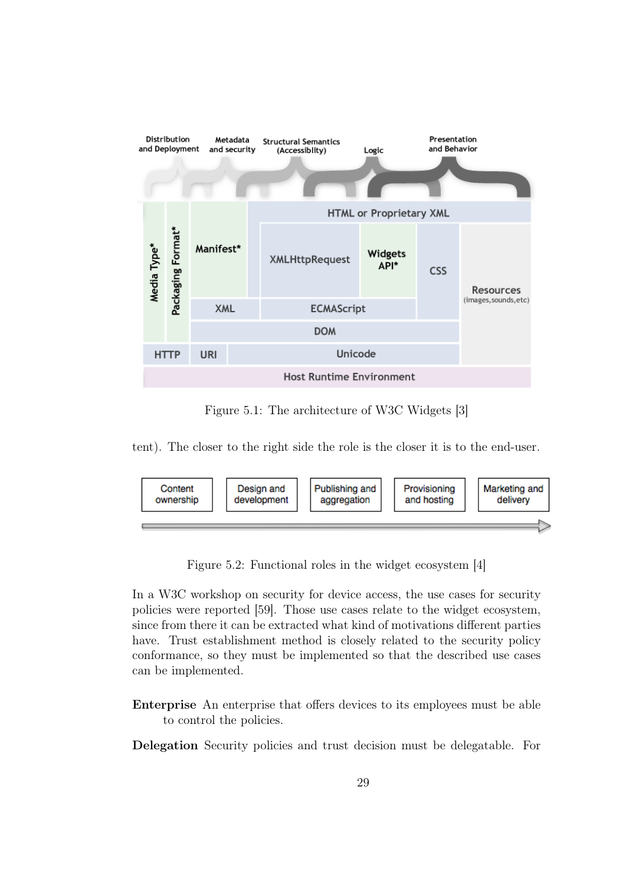Figure 5.1: The architecture of W3C Widgets [3]

tent). The closer to the right side the role is the closer it is to the end-user.

Figure 5.2: Functional roles in the widget ecosystem [4]

In a W3C workshop on security for device access, the use cases for security policies were reported [59]. Those use cases relate to the widget ecosystem, since from there it can be extracted what kind of motivations different parties have. Trust establishment method is closely related to the security policy conformance, so they must be implemented so that the described use cases can be implemented.

**Enterprise** An enterprise that offers devices to its employees must be able to control the policies.

**Delegation** Security policies and trust decision must be delegatable. For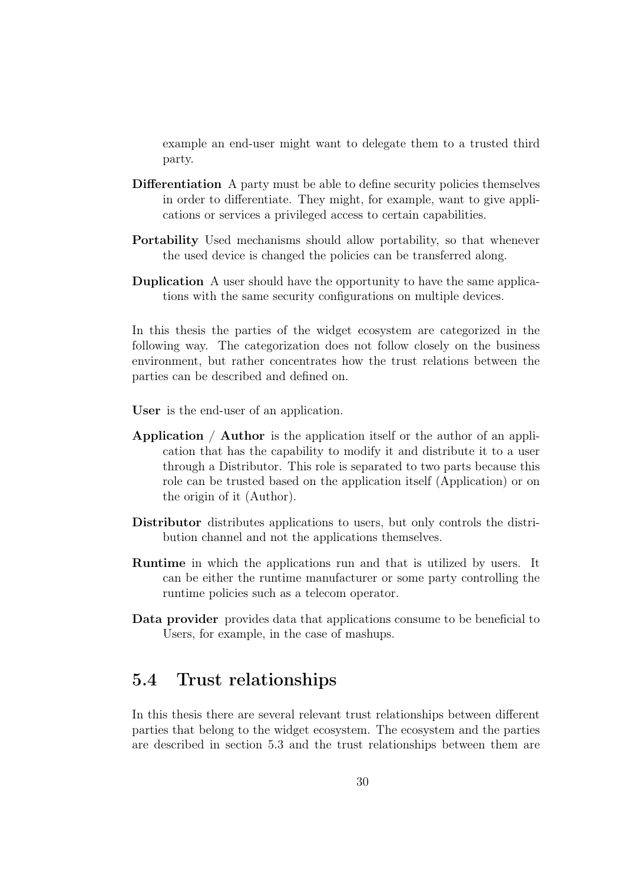example an end-user might want to delegate them to a trusted third party.

**Differentiation** A party must be able to define security policies themselves in order to differentiate. They might, for example, want to give applications or services a privileged access to certain capabilities.

**Portability** Used mechanisms should allow portability, so that whenever the used device is changed the policies can be transferred along.

**Duplication** A user should have the opportunity to have the same applications with the same security configurations on multiple devices.

In this thesis the parties of the widget ecosystem are categorized in the following way. The categorization does not follow closely on the business environment, but rather concentrates how the trust relations between the parties can be described and defined on.

**User** is the end-user of an application.

**Application / Author** is the application itself or the author of an application that has the capability to modify it and distribute it to a user through a Distributor. This role is separated to two parts because this role can be trusted based on the application itself (Application) or on the origin of it (Author).

**Distributor** distributes applications to users, but only controls the distribution channel and not the applications themselves.

**Runtime** in which the applications run and that is utilized by users. It can be either the runtime manufacturer or some party controlling the runtime policies such as a telecom operator.

**Data provider** provides data that applications consume to be beneficial to Users, for example, in the case of mashups.

## 5.4 Trust relationships

In this thesis there are several relevant trust relationships between different parties that belong to the widget ecosystem. The ecosystem and the parties are described in section 5.3 and the trust relationships between them are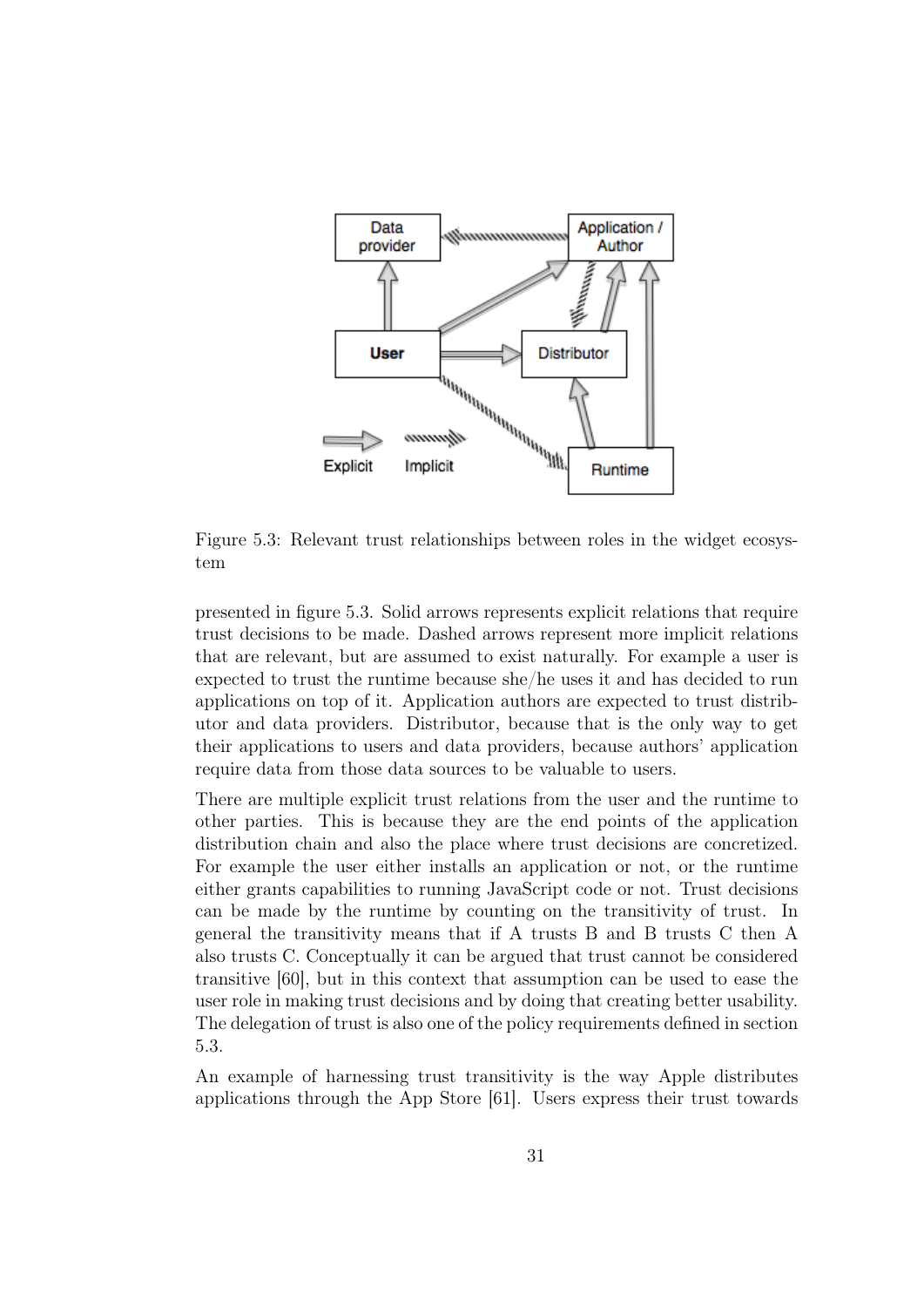Figure 5.3: Relevant trust relationships between roles in the widget ecosystem

presented in figure 5.3. Solid arrows represents explicit relations that require trust decisions to be made. Dashed arrows represent more implicit relations that are relevant, but are assumed to exist naturally. For example a user is expected to trust the runtime because she/he uses it and has decided to run applications on top of it. Application authors are expected to trust distributor and data providers. Distributor, because that is the only way to get their applications to users and data providers, because authors' application require data from those data sources to be valuable to users.

There are multiple explicit trust relations from the user and the runtime to other parties. This is because they are the end points of the application distribution chain and also the place where trust decisions are concretized. For example the user either installs an application or not, or the runtime either grants capabilities to running JavaScript code or not. Trust decisions can be made by the runtime by counting on the transitivity of trust. In general the transitivity means that if A trusts B and B trusts C then A also trusts C. Conceptually it can be argued that trust cannot be considered transitive [60], but in this context that assumption can be used to ease the user role in making trust decisions and by doing that creating better usability. The delegation of trust is also one of the policy requirements defined in section 5.3.

An example of harnessing trust transitivity is the way Apple distributes applications through the App Store [61]. Users express their trust towards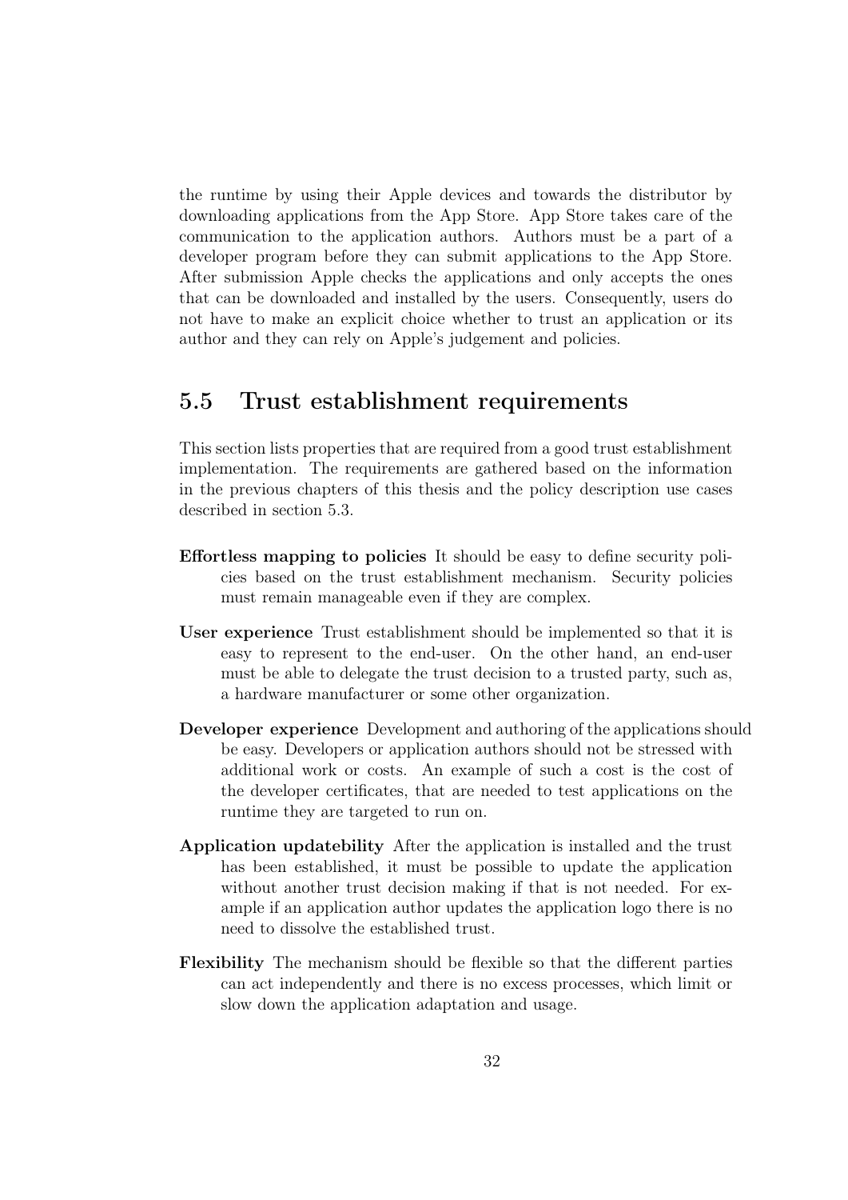the runtime by using their Apple devices and towards the distributor by downloading applications from the App Store. App Store takes care of the communication to the application authors. Authors must be a part of a developer program before they can submit applications to the App Store. After submission Apple checks the applications and only accepts the ones that can be downloaded and installed by the users. Consequently, users do not have to make an explicit choice whether to trust an application or its author and they can rely on Apple's judgement and policies.

## 5.5 Trust establishment requirements

This section lists properties that are required from a good trust establishment implementation. The requirements are gathered based on the information in the previous chapters of this thesis and the policy description use cases described in section 5.3.

**Effortless mapping to policies** It should be easy to define security policies based on the trust establishment mechanism. Security policies must remain manageable even if they are complex.

**User experience** Trust establishment should be implemented so that it is easy to represent to the end-user. On the other hand, an end-user must be able to delegate the trust decision to a trusted party, such as, a hardware manufacturer or some other organization.

**Developer experience** Development and authoring of the applications should be easy. Developers or application authors should not be stressed with additional work or costs. An example of such a cost is the cost of the developer certificates, that are needed to test applications on the runtime they are targeted to run on.

**Application updatebility** After the application is installed and the trust has been established, it must be possible to update the application without another trust decision making if that is not needed. For example if an application author updates the application logo there is no need to dissolve the established trust.

**Flexibility** The mechanism should be flexible so that the different parties can act independently and there is no excess processes, which limit or slow down the application adaptation and usage.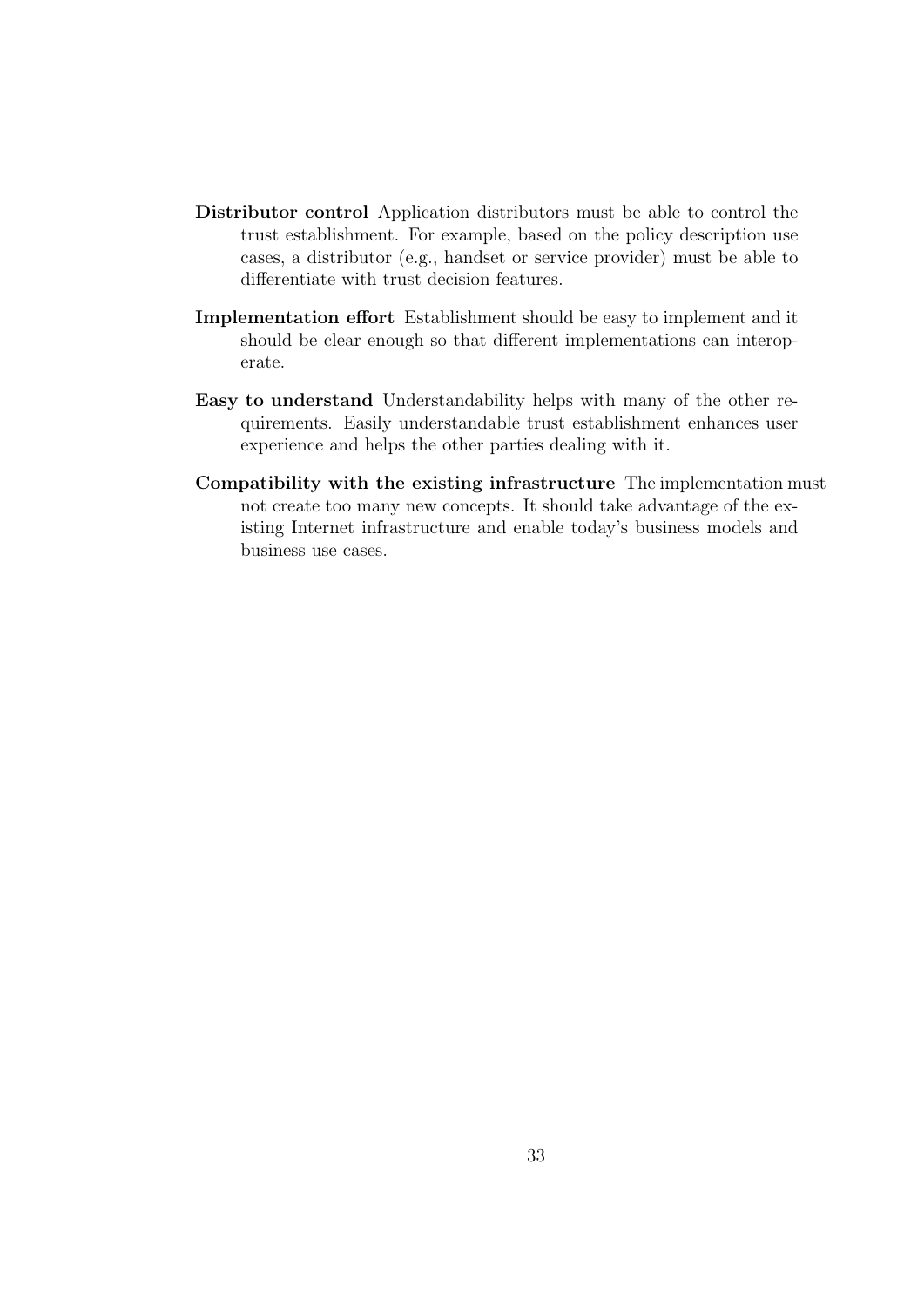**Distributor control** Application distributors must be able to control the trust establishment. For example, based on the policy description use cases, a distributor (e.g., handset or service provider) must be able to differentiate with trust decision features.

**Implementation effort** Establishment should be easy to implement and it should be clear enough so that different implementations can interoperate.

**Easy to understand** Understandability helps with many of the other requirements. Easily understandable trust establishment enhances user experience and helps the other parties dealing with it.

**Compatibility with the existing infrastructure** The implementation must not create too many new concepts. It should take advantage of the existing Internet infrastructure and enable today's business models and business use cases.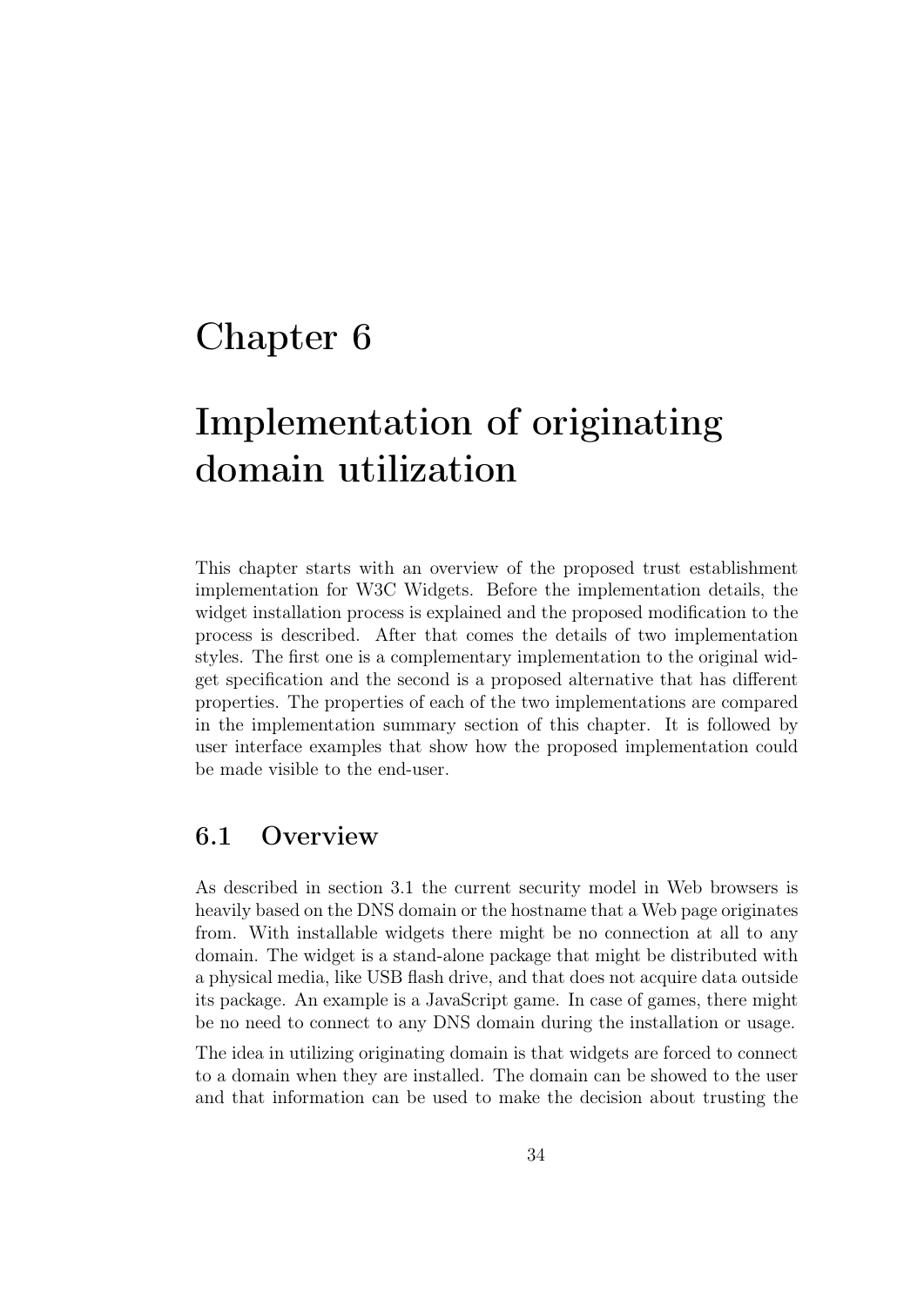# Chapter 6

# Implementation of originating domain utilization

This chapter starts with an overview of the proposed trust establishment implementation for W3C Widgets. Before the implementation details, the widget installation process is explained and the proposed modification to the process is described. After that comes the details of two implementation styles. The first one is a complementary implementation to the original widget specification and the second is a proposed alternative that has different properties. The properties of each of the two implementations are compared in the implementation summary section of this chapter. It is followed by user interface examples that show how the proposed implementation could be made visible to the end-user.

## 6.1 Overview

As described in section 3.1 the current security model in Web browsers is heavily based on the DNS domain or the hostname that a Web page originates from. With installable widgets there might be no connection at all to any domain. The widget is a stand-alone package that might be distributed with a physical media, like USB flash drive, and that does not acquire data outside its package. An example is a JavaScript game. In case of games, there might be no need to connect to any DNS domain during the installation or usage.

The idea in utilizing originating domain is that widgets are forced to connect to a domain when they are installed. The domain can be showed to the user and that information can be used to make the decision about trusting the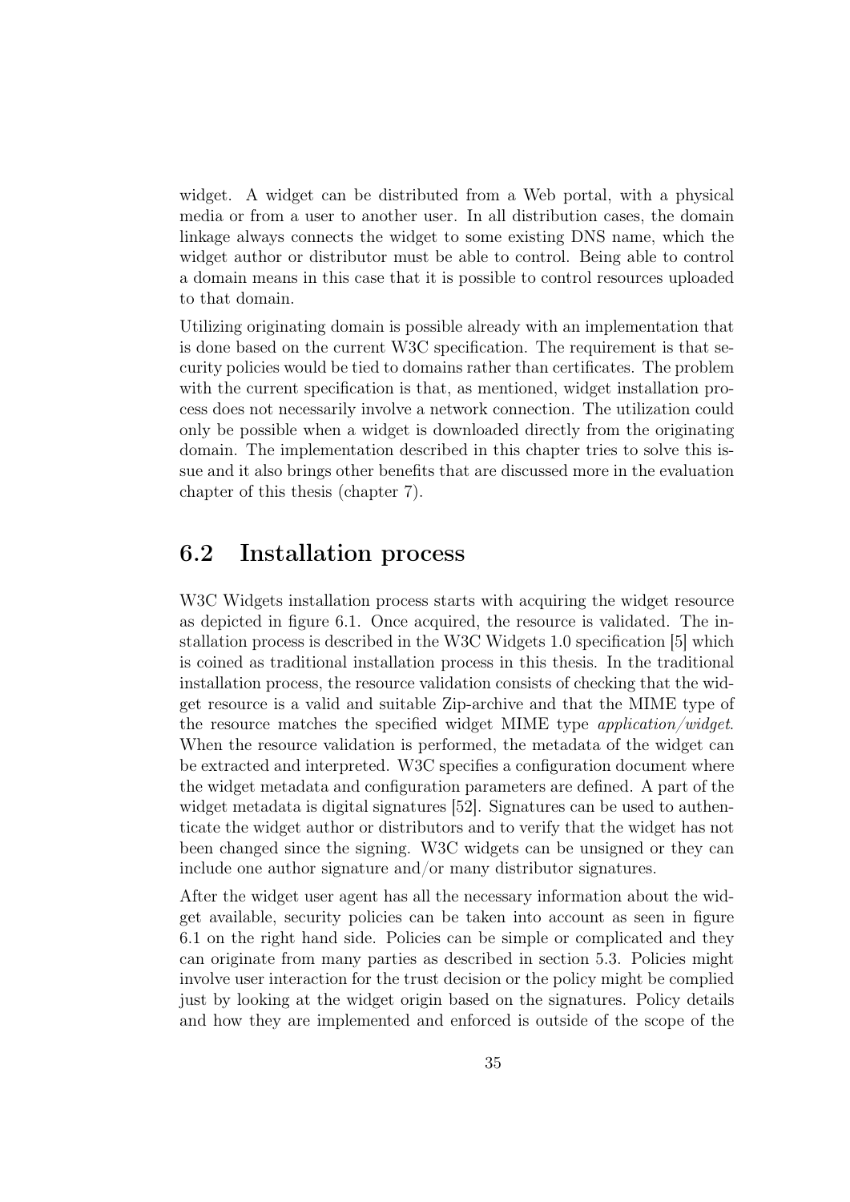widget. A widget can be distributed from a Web portal, with a physical media or from a user to another user. In all distribution cases, the domain linkage always connects the widget to some existing DNS name, which the widget author or distributor must be able to control. Being able to control a domain means in this case that it is possible to control resources uploaded to that domain.

Utilizing originating domain is possible already with an implementation that is done based on the current W3C specification. The requirement is that security policies would be tied to domains rather than certificates. The problem with the current specification is that, as mentioned, widget installation process does not necessarily involve a network connection. The utilization could only be possible when a widget is downloaded directly from the originating domain. The implementation described in this chapter tries to solve this issue and it also brings other benefits that are discussed more in the evaluation chapter of this thesis (chapter 7).

## 6.2 Installation process

W3C Widgets installation process starts with acquiring the widget resource as depicted in figure 6.1. Once acquired, the resource is validated. The installation process is described in the W3C Widgets 1.0 specification [5] which is coined as traditional installation process in this thesis. In the traditional installation process, the resource validation consists of checking that the widget resource is a valid and suitable Zip-archive and that the MIME type of the resource matches the specified widget MIME type *application/widget*. When the resource validation is performed, the metadata of the widget can be extracted and interpreted. W3C specifies a configuration document where the widget metadata and configuration parameters are defined. A part of the widget metadata is digital signatures [52]. Signatures can be used to authenticate the widget author or distributors and to verify that the widget has not been changed since the signing. W3C widgets can be unsigned or they can include one author signature and/or many distributor signatures.

After the widget user agent has all the necessary information about the widget available, security policies can be taken into account as seen in figure 6.1 on the right hand side. Policies can be simple or complicated and they can originate from many parties as described in section 5.3. Policies might involve user interaction for the trust decision or the policy might be complied just by looking at the widget origin based on the signatures. Policy details and how they are implemented and enforced is outside of the scope of the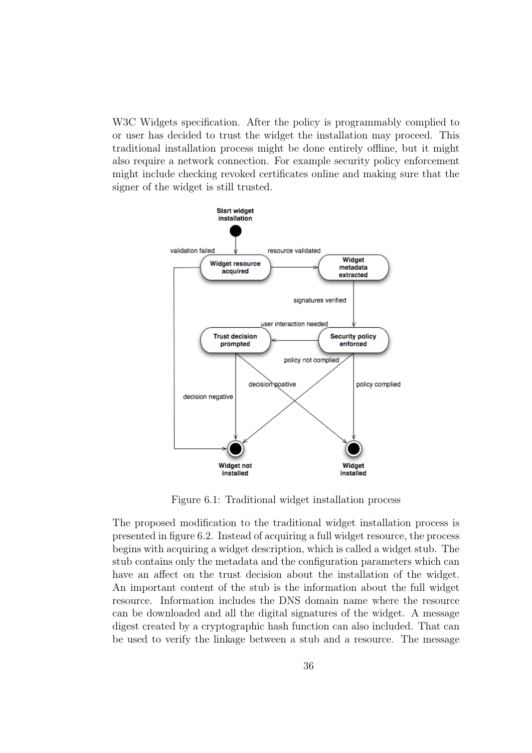W3C Widgets specification. After the policy is programmably complied to or user has decided to trust the widget the installation may proceed. This traditional installation process might be done entirely offline, but it might also require a network connection. For example security policy enforcement might include checking revoked certificates online and making sure that the signer of the widget is still trusted.

Figure 6.1: Traditional widget installation process

The proposed modification to the traditional widget installation process is presented in figure 6.2. Instead of acquiring a full widget resource, the process begins with acquiring a widget description, which is called a widget stub. The stub contains only the metadata and the configuration parameters which can have an affect on the trust decision about the installation of the widget. An important content of the stub is the information about the full widget resource. Information includes the DNS domain name where the resource can be downloaded and all the digital signatures of the widget. A message digest created by a cryptographic hash function can also included. That can be used to verify the linkage between a stub and a resource. The message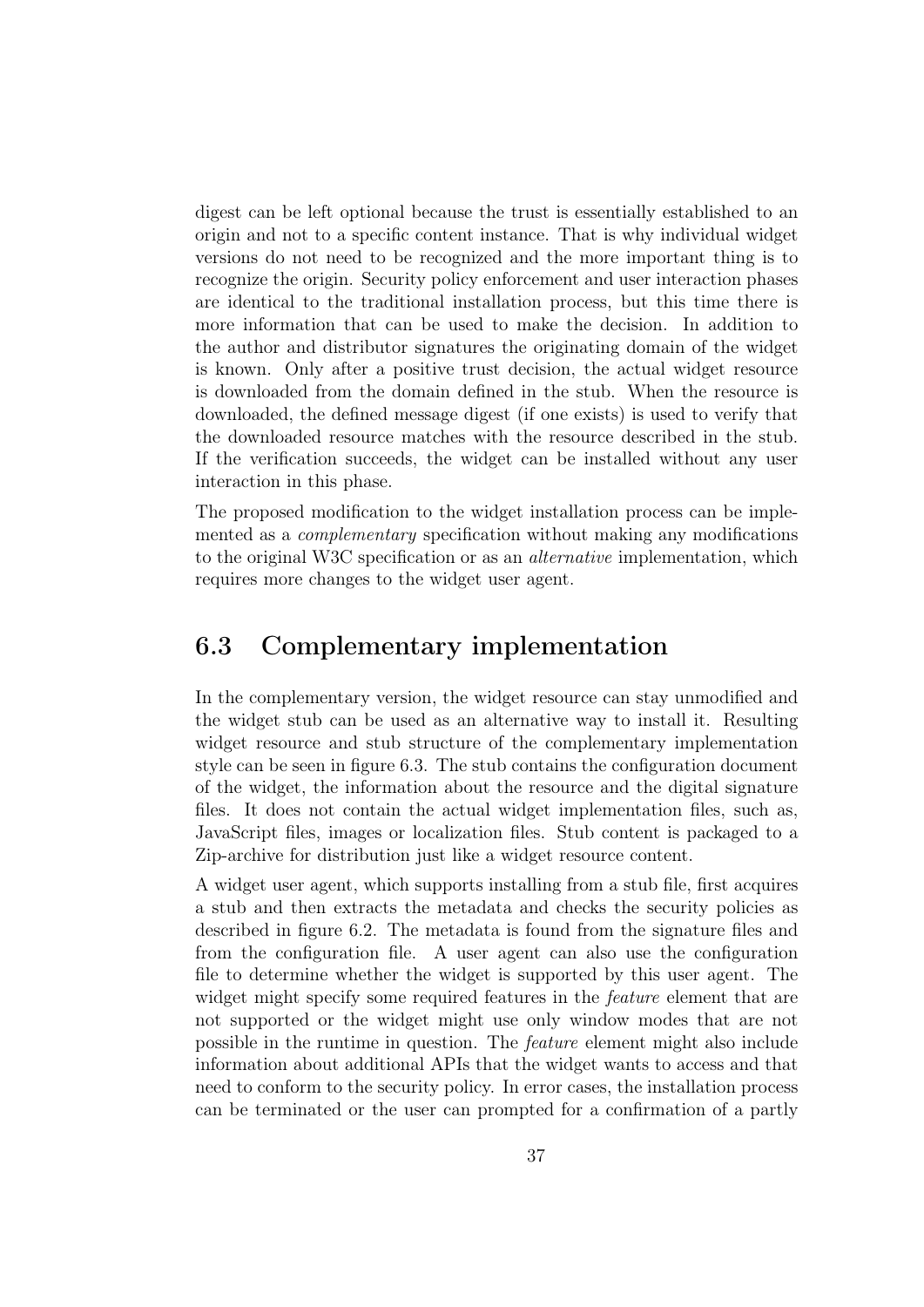digest can be left optional because the trust is essentially established to an origin and not to a specific content instance. That is why individual widget versions do not need to be recognized and the more important thing is to recognize the origin. Security policy enforcement and user interaction phases are identical to the traditional installation process, but this time there is more information that can be used to make the decision. In addition to the author and distributor signatures the originating domain of the widget is known. Only after a positive trust decision, the actual widget resource is downloaded from the domain defined in the stub. When the resource is downloaded, the defined message digest (if one exists) is used to verify that the downloaded resource matches with the resource described in the stub. If the verification succeeds, the widget can be installed without any user interaction in this phase.

The proposed modification to the widget installation process can be implemented as a *complementary* specification without making any modifications to the original W3C specification or as an *alternative* implementation, which requires more changes to the widget user agent.

## 6.3 Complementary implementation

In the complementary version, the widget resource can stay unmodified and the widget stub can be used as an alternative way to install it. Resulting widget resource and stub structure of the complementary implementation style can be seen in figure 6.3. The stub contains the configuration document of the widget, the information about the resource and the digital signature files. It does not contain the actual widget implementation files, such as, JavaScript files, images or localization files. Stub content is packaged to a Zip-archive for distribution just like a widget resource content.

A widget user agent, which supports installing from a stub file, first acquires a stub and then extracts the metadata and checks the security policies as described in figure 6.2. The metadata is found from the signature files and from the configuration file. A user agent can also use the configuration file to determine whether the widget is supported by this user agent. The widget might specify some required features in the *feature* element that are not supported or the widget might use only window modes that are not possible in the runtime in question. The *feature* element might also include information about additional APIs that the widget wants to access and that need to conform to the security policy. In error cases, the installation process can be terminated or the user can prompted for a confirmation of a partly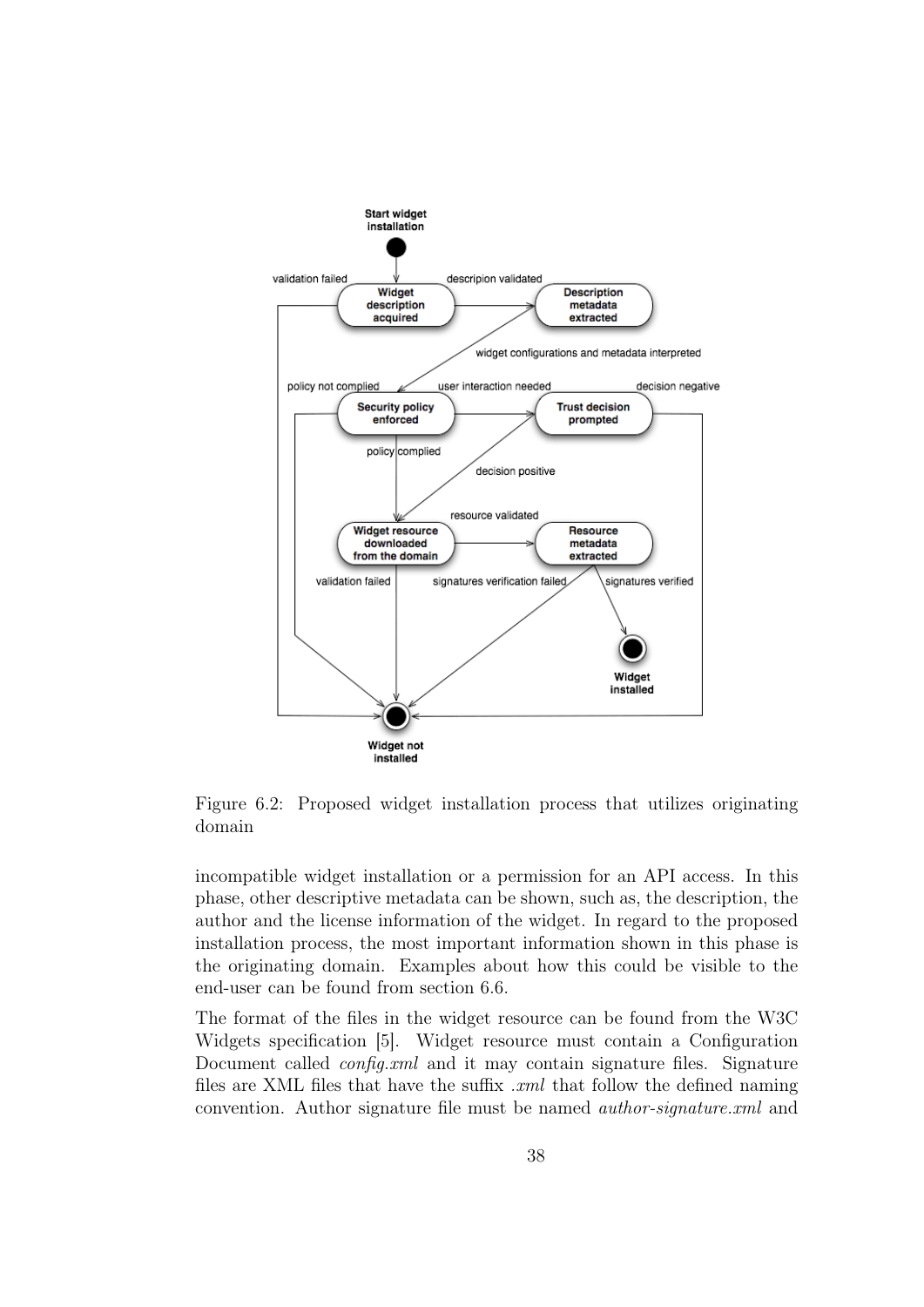Figure 6.2: Proposed widget installation process that utilizes originating domain

incompatible widget installation or a permission for an API access. In this phase, other descriptive metadata can be shown, such as, the description, the author and the license information of the widget. In regard to the proposed installation process, the most important information shown in this phase is the originating domain. Examples about how this could be visible to the end-user can be found from section 6.6.

The format of the files in the widget resource can be found from the W3C Widgets specification [5]. Widget resource must contain a Configuration Document called *config.xml* and it may contain signature files. Signature files are XML files that have the suffix *.xml* that follow the defined naming convention. Author signature file must be named *author-signature.xml* and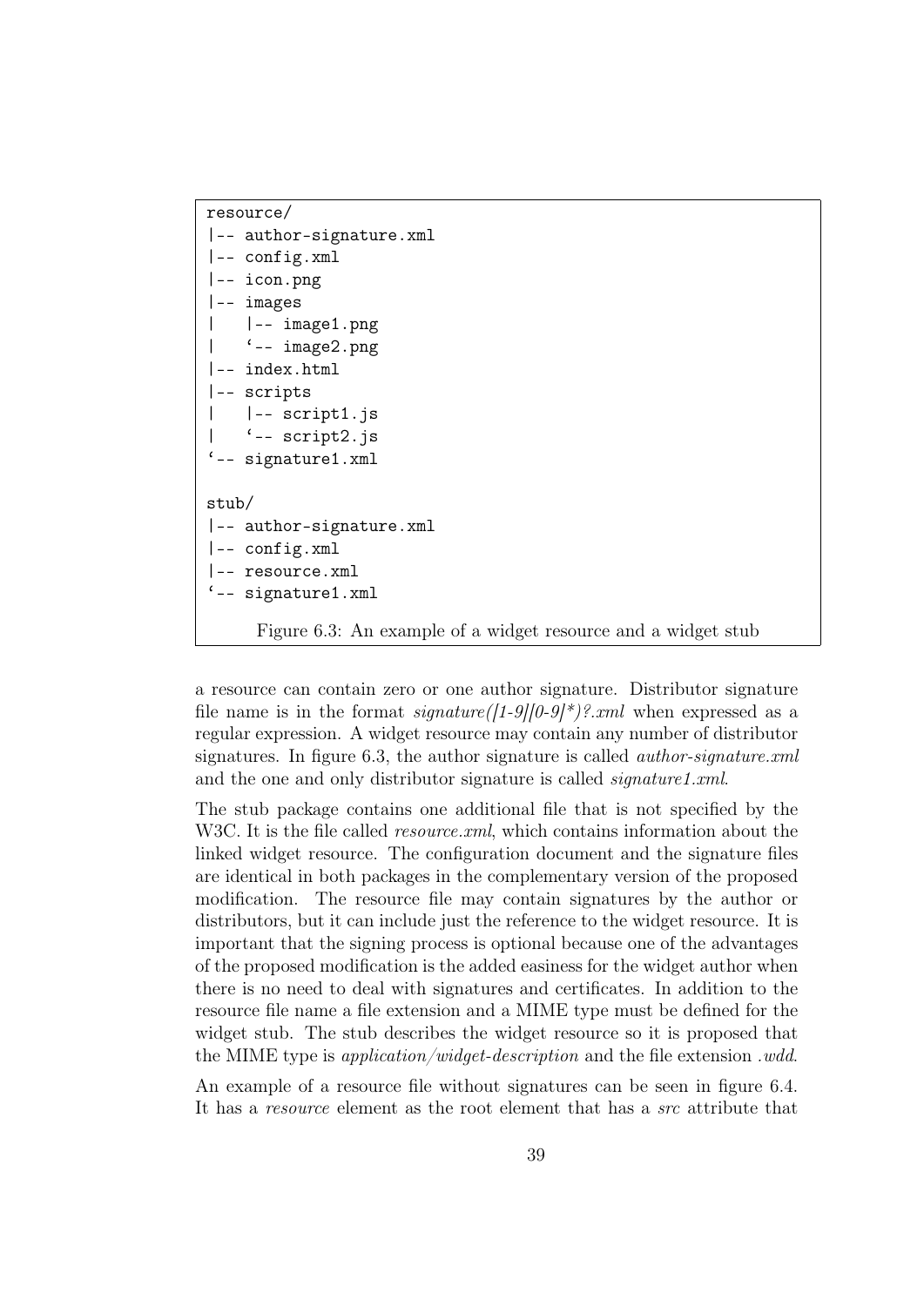```
resource/
|-- author-signature.xml
|-- config.xml
|-- icon.png
|-- images
|   |-- image1.png
|   `-- image2.png
|-- index.html
|-- scripts
|   |-- script1.js
|   `-- script2.js
`-- signature1.xml

stub/
|-- author-signature.xml
|-- config.xml
|-- resource.xml
`-- signature1.xml
```

Figure 6.3: An example of a widget resource and a widget stub

a resource can contain zero or one author signature. Distributor signature file name is in the format *signature([1-9][0-9]*)?.xml* when expressed as a regular expression. A widget resource may contain any number of distributor signatures. In figure 6.3, the author signature is called *author-signature.xml* and the one and only distributor signature is called *signature1.xml*.

The stub package contains one additional file that is not specified by the W3C. It is the file called *resource.xml*, which contains information about the linked widget resource. The configuration document and the signature files are identical in both packages in the complementary version of the proposed modification. The resource file may contain signatures by the author or distributors, but it can include just the reference to the widget resource. It is important that the signing process is optional because one of the advantages of the proposed modification is the added easiness for the widget author when there is no need to deal with signatures and certificates. In addition to the resource file name a file extension and a MIME type must be defined for the widget stub. The stub describes the widget resource so it is proposed that the MIME type is *application/widget-description* and the file extension *.wdd*.

An example of a resource file without signatures can be seen in figure 6.4. It has a *resource* element as the root element that has a *src* attribute that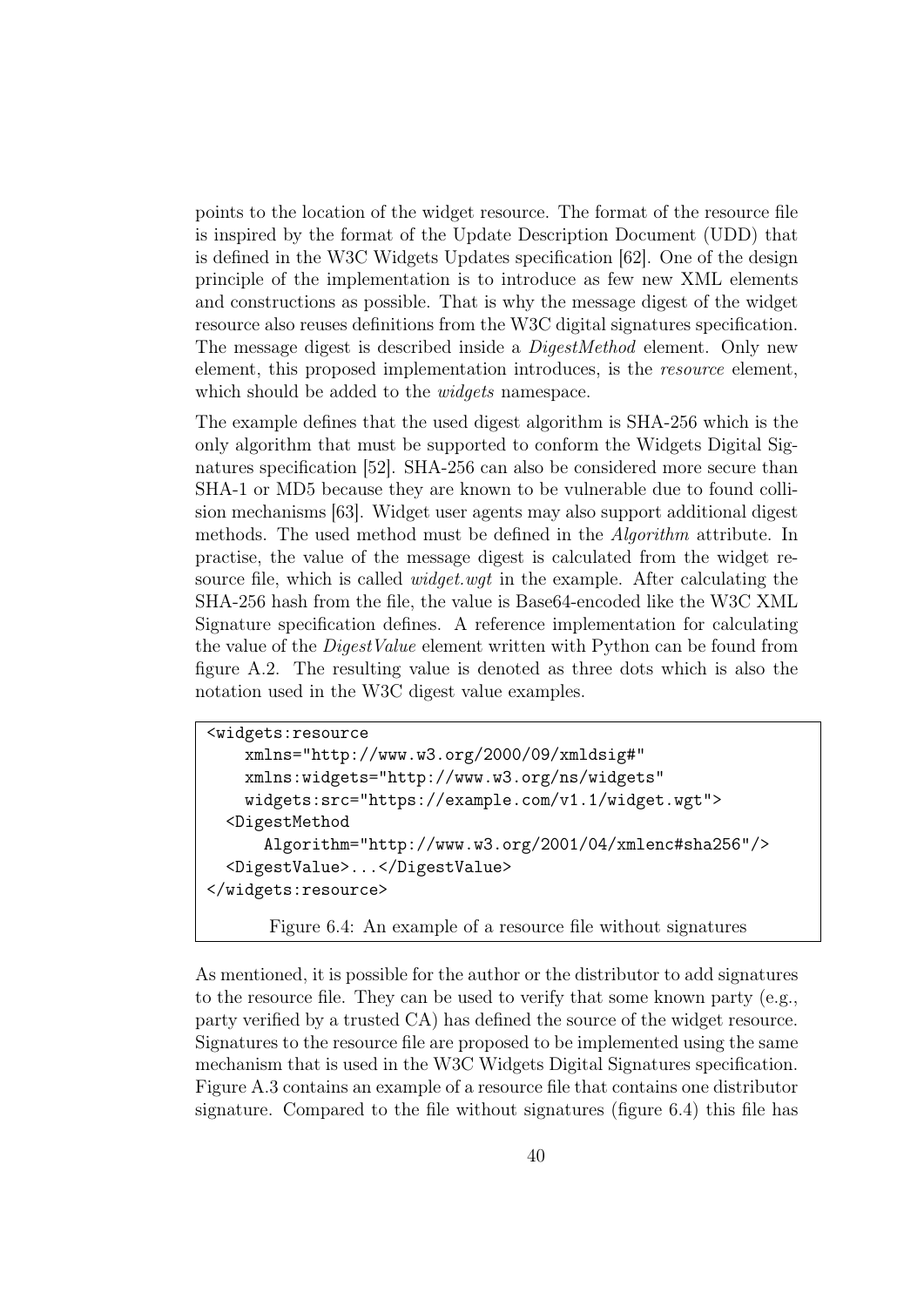points to the location of the widget resource. The format of the resource file is inspired by the format of the Update Description Document (UDD) that is defined in the W3C Widgets Updates specification [62]. One of the design principle of the implementation is to introduce as few new XML elements and constructions as possible. That is why the message digest of the widget resource also reuses definitions from the W3C digital signatures specification. The message digest is described inside a *DigestMethod* element. Only new element, this proposed implementation introduces, is the *resource* element, which should be added to the *widgets* namespace.

The example defines that the used digest algorithm is SHA-256 which is the only algorithm that must be supported to conform the Widgets Digital Signatures specification [52]. SHA-256 can also be considered more secure than SHA-1 or MD5 because they are known to be vulnerable due to found collision mechanisms [63]. Widget user agents may also support additional digest methods. The used method must be defined in the *Algorithm* attribute. In practise, the value of the message digest is calculated from the widget resource file, which is called *widget.wgt* in the example. After calculating the SHA-256 hash from the file, the value is Base64-encoded like the W3C XML Signature specification defines. A reference implementation for calculating the value of the *DigestValue* element written with Python can be found from figure A.2. The resulting value is denoted as three dots which is also the notation used in the W3C digest value examples.

```
<widgets:resource
    xmlns="http://www.w3.org/2000/09/xmldsig#"
    xmlns:widgets="http://www.w3.org/ns/widgets"
    widgets:src="https://example.com/v1.1/widget.wgt">
  <DigestMethod
      Algorithm="http://www.w3.org/2001/04/xmlenc#sha256"/>
  <DigestValue>...</DigestValue>
</widgets:resource>
```

Figure 6.4: An example of a resource file without signatures

As mentioned, it is possible for the author or the distributor to add signatures to the resource file. They can be used to verify that some known party (e.g., party verified by a trusted CA) has defined the source of the widget resource. Signatures to the resource file are proposed to be implemented using the same mechanism that is used in the W3C Widgets Digital Signatures specification. Figure A.3 contains an example of a resource file that contains one distributor signature. Compared to the file without signatures (figure 6.4) this file has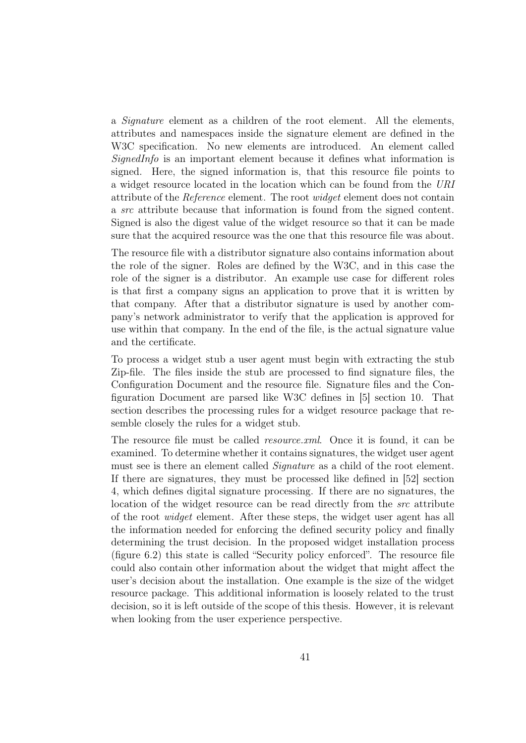a *Signature* element as a children of the root element. All the elements, attributes and namespaces inside the signature element are defined in the W3C specification. No new elements are introduced. An element called *SignedInfo* is an important element because it defines what information is signed. Here, the signed information is, that this resource file points to a widget resource located in the location which can be found from the *URI* attribute of the *Reference* element. The root *widget* element does not contain a *src* attribute because that information is found from the signed content. Signed is also the digest value of the widget resource so that it can be made sure that the acquired resource was the one that this resource file was about.

The resource file with a distributor signature also contains information about the role of the signer. Roles are defined by the W3C, and in this case the role of the signer is a distributor. An example use case for different roles is that first a company signs an application to prove that it is written by that company. After that a distributor signature is used by another company's network administrator to verify that the application is approved for use within that company. In the end of the file, is the actual signature value and the certificate.

To process a widget stub a user agent must begin with extracting the stub Zip-file. The files inside the stub are processed to find signature files, the Configuration Document and the resource file. Signature files and the Configuration Document are parsed like W3C defines in [5] section 10. That section describes the processing rules for a widget resource package that resemble closely the rules for a widget stub.

The resource file must be called *resource.xml*. Once it is found, it can be examined. To determine whether it contains signatures, the widget user agent must see is there an element called *Signature* as a child of the root element. If there are signatures, they must be processed like defined in [52] section 4, which defines digital signature processing. If there are no signatures, the location of the widget resource can be read directly from the *src* attribute of the root *widget* element. After these steps, the widget user agent has all the information needed for enforcing the defined security policy and finally determining the trust decision. In the proposed widget installation process (figure 6.2) this state is called "Security policy enforced". The resource file could also contain other information about the widget that might affect the user's decision about the installation. One example is the size of the widget resource package. This additional information is loosely related to the trust decision, so it is left outside of the scope of this thesis. However, it is relevant when looking from the user experience perspective.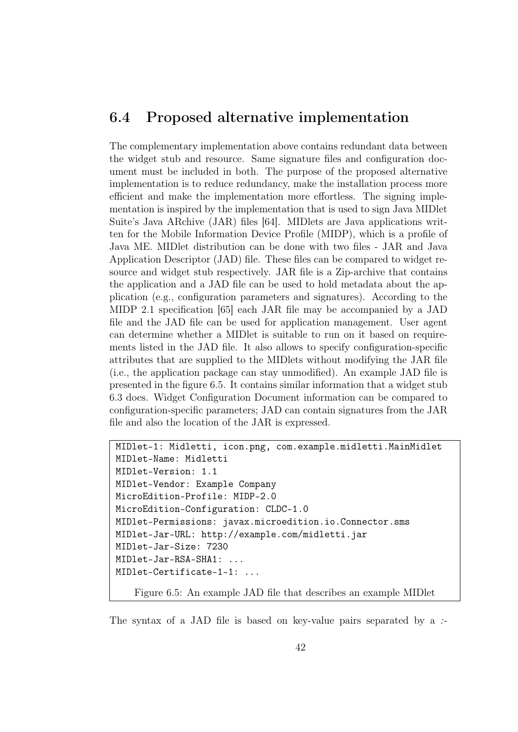## 6.4 Proposed alternative implementation

The complementary implementation above contains redundant data between the widget stub and resource. Same signature files and configuration document must be included in both. The purpose of the proposed alternative implementation is to reduce redundancy, make the installation process more efficient and make the implementation more effortless. The signing implementation is inspired by the implementation that is used to sign Java MIDlet Suite's Java ARchive (JAR) files [64]. MIDlets are Java applications written for the Mobile Information Device Profile (MIDP), which is a profile of Java ME. MIDlet distribution can be done with two files - JAR and Java Application Descriptor (JAD) file. These files can be compared to widget resource and widget stub respectively. JAR file is a Zip-archive that contains the application and a JAD file can be used to hold metadata about the application (e.g., configuration parameters and signatures). According to the MIDP 2.1 specification [65] each JAR file may be accompanied by a JAD file and the JAD file can be used for application management. User agent can determine whether a MIDlet is suitable to run on it based on requirements listed in the JAD file. It also allows to specify configuration-specific attributes that are supplied to the MIDlets without modifying the JAR file (i.e., the application package can stay unmodified). An example JAD file is presented in the figure 6.5. It contains similar information that a widget stub 6.3 does. Widget Configuration Document information can be compared to configuration-specific parameters; JAD can contain signatures from the JAR file and also the location of the JAR is expressed.

```
MIDlet-1: Midletti, icon.png, com.example.midletti.MainMidlet
MIDlet-Name: Midletti
MIDlet-Version: 1.1
MIDlet-Vendor: Example Company
MicroEdition-Profile: MIDP-2.0
MicroEdition-Configuration: CLDC-1.0
MIDlet-Permissions: javax.microedition.io.Connector.sms
MIDlet-Jar-URL: http://example.com/midletti.jar
MIDlet-Jar-Size: 7230
MIDlet-Jar-RSA-SHA1: ...
MIDlet-Certificate-1-1: ...
```

Figure 6.5: An example JAD file that describes an example MIDlet

The syntax of a JAD file is based on key-value pairs separated by a *:-*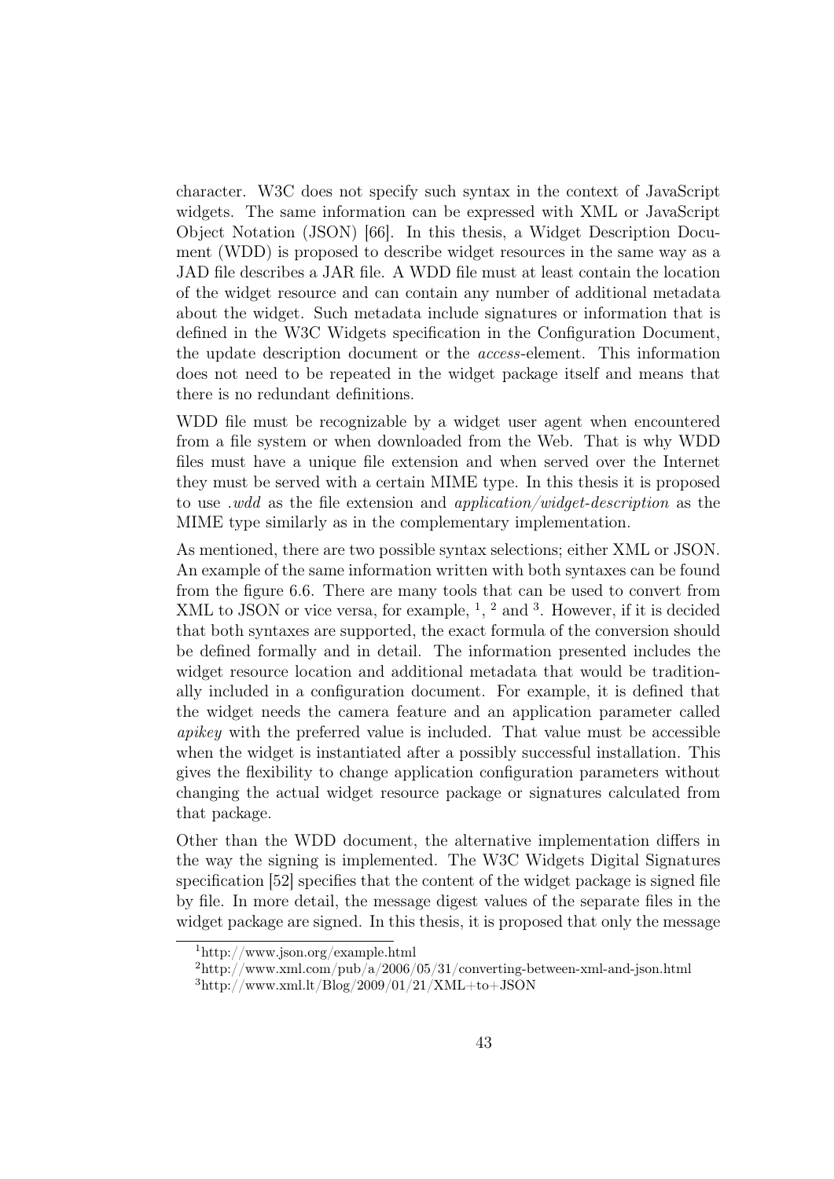character. W3C does not specify such syntax in the context of JavaScript widgets. The same information can be expressed with XML or JavaScript Object Notation (JSON) [66]. In this thesis, a Widget Description Document (WDD) is proposed to describe widget resources in the same way as a JAD file describes a JAR file. A WDD file must at least contain the location of the widget resource and can contain any number of additional metadata about the widget. Such metadata include signatures or information that is defined in the W3C Widgets specification in the Configuration Document, the update description document or the *access*-element. This information does not need to be repeated in the widget package itself and means that there is no redundant definitions.

WDD file must be recognizable by a widget user agent when encountered from a file system or when downloaded from the Web. That is why WDD files must have a unique file extension and when served over the Internet they must be served with a certain MIME type. In this thesis it is proposed to use *.wdd* as the file extension and *application/widget-description* as the MIME type similarly as in the complementary implementation.

As mentioned, there are two possible syntax selections; either XML or JSON. An example of the same information written with both syntaxes can be found from the figure 6.6. There are many tools that can be used to convert from XML to JSON or vice versa, for example, [1], [2] and [3]. However, if it is decided that both syntaxes are supported, the exact formula of the conversion should be defined formally and in detail. The information presented includes the widget resource location and additional metadata that would be traditionally included in a configuration document. For example, it is defined that the widget needs the camera feature and an application parameter called *apikey* with the preferred value is included. That value must be accessible when the widget is instantiated after a possibly successful installation. This gives the flexibility to change application configuration parameters without changing the actual widget resource package or signatures calculated from that package.

Other than the WDD document, the alternative implementation differs in the way the signing is implemented. The W3C Widgets Digital Signatures specification [52] specifies that the content of the widget package is signed file by file. In more detail, the message digest values of the separate files in the widget package are signed. In this thesis, it is proposed that only the message

[1] http://www.json.org/example.html

[2] http://www.xml.com/pub/a/2006/05/31/converting-between-xml-and-json.html

[3] http://www.xml.lt/Blog/2009/01/21/XML+to+JSON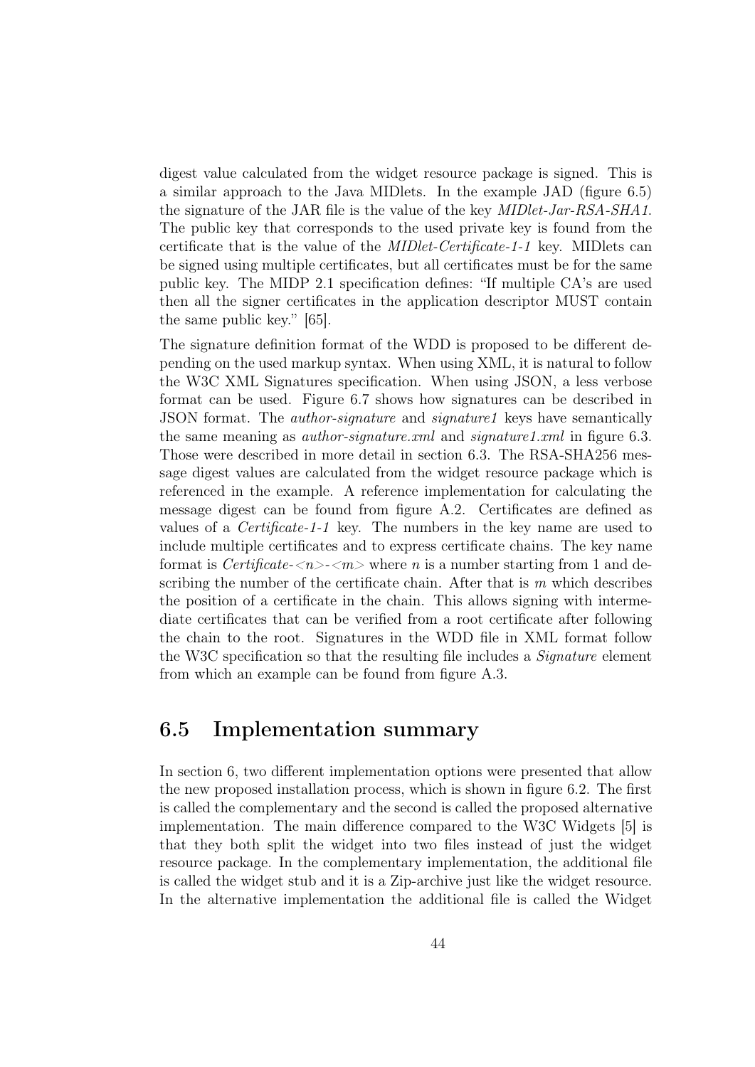digest value calculated from the widget resource package is signed. This is a similar approach to the Java MIDlets. In the example JAD (figure 6.5) the signature of the JAR file is the value of the key *MIDlet-Jar-RSA-SHA1*. The public key that corresponds to the used private key is found from the certificate that is the value of the *MIDlet-Certificate-1-1* key. MIDlets can be signed using multiple certificates, but all certificates must be for the same public key. The MIDP 2.1 specification defines: "If multiple CA's are used then all the signer certificates in the application descriptor MUST contain the same public key." [65].

The signature definition format of the WDD is proposed to be different depending on the used markup syntax. When using XML, it is natural to follow the W3C XML Signatures specification. When using JSON, a less verbose format can be used. Figure 6.7 shows how signatures can be described in JSON format. The *author-signature* and *signature1* keys have semantically the same meaning as *author-signature.xml* and *signature1.xml* in figure 6.3. Those were described in more detail in section 6.3. The RSA-SHA256 message digest values are calculated from the widget resource package which is referenced in the example. A reference implementation for calculating the message digest can be found from figure A.2. Certificates are defined as values of a *Certificate-1-1* key. The numbers in the key name are used to include multiple certificates and to express certificate chains. The key name format is *Certificate-<n>-<m>* where $n$ is a number starting from 1 and describing the number of the certificate chain. After that is $m$ which describes the position of a certificate in the chain. This allows signing with intermediate certificates that can be verified from a root certificate after following the chain to the root. Signatures in the WDD file in XML format follow the W3C specification so that the resulting file includes a *Signature* element from which an example can be found from figure A.3.

## 6.5 Implementation summary

In section 6, two different implementation options were presented that allow the new proposed installation process, which is shown in figure 6.2. The first is called the complementary and the second is called the proposed alternative implementation. The main difference compared to the W3C Widgets [5] is that they both split the widget into two files instead of just the widget resource package. In the complementary implementation, the additional file is called the widget stub and it is a Zip-archive just like the widget resource. In the alternative implementation the additional file is called the Widget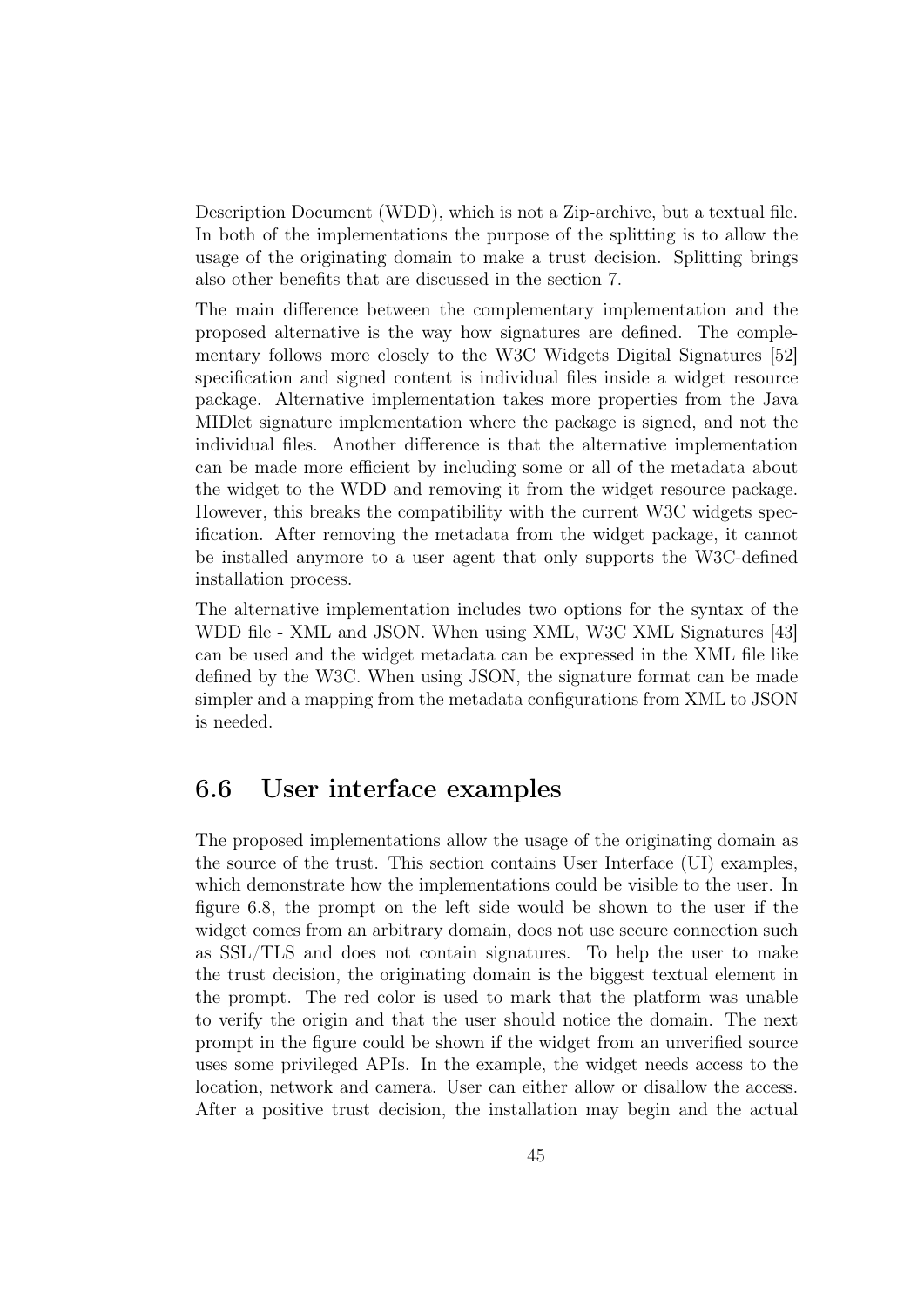Description Document (WDD), which is not a Zip-archive, but a textual file. In both of the implementations the purpose of the splitting is to allow the usage of the originating domain to make a trust decision. Splitting brings also other benefits that are discussed in the section 7.

The main difference between the complementary implementation and the proposed alternative is the way how signatures are defined. The complementary follows more closely to the W3C Widgets Digital Signatures [52] specification and signed content is individual files inside a widget resource package. Alternative implementation takes more properties from the Java MIDlet signature implementation where the package is signed, and not the individual files. Another difference is that the alternative implementation can be made more efficient by including some or all of the metadata about the widget to the WDD and removing it from the widget resource package. However, this breaks the compatibility with the current W3C widgets specification. After removing the metadata from the widget package, it cannot be installed anymore to a user agent that only supports the W3C-defined installation process.

The alternative implementation includes two options for the syntax of the WDD file - XML and JSON. When using XML, W3C XML Signatures [43] can be used and the widget metadata can be expressed in the XML file like defined by the W3C. When using JSON, the signature format can be made simpler and a mapping from the metadata configurations from XML to JSON is needed.

## 6.6 User interface examples

The proposed implementations allow the usage of the originating domain as the source of the trust. This section contains User Interface (UI) examples, which demonstrate how the implementations could be visible to the user. In figure 6.8, the prompt on the left side would be shown to the user if the widget comes from an arbitrary domain, does not use secure connection such as SSL/TLS and does not contain signatures. To help the user to make the trust decision, the originating domain is the biggest textual element in the prompt. The red color is used to mark that the platform was unable to verify the origin and that the user should notice the domain. The next prompt in the figure could be shown if the widget from an unverified source uses some privileged APIs. In the example, the widget needs access to the location, network and camera. User can either allow or disallow the access. After a positive trust decision, the installation may begin and the actual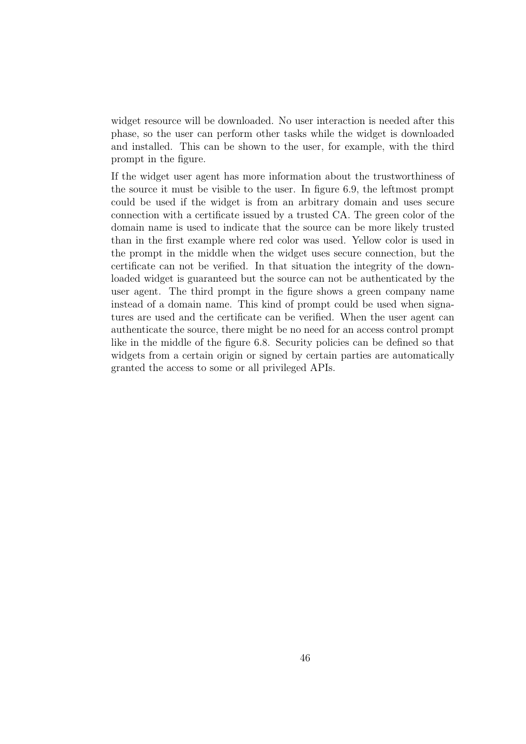widget resource will be downloaded. No user interaction is needed after this phase, so the user can perform other tasks while the widget is downloaded and installed. This can be shown to the user, for example, with the third prompt in the figure.

If the widget user agent has more information about the trustworthiness of the source it must be visible to the user. In figure 6.9, the leftmost prompt could be used if the widget is from an arbitrary domain and uses secure connection with a certificate issued by a trusted CA. The green color of the domain name is used to indicate that the source can be more likely trusted than in the first example where red color was used. Yellow color is used in the prompt in the middle when the widget uses secure connection, but the certificate can not be verified. In that situation the integrity of the downloaded widget is guaranteed but the source can not be authenticated by the user agent. The third prompt in the figure shows a green company name instead of a domain name. This kind of prompt could be used when signatures are used and the certificate can be verified. When the user agent can authenticate the source, there might be no need for an access control prompt like in the middle of the figure 6.8. Security policies can be defined so that widgets from a certain origin or signed by certain parties are automatically granted the access to some or all privileged APIs.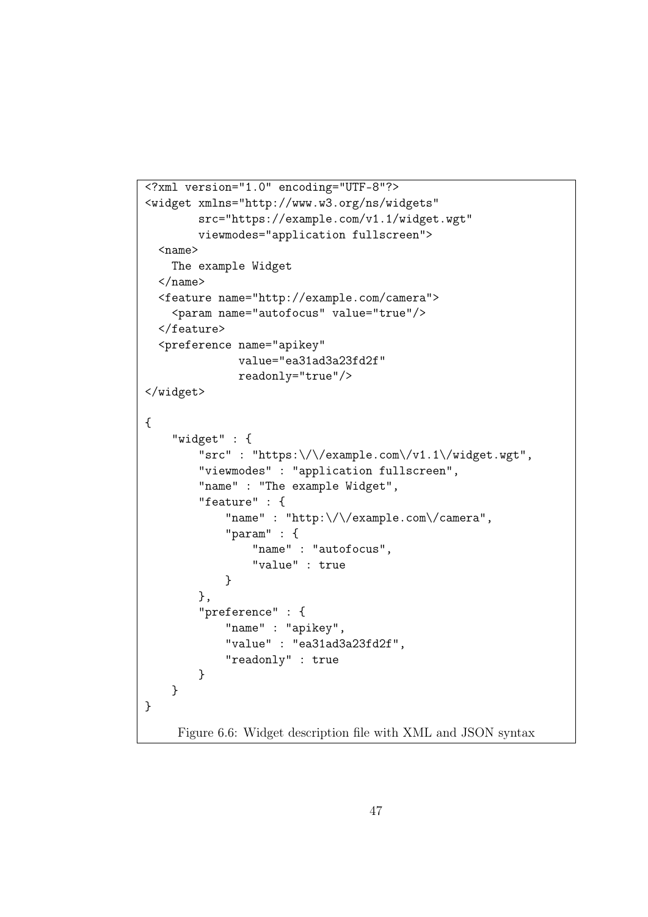```
<?xml version="1.0" encoding="UTF-8"?>
<widget xmlns="http://www.w3.org/ns/widgets"
        src="https://example.com/v1.1/widget.wgt"
        viewmodes="application fullscreen">
  <name>
    The example Widget
  </name>
  <feature name="http://example.com/camera">
    <param name="autofocus" value="true"/>
  </feature>
  <preference name="apikey"
              value="ea31ad3a23fd2f"
              readonly="true"/>
</widget>

{
    "widget" : {
        "src" : "https:\/\/example.com\/v1.1\/widget.wgt",
        "viewmodes" : "application fullscreen",
        "name" : "The example Widget",
        "feature" : {
            "name" : "http:\/\/example.com\/camera",
            "param" : {
                "name" : "autofocus",
                "value" : true
            }
        },
        "preference" : {
            "name" : "apikey",
            "value" : "ea31ad3a23fd2f",
            "readonly" : true
        }
    }
}
```

Figure 6.6: Widget description file with XML and JSON syntax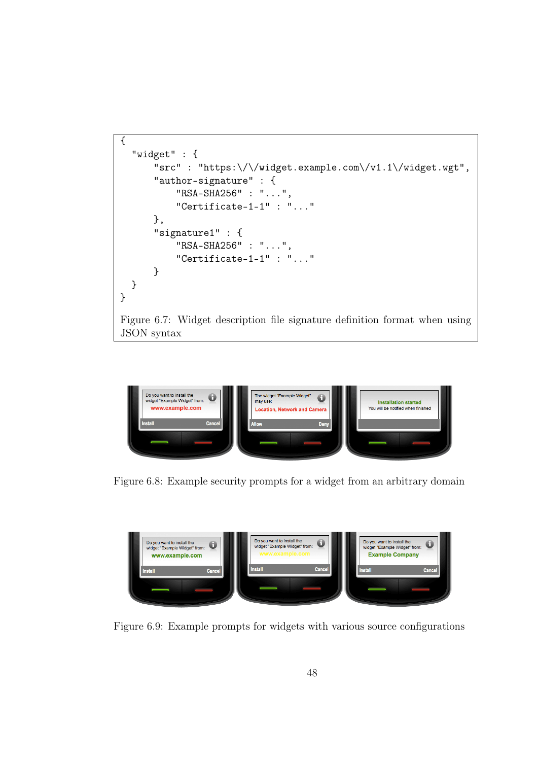```
{
  "widget" : {
      "src" : "https:\/\/widget.example.com\/v1.1\/widget.wgt",
      "author-signature" : {
          "RSA-SHA256" : "...",
          "Certificate-1-1" : "..."
      },
      "signature1" : {
          "RSA-SHA256" : "...",
          "Certificate-1-1" : "..."
      }
  }
}
```

Figure 6.7: Widget description file signature definition format when using JSON syntax

Figure 6.8: Example security prompts for a widget from an arbitrary domain

Figure 6.9: Example prompts for widgets with various source configurations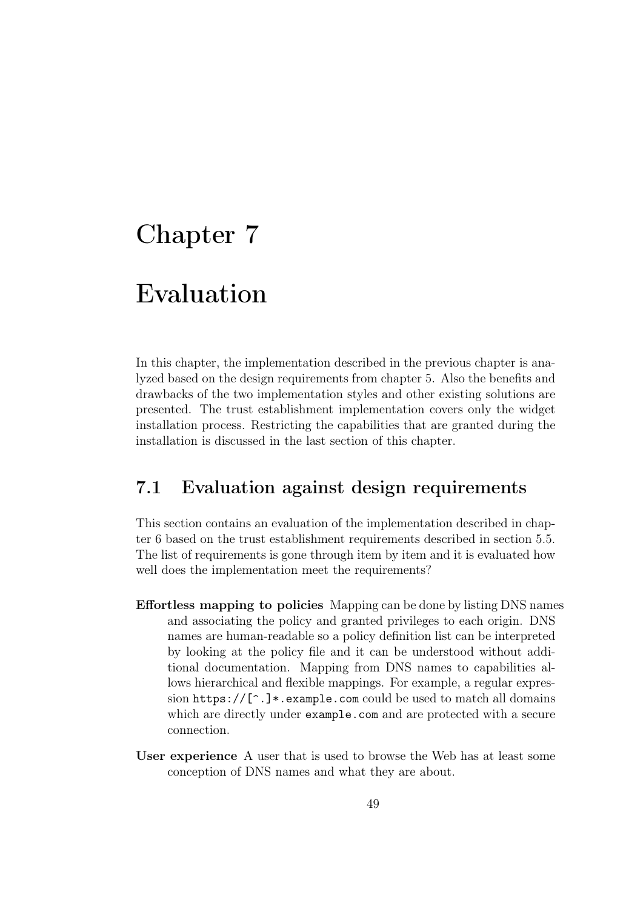# Chapter 7

# Evaluation

In this chapter, the implementation described in the previous chapter is analyzed based on the design requirements from chapter 5. Also the benefits and drawbacks of the two implementation styles and other existing solutions are presented. The trust establishment implementation covers only the widget installation process. Restricting the capabilities that are granted during the installation is discussed in the last section of this chapter.

## 7.1 Evaluation against design requirements

This section contains an evaluation of the implementation described in chapter 6 based on the trust establishment requirements described in section 5.5. The list of requirements is gone through item by item and it is evaluated how well does the implementation meet the requirements?

**Effortless mapping to policies** Mapping can be done by listing DNS names and associating the policy and granted privileges to each origin. DNS names are human-readable so a policy definition list can be interpreted by looking at the policy file and it can be understood without additional documentation. Mapping from DNS names to capabilities allows hierarchical and flexible mappings. For example, a regular expression `https://[^.]*.example.com` could be used to match all domains which are directly under `example.com` and are protected with a secure connection.

**User experience** A user that is used to browse the Web has at least some conception of DNS names and what they are about.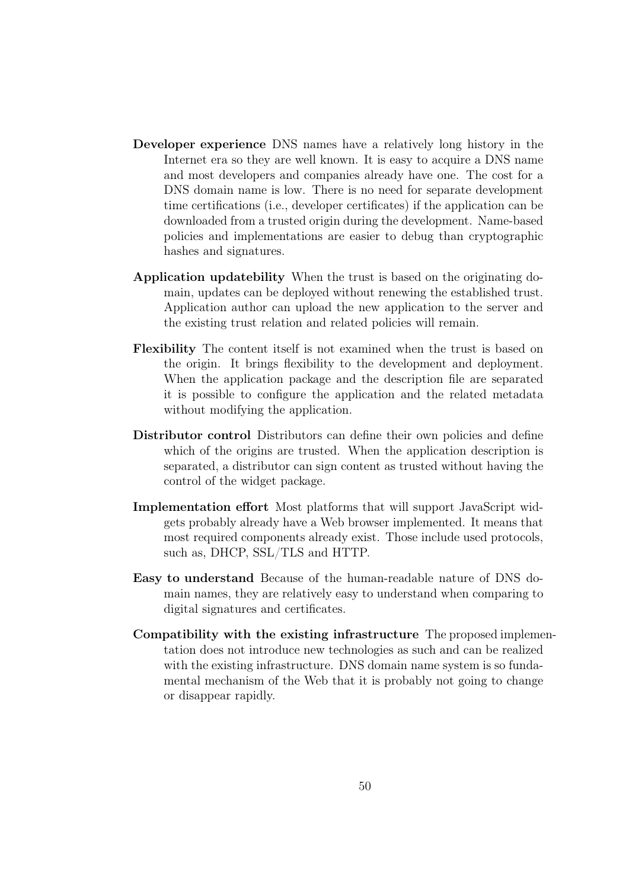**Developer experience** DNS names have a relatively long history in the Internet era so they are well known. It is easy to acquire a DNS name and most developers and companies already have one. The cost for a DNS domain name is low. There is no need for separate development time certifications (i.e., developer certificates) if the application can be downloaded from a trusted origin during the development. Name-based policies and implementations are easier to debug than cryptographic hashes and signatures.

**Application updatebility** When the trust is based on the originating domain, updates can be deployed without renewing the established trust. Application author can upload the new application to the server and the existing trust relation and related policies will remain.

**Flexibility** The content itself is not examined when the trust is based on the origin. It brings flexibility to the development and deployment. When the application package and the description file are separated it is possible to configure the application and the related metadata without modifying the application.

**Distributor control** Distributors can define their own policies and define which of the origins are trusted. When the application description is separated, a distributor can sign content as trusted without having the control of the widget package.

**Implementation effort** Most platforms that will support JavaScript widgets probably already have a Web browser implemented. It means that most required components already exist. Those include used protocols, such as, DHCP, SSL/TLS and HTTP.

**Easy to understand** Because of the human-readable nature of DNS domain names, they are relatively easy to understand when comparing to digital signatures and certificates.

**Compatibility with the existing infrastructure** The proposed implementation does not introduce new technologies as such and can be realized with the existing infrastructure. DNS domain name system is so fundamental mechanism of the Web that it is probably not going to change or disappear rapidly.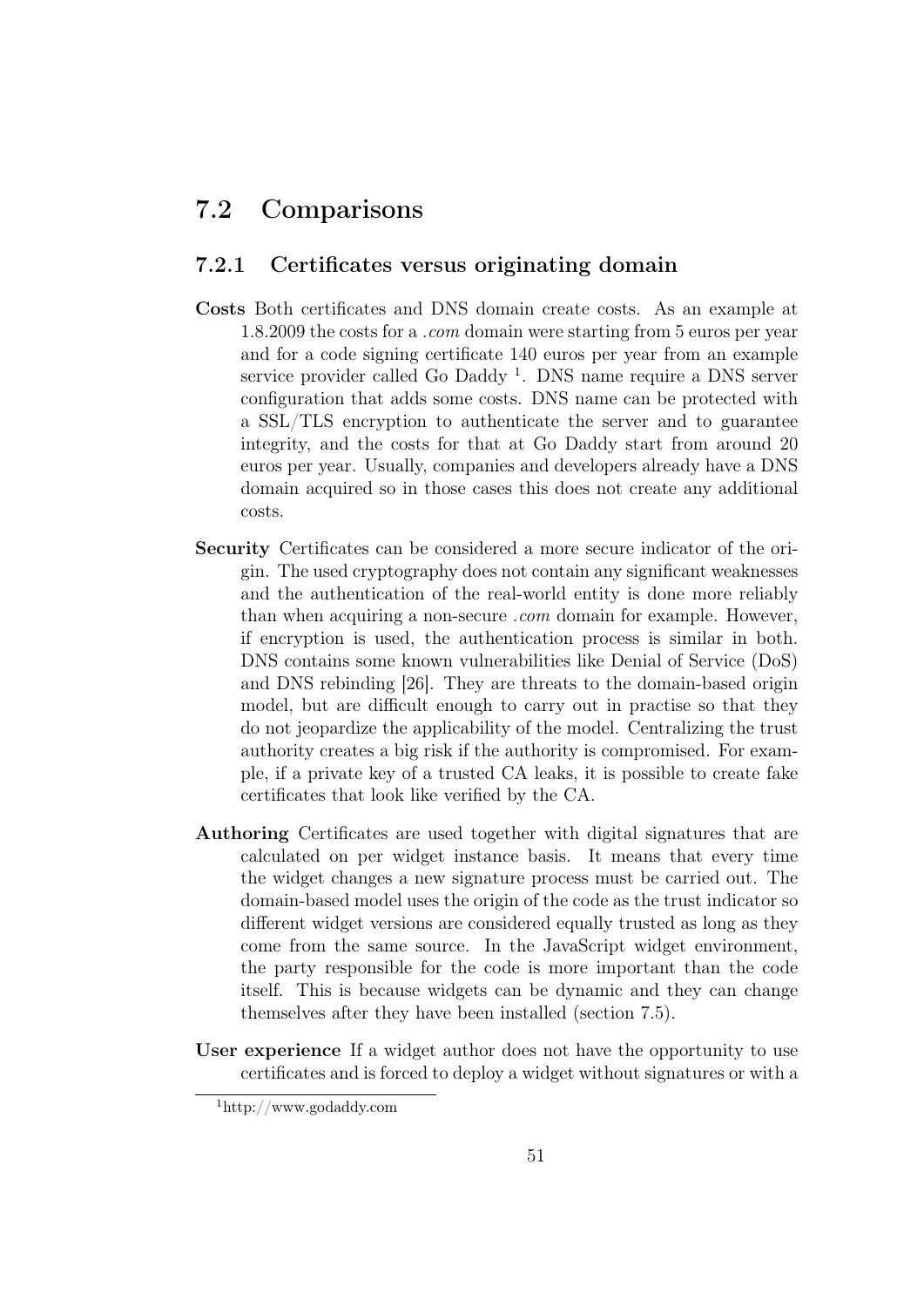## 7.2 Comparisons

### 7.2.1 Certificates versus originating domain

**Costs** Both certificates and DNS domain create costs. As an example at 1.8.2009 the costs for a *.com* domain were starting from 5 euros per year and for a code signing certificate 140 euros per year from an example service provider called Go Daddy [1]. DNS name require a DNS server configuration that adds some costs. DNS name can be protected with a SSL/TLS encryption to authenticate the server and to guarantee integrity, and the costs for that at Go Daddy start from around 20 euros per year. Usually, companies and developers already have a DNS domain acquired so in those cases this does not create any additional costs.

**Security** Certificates can be considered a more secure indicator of the origin. The used cryptography does not contain any significant weaknesses and the authentication of the real-world entity is done more reliably than when acquiring a non-secure *.com* domain for example. However, if encryption is used, the authentication process is similar in both. DNS contains some known vulnerabilities like Denial of Service (DoS) and DNS rebinding [26]. They are threats to the domain-based origin model, but are difficult enough to carry out in practise so that they do not jeopardize the applicability of the model. Centralizing the trust authority creates a big risk if the authority is compromised. For example, if a private key of a trusted CA leaks, it is possible to create fake certificates that look like verified by the CA.

**Authoring** Certificates are used together with digital signatures that are calculated on per widget instance basis. It means that every time the widget changes a new signature process must be carried out. The domain-based model uses the origin of the code as the trust indicator so different widget versions are considered equally trusted as long as they come from the same source. In the JavaScript widget environment, the party responsible for the code is more important than the code itself. This is because widgets can be dynamic and they can change themselves after they have been installed (section 7.5).

**User experience** If a widget author does not have the opportunity to use certificates and is forced to deploy a widget without signatures or with a

[1] http://www.godaddy.com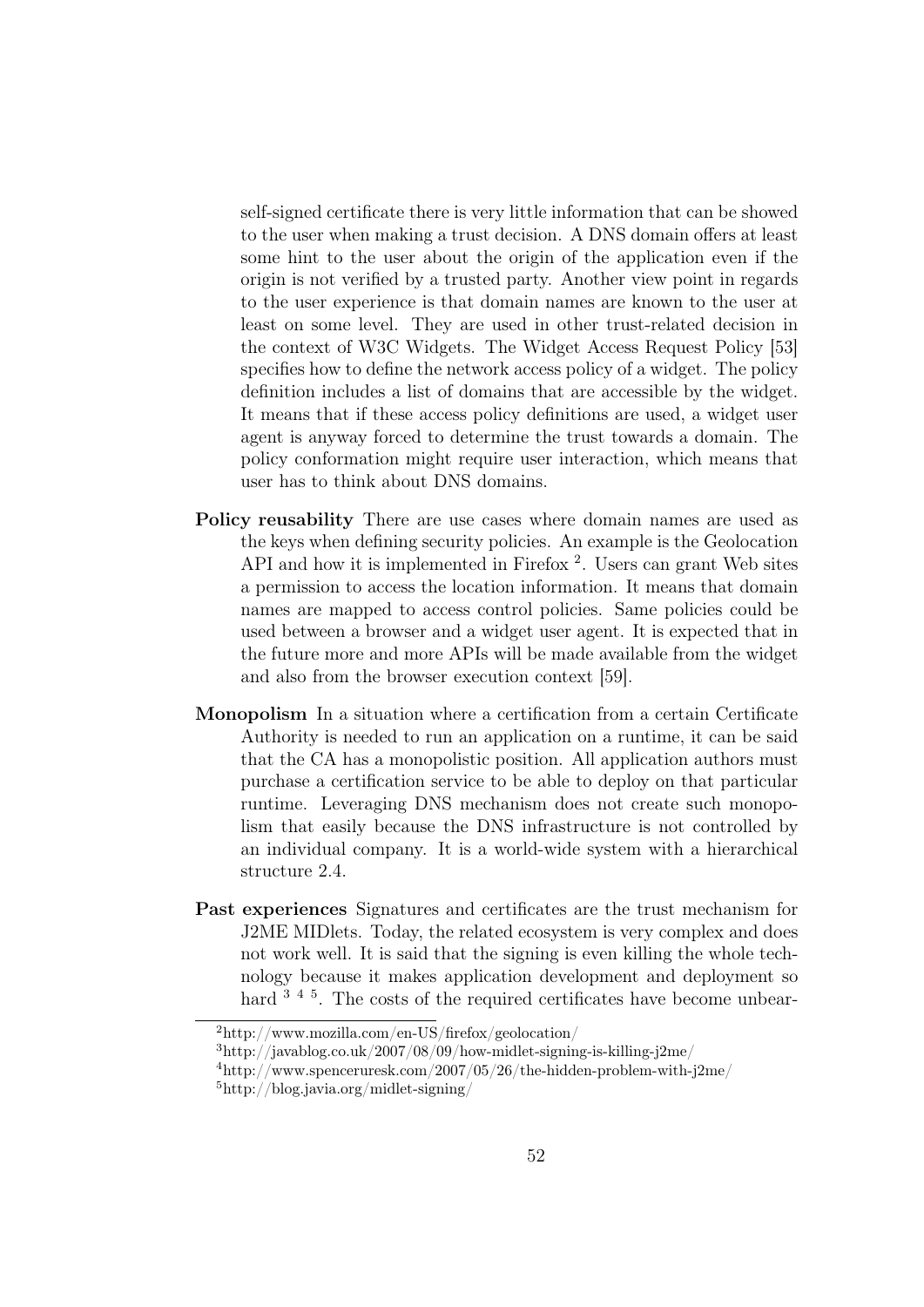self-signed certificate there is very little information that can be showed to the user when making a trust decision. A DNS domain offers at least some hint to the user about the origin of the application even if the origin is not verified by a trusted party. Another view point in regards to the user experience is that domain names are known to the user at least on some level. They are used in other trust-related decision in the context of W3C Widgets. The Widget Access Request Policy [53] specifies how to define the network access policy of a widget. The policy definition includes a list of domains that are accessible by the widget. It means that if these access policy definitions are used, a widget user agent is anyway forced to determine the trust towards a domain. The policy conformation might require user interaction, which means that user has to think about DNS domains.

**Policy reusability** There are use cases where domain names are used as the keys when defining security policies. An example is the Geolocation API and how it is implemented in Firefox [2]. Users can grant Web sites a permission to access the location information. It means that domain names are mapped to access control policies. Same policies could be used between a browser and a widget user agent. It is expected that in the future more and more APIs will be made available from the widget and also from the browser execution context [59].

**Monopolism** In a situation where a certification from a certain Certificate Authority is needed to run an application on a runtime, it can be said that the CA has a monopolistic position. All application authors must purchase a certification service to be able to deploy on that particular runtime. Leveraging DNS mechanism does not create such monopolism that easily because the DNS infrastructure is not controlled by an individual company. It is a world-wide system with a hierarchical structure 2.4.

**Past experiences** Signatures and certificates are the trust mechanism for J2ME MIDlets. Today, the related ecosystem is very complex and does not work well. It is said that the signing is even killing the whole technology because it makes application development and deployment so hard [3] [4] [5]. The costs of the required certificates have become unbear-

---

[2] http://www.mozilla.com/en-US/firefox/geolocation/

[3] http://javablog.co.uk/2007/08/09/how-midlet-signing-is-killing-j2me/

[4] http://www.spenceruresk.com/2007/05/26/the-hidden-problem-with-j2me/

[5] http://blog.javia.org/midlet-signing/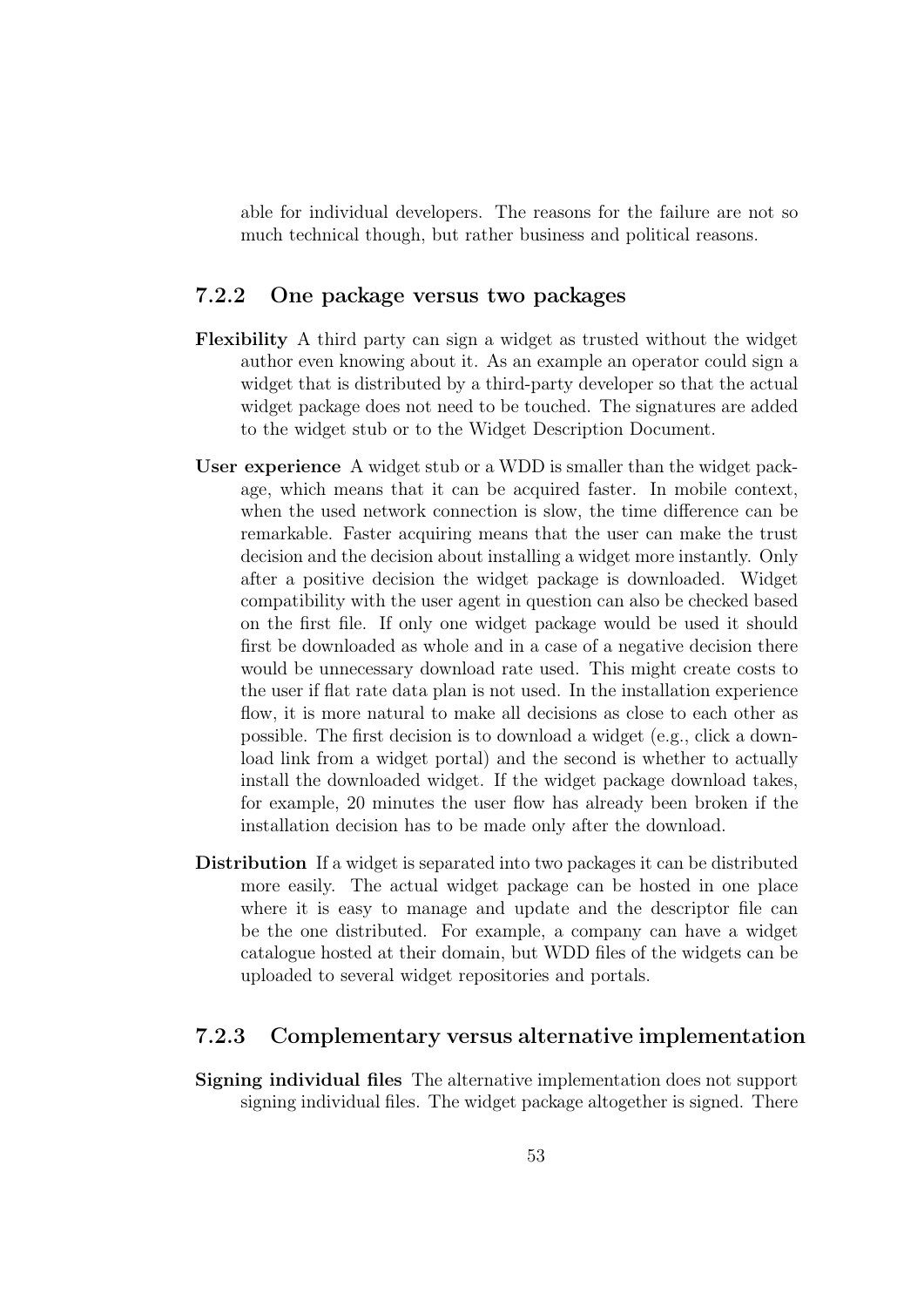able for individual developers. The reasons for the failure are not so much technical though, but rather business and political reasons.

### 7.2.2 One package versus two packages

**Flexibility** A third party can sign a widget as trusted without the widget author even knowing about it. As an example an operator could sign a widget that is distributed by a third-party developer so that the actual widget package does not need to be touched. The signatures are added to the widget stub or to the Widget Description Document.

**User experience** A widget stub or a WDD is smaller than the widget package, which means that it can be acquired faster. In mobile context, when the used network connection is slow, the time difference can be remarkable. Faster acquiring means that the user can make the trust decision and the decision about installing a widget more instantly. Only after a positive decision the widget package is downloaded. Widget compatibility with the user agent in question can also be checked based on the first file. If only one widget package would be used it should first be downloaded as whole and in a case of a negative decision there would be unnecessary download rate used. This might create costs to the user if flat rate data plan is not used. In the installation experience flow, it is more natural to make all decisions as close to each other as possible. The first decision is to download a widget (e.g., click a download link from a widget portal) and the second is whether to actually install the downloaded widget. If the widget package download takes, for example, 20 minutes the user flow has already been broken if the installation decision has to be made only after the download.

**Distribution** If a widget is separated into two packages it can be distributed more easily. The actual widget package can be hosted in one place where it is easy to manage and update and the descriptor file can be the one distributed. For example, a company can have a widget catalogue hosted at their domain, but WDD files of the widgets can be uploaded to several widget repositories and portals.

### 7.2.3 Complementary versus alternative implementation

**Signing individual files** The alternative implementation does not support signing individual files. The widget package altogether is signed. There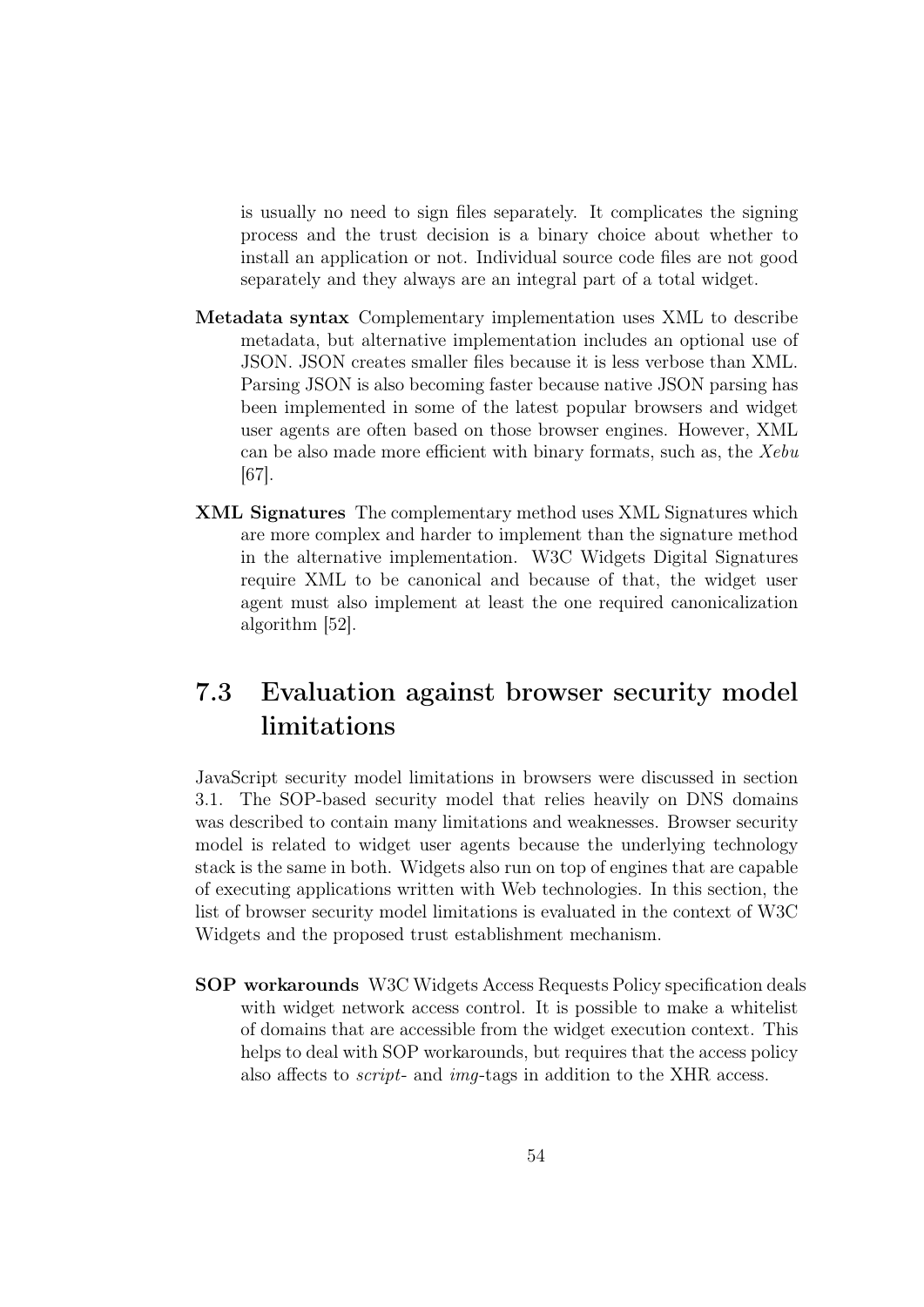is usually no need to sign files separately. It complicates the signing process and the trust decision is a binary choice about whether to install an application or not. Individual source code files are not good separately and they always are an integral part of a total widget.

**Metadata syntax** Complementary implementation uses XML to describe metadata, but alternative implementation includes an optional use of JSON. JSON creates smaller files because it is less verbose than XML. Parsing JSON is also becoming faster because native JSON parsing has been implemented in some of the latest popular browsers and widget user agents are often based on those browser engines. However, XML can be also made more efficient with binary formats, such as, the *Xebu* [67].

**XML Signatures** The complementary method uses XML Signatures which are more complex and harder to implement than the signature method in the alternative implementation. W3C Widgets Digital Signatures require XML to be canonical and because of that, the widget user agent must also implement at least the one required canonicalization algorithm [52].

## 7.3 Evaluation against browser security model limitations

JavaScript security model limitations in browsers were discussed in section 3.1. The SOP-based security model that relies heavily on DNS domains was described to contain many limitations and weaknesses. Browser security model is related to widget user agents because the underlying technology stack is the same in both. Widgets also run on top of engines that are capable of executing applications written with Web technologies. In this section, the list of browser security model limitations is evaluated in the context of W3C Widgets and the proposed trust establishment mechanism.

**SOP workarounds** W3C Widgets Access Requests Policy specification deals with widget network access control. It is possible to make a whitelist of domains that are accessible from the widget execution context. This helps to deal with SOP workarounds, but requires that the access policy also affects to *script*- and *img*-tags in addition to the XHR access.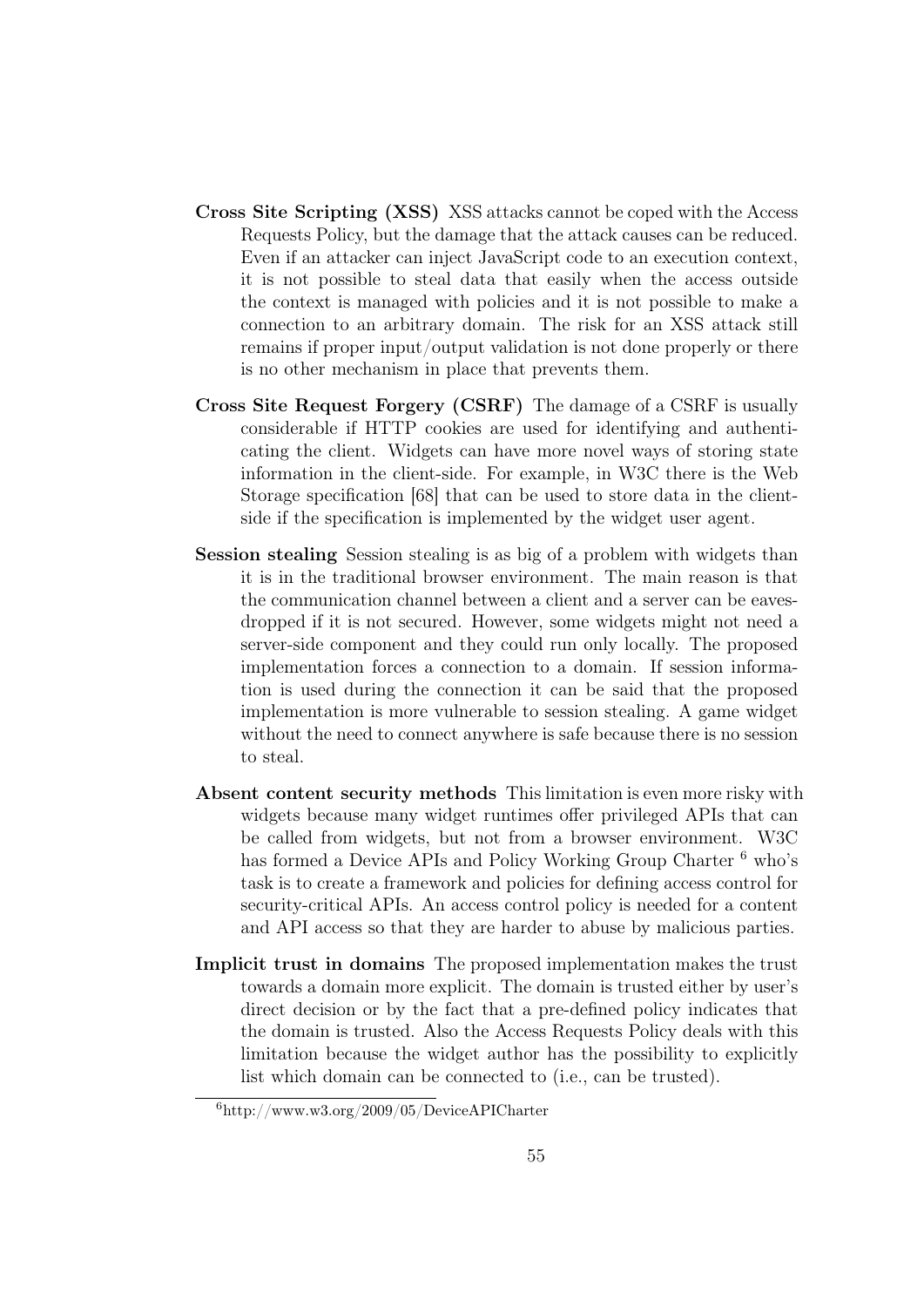**Cross Site Scripting (XSS)** XSS attacks cannot be coped with the Access Requests Policy, but the damage that the attack causes can be reduced. Even if an attacker can inject JavaScript code to an execution context, it is not possible to steal data that easily when the access outside the context is managed with policies and it is not possible to make a connection to an arbitrary domain. The risk for an XSS attack still remains if proper input/output validation is not done properly or there is no other mechanism in place that prevents them.

**Cross Site Request Forgery (CSRF)** The damage of a CSRF is usually considerable if HTTP cookies are used for identifying and authenticating the client. Widgets can have more novel ways of storing state information in the client-side. For example, in W3C there is the Web Storage specification [68] that can be used to store data in the client-side if the specification is implemented by the widget user agent.

**Session stealing** Session stealing is as big of a problem with widgets than it is in the traditional browser environment. The main reason is that the communication channel between a client and a server can be eavesdropped if it is not secured. However, some widgets might not need a server-side component and they could run only locally. The proposed implementation forces a connection to a domain. If session information is used during the connection it can be said that the proposed implementation is more vulnerable to session stealing. A game widget without the need to connect anywhere is safe because there is no session to steal.

**Absent content security methods** This limitation is even more risky with widgets because many widget runtimes offer privileged APIs that can be called from widgets, but not from a browser environment. W3C has formed a Device APIs and Policy Working Group Charter [6] who's task is to create a framework and policies for defining access control for security-critical APIs. An access control policy is needed for a content and API access so that they are harder to abuse by malicious parties.

**Implicit trust in domains** The proposed implementation makes the trust towards a domain more explicit. The domain is trusted either by user's direct decision or by the fact that a pre-defined policy indicates that the domain is trusted. Also the Access Requests Policy deals with this limitation because the widget author has the possibility to explicitly list which domain can be connected to (i.e., can be trusted).

[6] http://www.w3.org/2009/05/DeviceAPICharter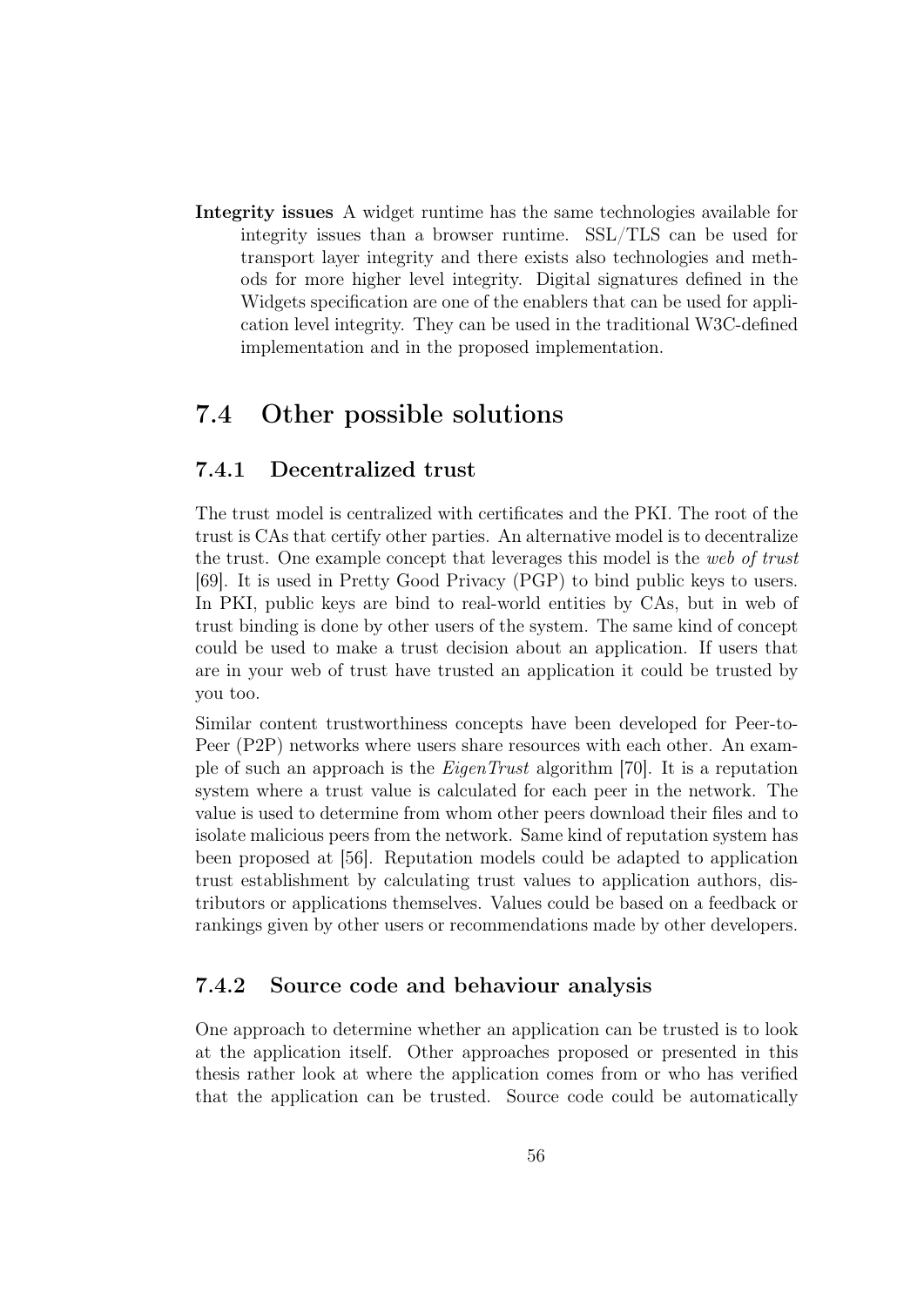**Integrity issues** A widget runtime has the same technologies available for integrity issues than a browser runtime. SSL/TLS can be used for transport layer integrity and there exists also technologies and methods for more higher level integrity. Digital signatures defined in the Widgets specification are one of the enablers that can be used for application level integrity. They can be used in the traditional W3C-defined implementation and in the proposed implementation.

## 7.4 Other possible solutions

### 7.4.1 Decentralized trust

The trust model is centralized with certificates and the PKI. The root of the trust is CAs that certify other parties. An alternative model is to decentralize the trust. One example concept that leverages this model is the *web of trust* [69]. It is used in Pretty Good Privacy (PGP) to bind public keys to users. In PKI, public keys are bind to real-world entities by CAs, but in web of trust binding is done by other users of the system. The same kind of concept could be used to make a trust decision about an application. If users that are in your web of trust have trusted an application it could be trusted by you too.

Similar content trustworthiness concepts have been developed for Peer-to-Peer (P2P) networks where users share resources with each other. An example of such an approach is the *EigenTrust* algorithm [70]. It is a reputation system where a trust value is calculated for each peer in the network. The value is used to determine from whom other peers download their files and to isolate malicious peers from the network. Same kind of reputation system has been proposed at [56]. Reputation models could be adapted to application trust establishment by calculating trust values to application authors, distributors or applications themselves. Values could be based on a feedback or rankings given by other users or recommendations made by other developers.

### 7.4.2 Source code and behaviour analysis

One approach to determine whether an application can be trusted is to look at the application itself. Other approaches proposed or presented in this thesis rather look at where the application comes from or who has verified that the application can be trusted. Source code could be automatically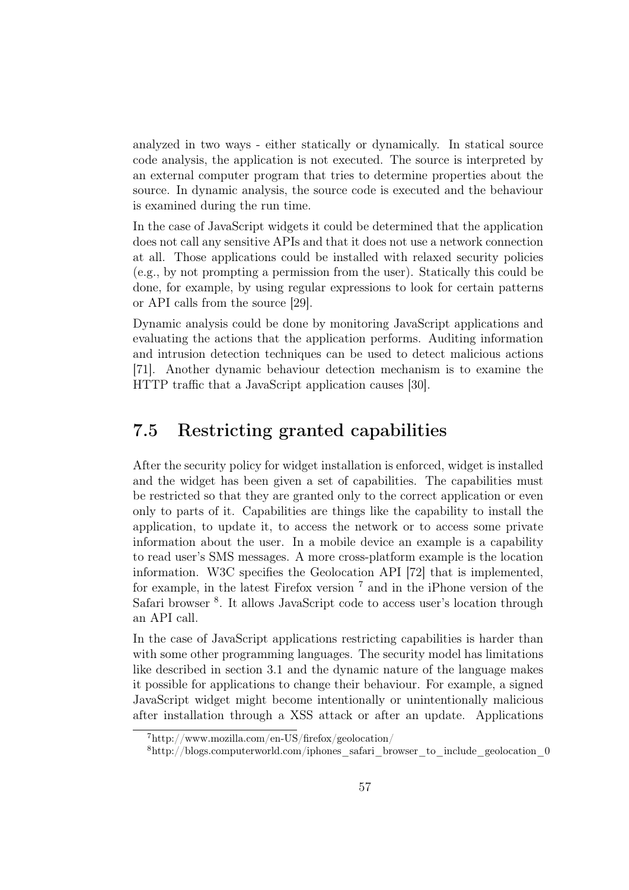analyzed in two ways - either statically or dynamically. In statical source code analysis, the application is not executed. The source is interpreted by an external computer program that tries to determine properties about the source. In dynamic analysis, the source code is executed and the behaviour is examined during the run time.

In the case of JavaScript widgets it could be determined that the application does not call any sensitive APIs and that it does not use a network connection at all. Those applications could be installed with relaxed security policies (e.g., by not prompting a permission from the user). Statically this could be done, for example, by using regular expressions to look for certain patterns or API calls from the source [29].

Dynamic analysis could be done by monitoring JavaScript applications and evaluating the actions that the application performs. Auditing information and intrusion detection techniques can be used to detect malicious actions [71]. Another dynamic behaviour detection mechanism is to examine the HTTP traffic that a JavaScript application causes [30].

## 7.5 Restricting granted capabilities

After the security policy for widget installation is enforced, widget is installed and the widget has been given a set of capabilities. The capabilities must be restricted so that they are granted only to the correct application or even only to parts of it. Capabilities are things like the capability to install the application, to update it, to access the network or to access some private information about the user. In a mobile device an example is a capability to read user's SMS messages. A more cross-platform example is the location information. W3C specifies the Geolocation API [72] that is implemented, for example, in the latest Firefox version [7] and in the iPhone version of the Safari browser [8]. It allows JavaScript code to access user's location through an API call.

In the case of JavaScript applications restricting capabilities is harder than with some other programming languages. The security model has limitations like described in section 3.1 and the dynamic nature of the language makes it possible for applications to change their behaviour. For example, a signed JavaScript widget might become intentionally or unintentionally malicious after installation through a XSS attack or after an update. Applications

[7] http://www.mozilla.com/en-US/firefox/geolocation/

[8] http://blogs.computerworld.com/iphones_safari_browser_to_include_geolocation_0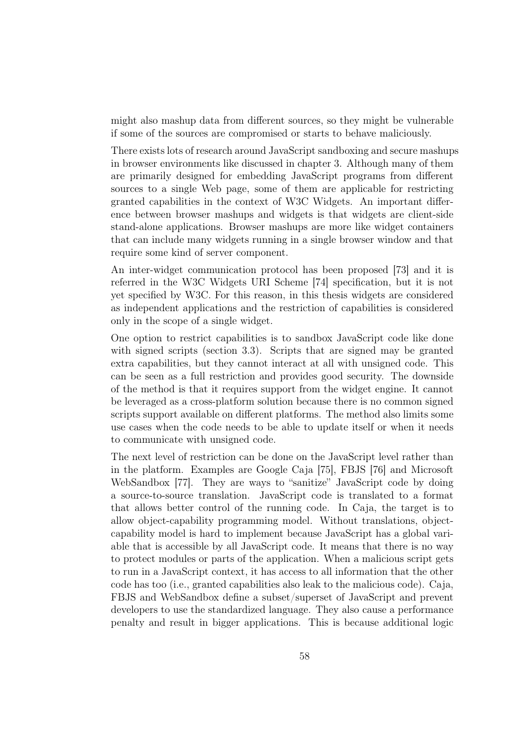might also mashup data from different sources, so they might be vulnerable if some of the sources are compromised or starts to behave maliciously.

There exists lots of research around JavaScript sandboxing and secure mashups in browser environments like discussed in chapter 3. Although many of them are primarily designed for embedding JavaScript programs from different sources to a single Web page, some of them are applicable for restricting granted capabilities in the context of W3C Widgets. An important difference between browser mashups and widgets is that widgets are client-side stand-alone applications. Browser mashups are more like widget containers that can include many widgets running in a single browser window and that require some kind of server component.

An inter-widget communication protocol has been proposed [73] and it is referred in the W3C Widgets URI Scheme [74] specification, but it is not yet specified by W3C. For this reason, in this thesis widgets are considered as independent applications and the restriction of capabilities is considered only in the scope of a single widget.

One option to restrict capabilities is to sandbox JavaScript code like done with signed scripts (section 3.3). Scripts that are signed may be granted extra capabilities, but they cannot interact at all with unsigned code. This can be seen as a full restriction and provides good security. The downside of the method is that it requires support from the widget engine. It cannot be leveraged as a cross-platform solution because there is no common signed scripts support available on different platforms. The method also limits some use cases when the code needs to be able to update itself or when it needs to communicate with unsigned code.

The next level of restriction can be done on the JavaScript level rather than in the platform. Examples are Google Caja [75], FBJS [76] and Microsoft WebSandbox [77]. They are ways to "sanitize" JavaScript code by doing a source-to-source translation. JavaScript code is translated to a format that allows better control of the running code. In Caja, the target is to allow object-capability programming model. Without translations, object-capability model is hard to implement because JavaScript has a global variable that is accessible by all JavaScript code. It means that there is no way to protect modules or parts of the application. When a malicious script gets to run in a JavaScript context, it has access to all information that the other code has too (i.e., granted capabilities also leak to the malicious code). Caja, FBJS and WebSandbox define a subset/superset of JavaScript and prevent developers to use the standardized language. They also cause a performance penalty and result in bigger applications. This is because additional logic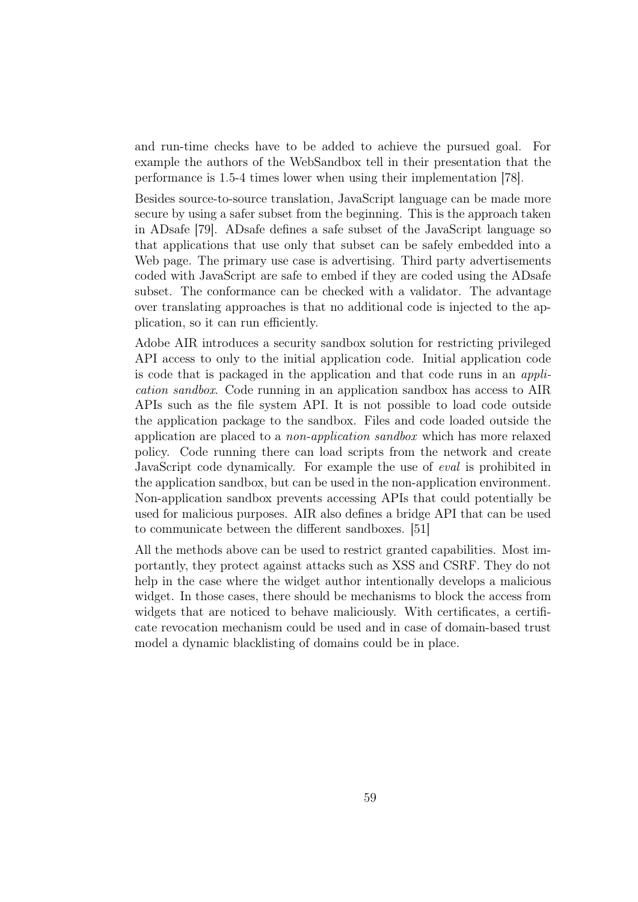and run-time checks have to be added to achieve the pursued goal. For example the authors of the WebSandbox tell in their presentation that the performance is 1.5-4 times lower when using their implementation [78].

Besides source-to-source translation, JavaScript language can be made more secure by using a safer subset from the beginning. This is the approach taken in ADsafe [79]. ADsafe defines a safe subset of the JavaScript language so that applications that use only that subset can be safely embedded into a Web page. The primary use case is advertising. Third party advertisements coded with JavaScript are safe to embed if they are coded using the ADsafe subset. The conformance can be checked with a validator. The advantage over translating approaches is that no additional code is injected to the application, so it can run efficiently.

Adobe AIR introduces a security sandbox solution for restricting privileged API access to only to the initial application code. Initial application code is code that is packaged in the application and that code runs in an *application sandbox*. Code running in an application sandbox has access to AIR APIs such as the file system API. It is not possible to load code outside the application package to the sandbox. Files and code loaded outside the application are placed to a *non-application sandbox* which has more relaxed policy. Code running there can load scripts from the network and create JavaScript code dynamically. For example the use of *eval* is prohibited in the application sandbox, but can be used in the non-application environment. Non-application sandbox prevents accessing APIs that could potentially be used for malicious purposes. AIR also defines a bridge API that can be used to communicate between the different sandboxes. [51]

All the methods above can be used to restrict granted capabilities. Most importantly, they protect against attacks such as XSS and CSRF. They do not help in the case where the widget author intentionally develops a malicious widget. In those cases, there should be mechanisms to block the access from widgets that are noticed to behave maliciously. With certificates, a certificate revocation mechanism could be used and in case of domain-based trust model a dynamic blacklisting of domains could be in place.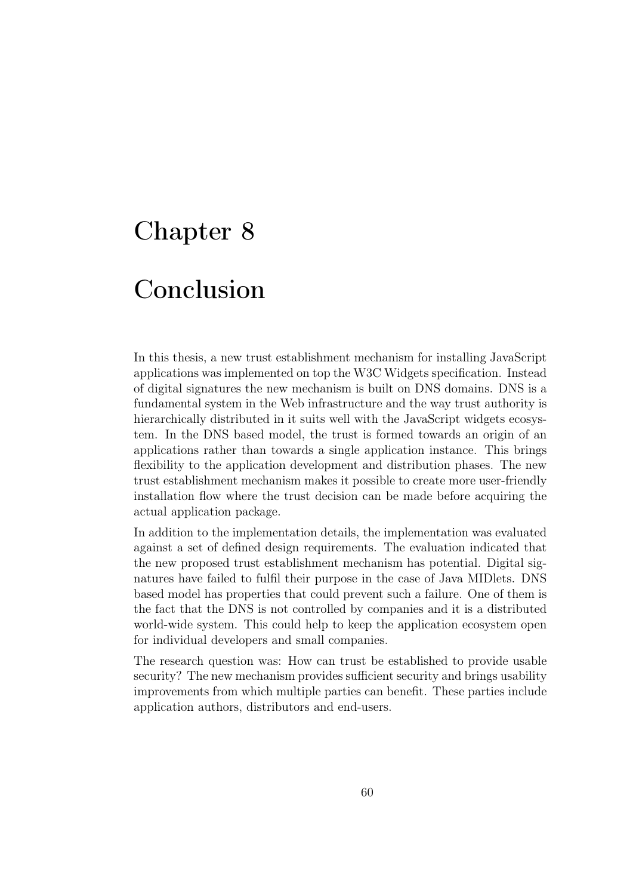# Chapter 8

# Conclusion

In this thesis, a new trust establishment mechanism for installing JavaScript applications was implemented on top the W3C Widgets specification. Instead of digital signatures the new mechanism is built on DNS domains. DNS is a fundamental system in the Web infrastructure and the way trust authority is hierarchically distributed in it suits well with the JavaScript widgets ecosystem. In the DNS based model, the trust is formed towards an origin of an applications rather than towards a single application instance. This brings flexibility to the application development and distribution phases. The new trust establishment mechanism makes it possible to create more user-friendly installation flow where the trust decision can be made before acquiring the actual application package.

In addition to the implementation details, the implementation was evaluated against a set of defined design requirements. The evaluation indicated that the new proposed trust establishment mechanism has potential. Digital signatures have failed to fulfil their purpose in the case of Java MIDlets. DNS based model has properties that could prevent such a failure. One of them is the fact that the DNS is not controlled by companies and it is a distributed world-wide system. This could help to keep the application ecosystem open for individual developers and small companies.

The research question was: How can trust be established to provide usable security? The new mechanism provides sufficient security and brings usability improvements from which multiple parties can benefit. These parties include application authors, distributors and end-users.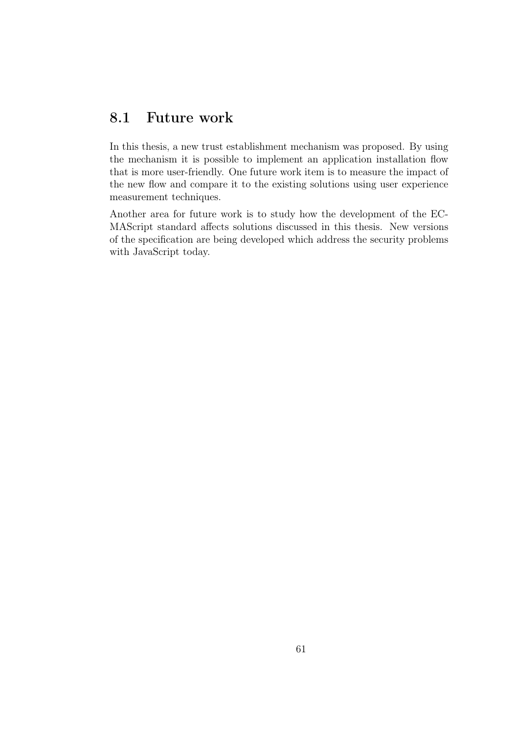## 8.1 Future work

In this thesis, a new trust establishment mechanism was proposed. By using the mechanism it is possible to implement an application installation flow that is more user-friendly. One future work item is to measure the impact of the new flow and compare it to the existing solutions using user experience measurement techniques.

Another area for future work is to study how the development of the ECMAScript standard affects solutions discussed in this thesis. New versions of the specification are being developed which address the security problems with JavaScript today.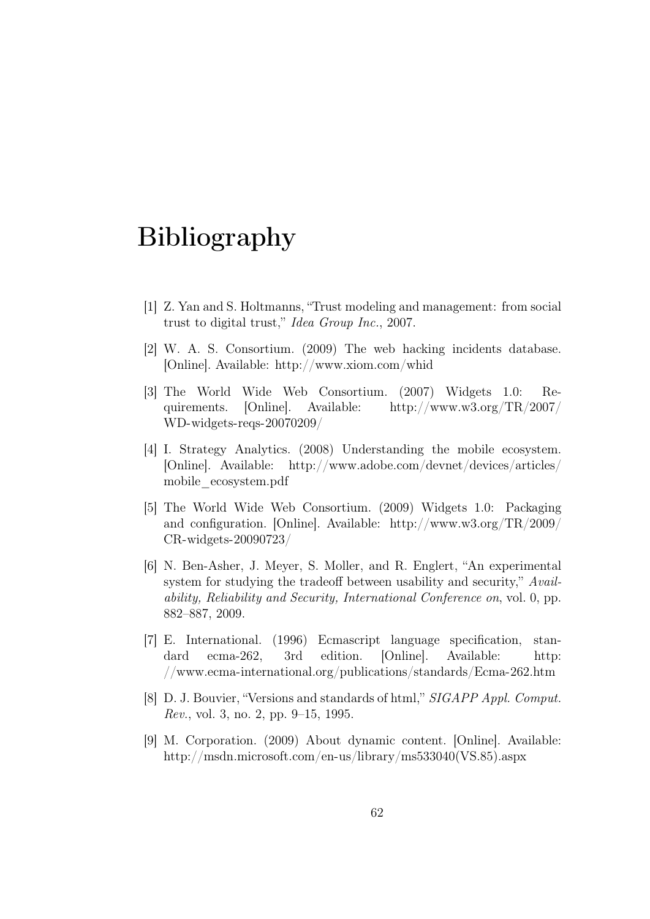# Bibliography

[1] Z. Yan and S. Holtmanns, "Trust modeling and management: from social trust to digital trust," *Idea Group Inc.*, 2007.

[2] W. A. S. Consortium. (2009) The web hacking incidents database. [Online]. Available: http://www.xiom.com/whid

[3] The World Wide Web Consortium. (2007) Widgets 1.0: Requirements. [Online]. Available: http://www.w3.org/TR/2007/WD-widgets-reqs-20070209/

[4] I. Strategy Analytics. (2008) Understanding the mobile ecosystem. [Online]. Available: http://www.adobe.com/devnet/devices/articles/mobile_ecosystem.pdf

[5] The World Wide Web Consortium. (2009) Widgets 1.0: Packaging and configuration. [Online]. Available: http://www.w3.org/TR/2009/CR-widgets-20090723/

[6] N. Ben-Asher, J. Meyer, S. Moller, and R. Englert, "An experimental system for studying the tradeoff between usability and security," *Availability, Reliability and Security, International Conference on*, vol. 0, pp. 882–887, 2009.

[7] E. International. (1996) Ecmascript language specification, standard ecma-262, 3rd edition. [Online]. Available: http://www.ecma-international.org/publications/standards/Ecma-262.htm

[8] D. J. Bouvier, "Versions and standards of html," *SIGAPP Appl. Comput. Rev.*, vol. 3, no. 2, pp. 9–15, 1995.

[9] M. Corporation. (2009) About dynamic content. [Online]. Available: http://msdn.microsoft.com/en-us/library/ms533040(VS.85).aspx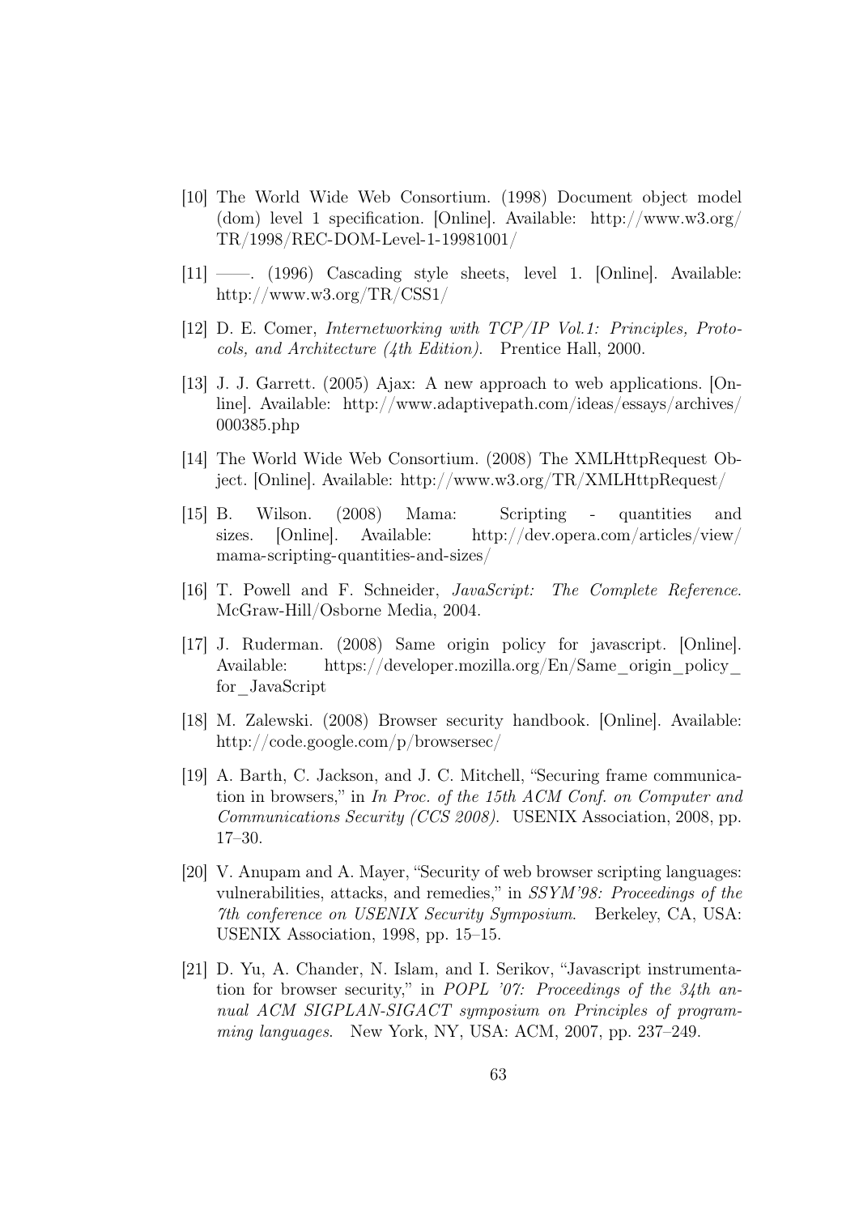[10] The World Wide Web Consortium. (1998) Document object model (dom) level 1 specification. [Online]. Available: http://www.w3.org/TR/1998/REC-DOM-Level-1-19981001/

[11] ——. (1996) Cascading style sheets, level 1. [Online]. Available: http://www.w3.org/TR/CSS1/

[12] D. E. Comer, *Internetworking with TCP/IP Vol.1: Principles, Protocols, and Architecture (4th Edition)*. Prentice Hall, 2000.

[13] J. J. Garrett. (2005) Ajax: A new approach to web applications. [Online]. Available: http://www.adaptivepath.com/ideas/essays/archives/000385.php

[14] The World Wide Web Consortium. (2008) The XMLHttpRequest Object. [Online]. Available: http://www.w3.org/TR/XMLHttpRequest/

[15] B. Wilson. (2008) Mama: Scripting - quantities and sizes. [Online]. Available: http://dev.opera.com/articles/view/mama-scripting-quantities-and-sizes/

[16] T. Powell and F. Schneider, *JavaScript: The Complete Reference*. McGraw-Hill/Osborne Media, 2004.

[17] J. Ruderman. (2008) Same origin policy for javascript. [Online]. Available: https://developer.mozilla.org/En/Same_origin_policy_for_JavaScript

[18] M. Zalewski. (2008) Browser security handbook. [Online]. Available: http://code.google.com/p/browsersec/

[19] A. Barth, C. Jackson, and J. C. Mitchell, "Securing frame communication in browsers," in *In Proc. of the 15th ACM Conf. on Computer and Communications Security (CCS 2008)*. USENIX Association, 2008, pp. 17–30.

[20] V. Anupam and A. Mayer, "Security of web browser scripting languages: vulnerabilities, attacks, and remedies," in *SSYM'98: Proceedings of the 7th conference on USENIX Security Symposium*. Berkeley, CA, USA: USENIX Association, 1998, pp. 15–15.

[21] D. Yu, A. Chander, N. Islam, and I. Serikov, "Javascript instrumentation for browser security," in *POPL '07: Proceedings of the 34th annual ACM SIGPLAN-SIGACT symposium on Principles of programming languages*. New York, NY, USA: ACM, 2007, pp. 237–249.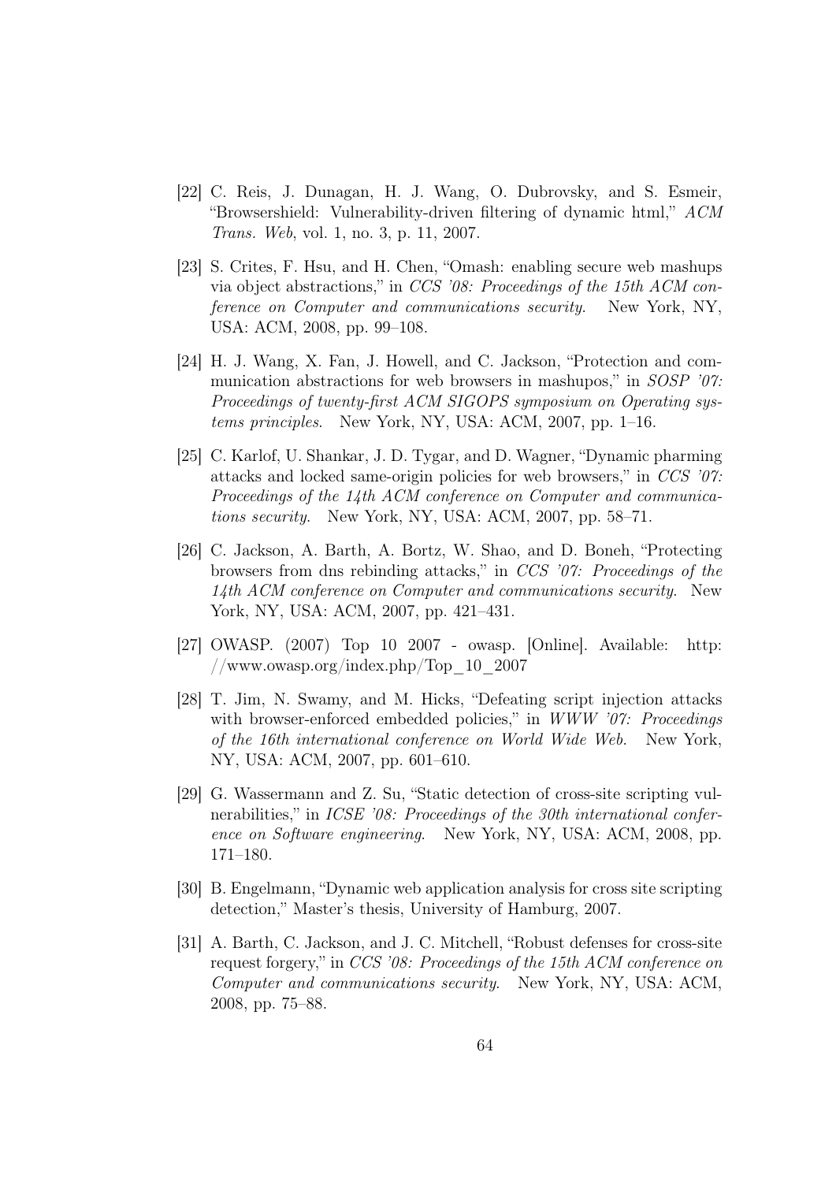[22] C. Reis, J. Dunagan, H. J. Wang, O. Dubrovsky, and S. Esmeir, "Browsershield: Vulnerability-driven filtering of dynamic html," *ACM Trans. Web*, vol. 1, no. 3, p. 11, 2007.

[23] S. Crites, F. Hsu, and H. Chen, "Omash: enabling secure web mashups via object abstractions," in *CCS '08: Proceedings of the 15th ACM conference on Computer and communications security*. New York, NY, USA: ACM, 2008, pp. 99–108.

[24] H. J. Wang, X. Fan, J. Howell, and C. Jackson, "Protection and communication abstractions for web browsers in mashupos," in *SOSP '07: Proceedings of twenty-first ACM SIGOPS symposium on Operating systems principles*. New York, NY, USA: ACM, 2007, pp. 1–16.

[25] C. Karlof, U. Shankar, J. D. Tygar, and D. Wagner, "Dynamic pharming attacks and locked same-origin policies for web browsers," in *CCS '07: Proceedings of the 14th ACM conference on Computer and communications security*. New York, NY, USA: ACM, 2007, pp. 58–71.

[26] C. Jackson, A. Barth, A. Bortz, W. Shao, and D. Boneh, "Protecting browsers from dns rebinding attacks," in *CCS '07: Proceedings of the 14th ACM conference on Computer and communications security*. New York, NY, USA: ACM, 2007, pp. 421–431.

[27] OWASP. (2007) Top 10 2007 - owasp. [Online]. Available: http://www.owasp.org/index.php/Top_10_2007

[28] T. Jim, N. Swamy, and M. Hicks, "Defeating script injection attacks with browser-enforced embedded policies," in *WWW '07: Proceedings of the 16th international conference on World Wide Web*. New York, NY, USA: ACM, 2007, pp. 601–610.

[29] G. Wassermann and Z. Su, "Static detection of cross-site scripting vulnerabilities," in *ICSE '08: Proceedings of the 30th international conference on Software engineering*. New York, NY, USA: ACM, 2008, pp. 171–180.

[30] B. Engelmann, "Dynamic web application analysis for cross site scripting detection," Master's thesis, University of Hamburg, 2007.

[31] A. Barth, C. Jackson, and J. C. Mitchell, "Robust defenses for cross-site request forgery," in *CCS '08: Proceedings of the 15th ACM conference on Computer and communications security*. New York, NY, USA: ACM, 2008, pp. 75–88.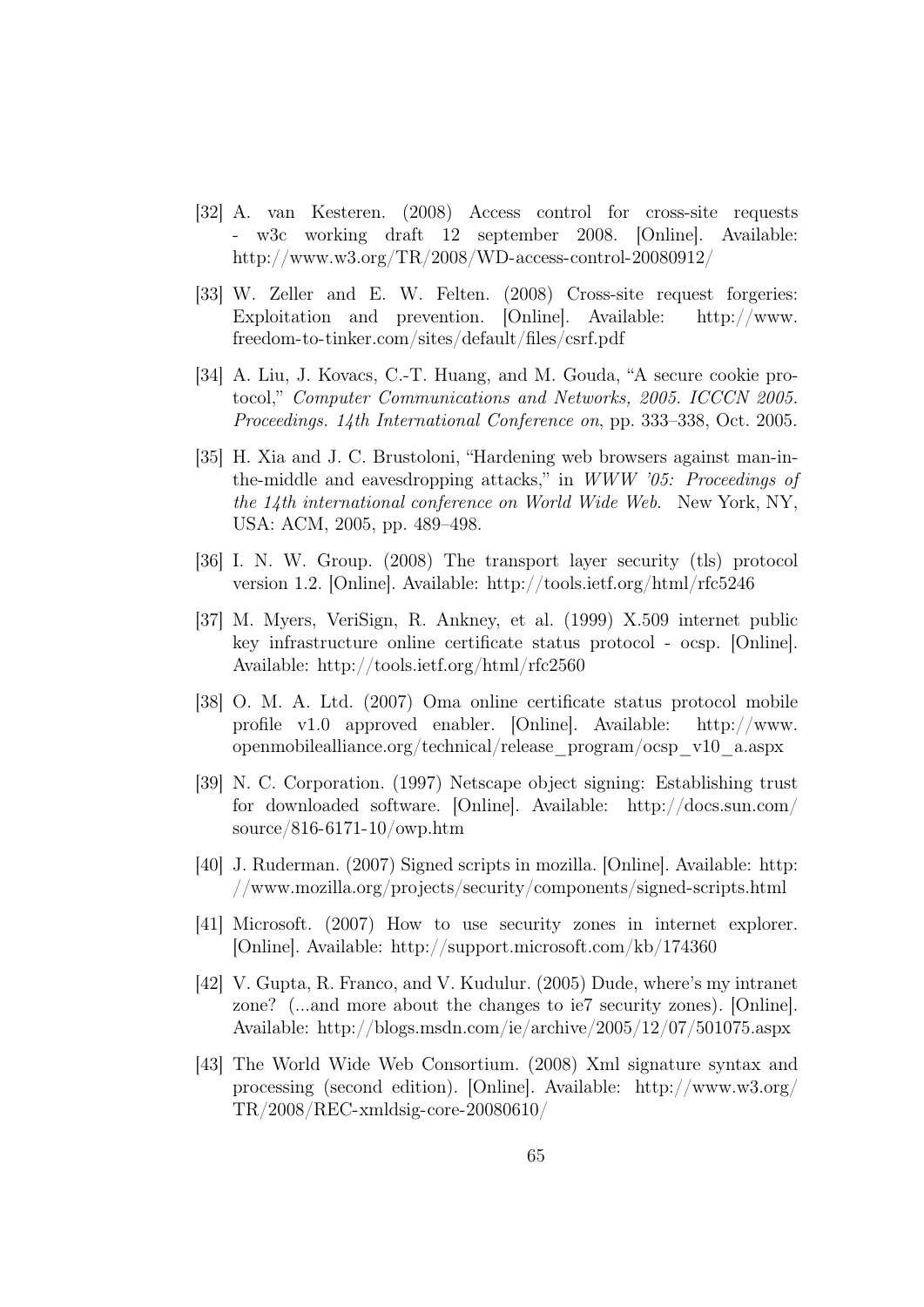[32] A. van Kesteren. (2008) Access control for cross-site requests - w3c working draft 12 september 2008. [Online]. Available: http://www.w3.org/TR/2008/WD-access-control-20080912/

[33] W. Zeller and E. W. Felten. (2008) Cross-site request forgeries: Exploitation and prevention. [Online]. Available: http://www.freedom-to-tinker.com/sites/default/files/csrf.pdf

[34] A. Liu, J. Kovacs, C.-T. Huang, and M. Gouda, "A secure cookie protocol," *Computer Communications and Networks, 2005. ICCCN 2005. Proceedings. 14th International Conference on*, pp. 333–338, Oct. 2005.

[35] H. Xia and J. C. Brustoloni, "Hardening web browsers against man-in-the-middle and eavesdropping attacks," in *WWW '05: Proceedings of the 14th international conference on World Wide Web*. New York, NY, USA: ACM, 2005, pp. 489–498.

[36] I. N. W. Group. (2008) The transport layer security (tls) protocol version 1.2. [Online]. Available: http://tools.ietf.org/html/rfc5246

[37] M. Myers, VeriSign, R. Ankney, et al. (1999) X.509 internet public key infrastructure online certificate status protocol - ocsp. [Online]. Available: http://tools.ietf.org/html/rfc2560

[38] O. M. A. Ltd. (2007) Oma online certificate status protocol mobile profile v1.0 approved enabler. [Online]. Available: http://www.openmobilealliance.org/technical/release_program/ocsp_v10_a.aspx

[39] N. C. Corporation. (1997) Netscape object signing: Establishing trust for downloaded software. [Online]. Available: http://docs.sun.com/source/816-6171-10/owp.htm

[40] J. Ruderman. (2007) Signed scripts in mozilla. [Online]. Available: http://www.mozilla.org/projects/security/components/signed-scripts.html

[41] Microsoft. (2007) How to use security zones in internet explorer. [Online]. Available: http://support.microsoft.com/kb/174360

[42] V. Gupta, R. Franco, and V. Kudulur. (2005) Dude, where's my intranet zone? (...and more about the changes to ie7 security zones). [Online]. Available: http://blogs.msdn.com/ie/archive/2005/12/07/501075.aspx

[43] The World Wide Web Consortium. (2008) Xml signature syntax and processing (second edition). [Online]. Available: http://www.w3.org/TR/2008/REC-xmldsig-core-20080610/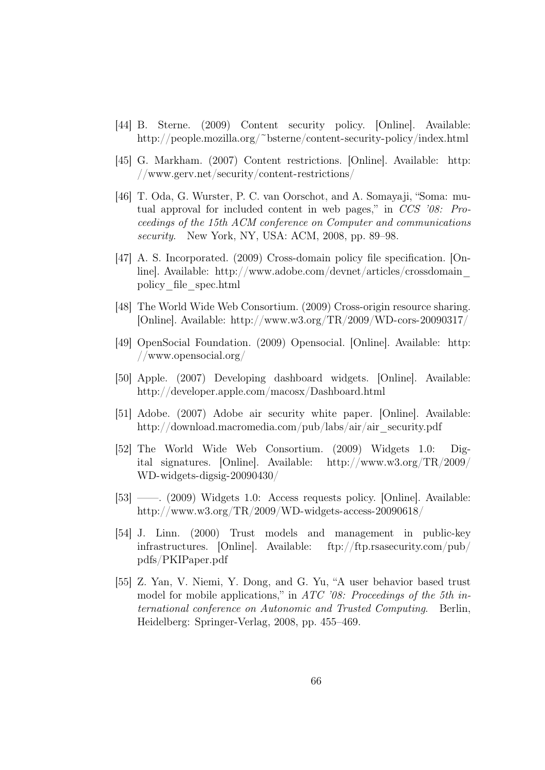[44] B. Sterne. (2009) Content security policy. [Online]. Available: http://people.mozilla.org/~bsterne/content-security-policy/index.html

[45] G. Markham. (2007) Content restrictions. [Online]. Available: http://www.gerv.net/security/content-restrictions/

[46] T. Oda, G. Wurster, P. C. van Oorschot, and A. Somayaji, "Soma: mutual approval for included content in web pages," in *CCS '08: Proceedings of the 15th ACM conference on Computer and communications security*. New York, NY, USA: ACM, 2008, pp. 89–98.

[47] A. S. Incorporated. (2009) Cross-domain policy file specification. [Online]. Available: http://www.adobe.com/devnet/articles/crossdomain_policy_file_spec.html

[48] The World Wide Web Consortium. (2009) Cross-origin resource sharing. [Online]. Available: http://www.w3.org/TR/2009/WD-cors-20090317/

[49] OpenSocial Foundation. (2009) Opensocial. [Online]. Available: http://www.opensocial.org/

[50] Apple. (2007) Developing dashboard widgets. [Online]. Available: http://developer.apple.com/macosx/Dashboard.html

[51] Adobe. (2007) Adobe air security white paper. [Online]. Available: http://download.macromedia.com/pub/labs/air/air_security.pdf

[52] The World Wide Web Consortium. (2009) Widgets 1.0: Digital signatures. [Online]. Available: http://www.w3.org/TR/2009/WD-widgets-digsig-20090430/

[53] ——. (2009) Widgets 1.0: Access requests policy. [Online]. Available: http://www.w3.org/TR/2009/WD-widgets-access-20090618/

[54] J. Linn. (2000) Trust models and management in public-key infrastructures. [Online]. Available: ftp://ftp.rsasecurity.com/pub/pdfs/PKIPaper.pdf

[55] Z. Yan, V. Niemi, Y. Dong, and G. Yu, "A user behavior based trust model for mobile applications," in *ATC '08: Proceedings of the 5th international conference on Autonomic and Trusted Computing*. Berlin, Heidelberg: Springer-Verlag, 2008, pp. 455–469.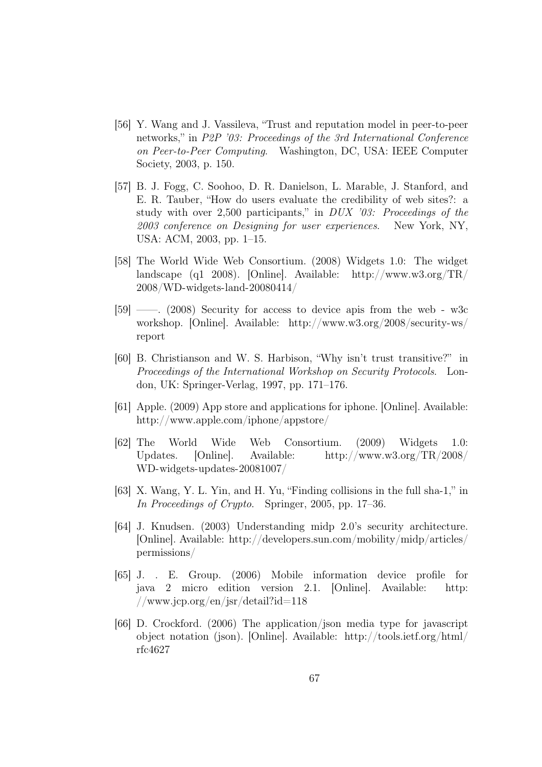[56] Y. Wang and J. Vassileva, "Trust and reputation model in peer-to-peer networks," in *P2P '03: Proceedings of the 3rd International Conference on Peer-to-Peer Computing*. Washington, DC, USA: IEEE Computer Society, 2003, p. 150.

[57] B. J. Fogg, C. Soohoo, D. R. Danielson, L. Marable, J. Stanford, and E. R. Tauber, "How do users evaluate the credibility of web sites?: a study with over 2,500 participants," in *DUX '03: Proceedings of the 2003 conference on Designing for user experiences*. New York, NY, USA: ACM, 2003, pp. 1–15.

[58] The World Wide Web Consortium. (2008) Widgets 1.0: The widget landscape (q1 2008). [Online]. Available: http://www.w3.org/TR/2008/WD-widgets-land-20080414/

[59] ——. (2008) Security for access to device apis from the web - w3c workshop. [Online]. Available: http://www.w3.org/2008/security-ws/report

[60] B. Christianson and W. S. Harbison, "Why isn't trust transitive?" in *Proceedings of the International Workshop on Security Protocols*. London, UK: Springer-Verlag, 1997, pp. 171–176.

[61] Apple. (2009) App store and applications for iphone. [Online]. Available: http://www.apple.com/iphone/appstore/

[62] The World Wide Web Consortium. (2009) Widgets 1.0: Updates. [Online]. Available: http://www.w3.org/TR/2008/WD-widgets-updates-20081007/

[63] X. Wang, Y. L. Yin, and H. Yu, "Finding collisions in the full sha-1," in *In Proceedings of Crypto*. Springer, 2005, pp. 17–36.

[64] J. Knudsen. (2003) Understanding midp 2.0's security architecture. [Online]. Available: http://developers.sun.com/mobility/midp/articles/permissions/

[65] J. . E. Group. (2006) Mobile information device profile for java 2 micro edition version 2.1. [Online]. Available: http://www.jcp.org/en/jsr/detail?id=118

[66] D. Crockford. (2006) The application/json media type for javascript object notation (json). [Online]. Available: http://tools.ietf.org/html/rfc4627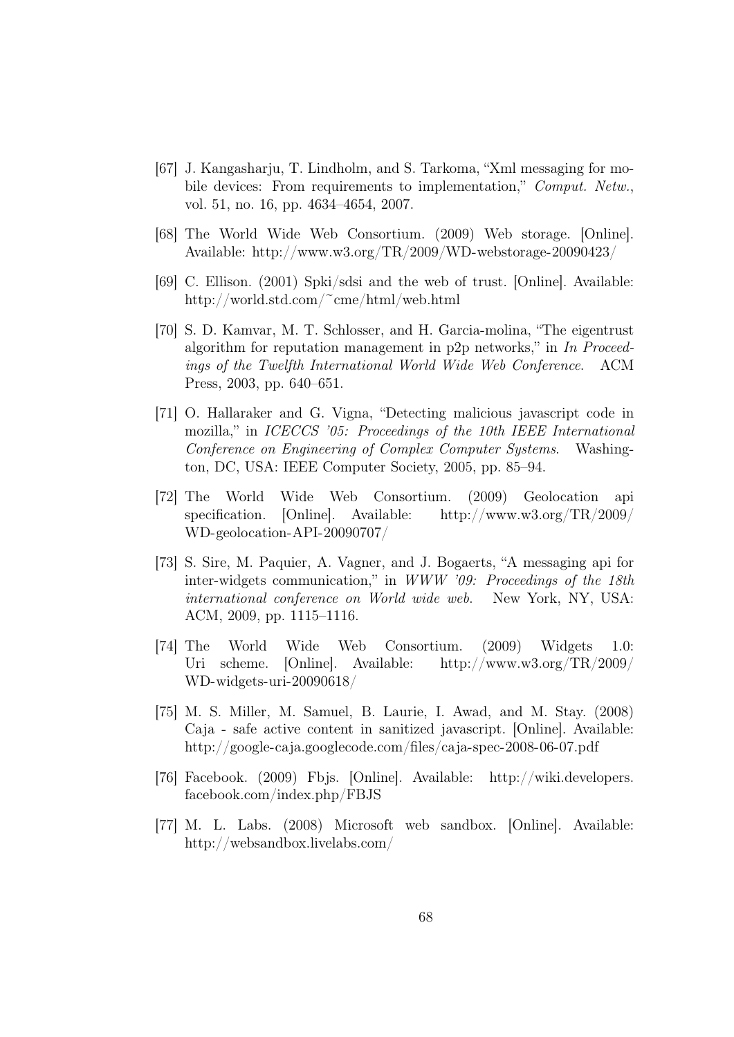[67] J. Kangasharju, T. Lindholm, and S. Tarkoma, "Xml messaging for mobile devices: From requirements to implementation," *Comput. Netw.*, vol. 51, no. 16, pp. 4634–4654, 2007.

[68] The World Wide Web Consortium. (2009) Web storage. [Online]. Available: http://www.w3.org/TR/2009/WD-webstorage-20090423/

[69] C. Ellison. (2001) Spki/sdsi and the web of trust. [Online]. Available: http://world.std.com/~cme/html/web.html

[70] S. D. Kamvar, M. T. Schlosser, and H. Garcia-molina, "The eigentrust algorithm for reputation management in p2p networks," in *In Proceedings of the Twelfth International World Wide Web Conference*. ACM Press, 2003, pp. 640–651.

[71] O. Hallaraker and G. Vigna, "Detecting malicious javascript code in mozilla," in *ICECCS '05: Proceedings of the 10th IEEE International Conference on Engineering of Complex Computer Systems*. Washington, DC, USA: IEEE Computer Society, 2005, pp. 85–94.

[72] The World Wide Web Consortium. (2009) Geolocation api specification. [Online]. Available: http://www.w3.org/TR/2009/WD-geolocation-API-20090707/

[73] S. Sire, M. Paquier, A. Vagner, and J. Bogaerts, "A messaging api for inter-widgets communication," in *WWW '09: Proceedings of the 18th international conference on World wide web*. New York, NY, USA: ACM, 2009, pp. 1115–1116.

[74] The World Wide Web Consortium. (2009) Widgets 1.0: Uri scheme. [Online]. Available: http://www.w3.org/TR/2009/WD-widgets-uri-20090618/

[75] M. S. Miller, M. Samuel, B. Laurie, I. Awad, and M. Stay. (2008) Caja - safe active content in sanitized javascript. [Online]. Available: http://google-caja.googlecode.com/files/caja-spec-2008-06-07.pdf

[76] Facebook. (2009) Fbjs. [Online]. Available: http://wiki.developers.facebook.com/index.php/FBJS

[77] M. L. Labs. (2008) Microsoft web sandbox. [Online]. Available: http://websandbox.livelabs.com/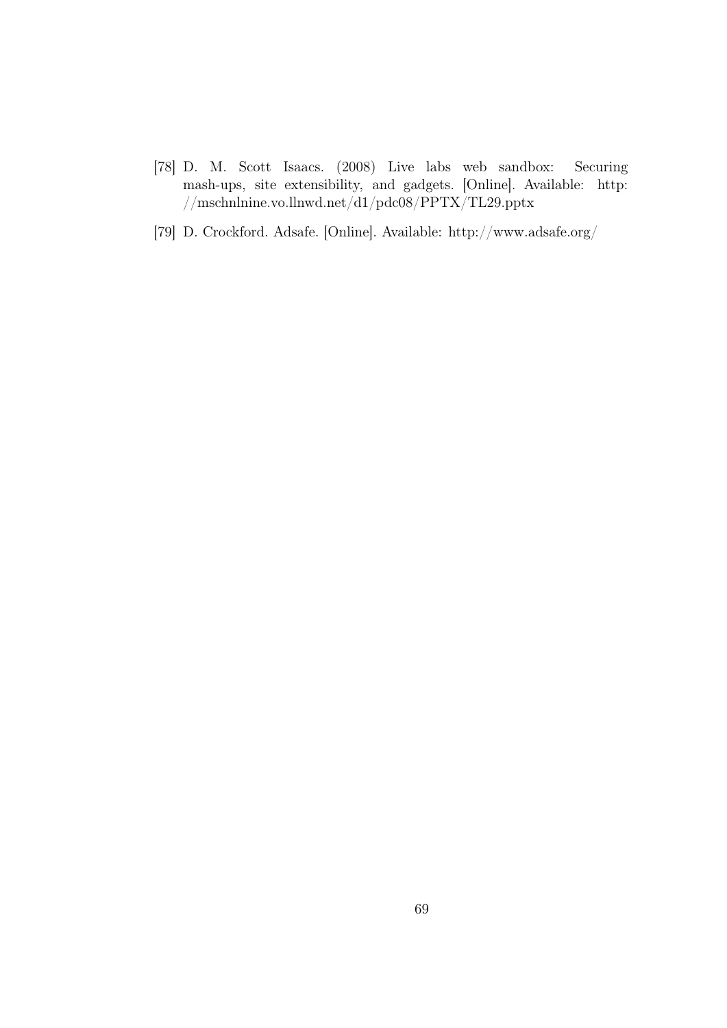[78] D. M. Scott Isaacs. (2008) Live labs web sandbox: Securing mash-ups, site extensibility, and gadgets. [Online]. Available: http://mschnlnine.vo.llnwd.net/d1/pdc08/PPTX/TL29.pptx

[79] D. Crockford. Adsafe. [Online]. Available: http://www.adsafe.org/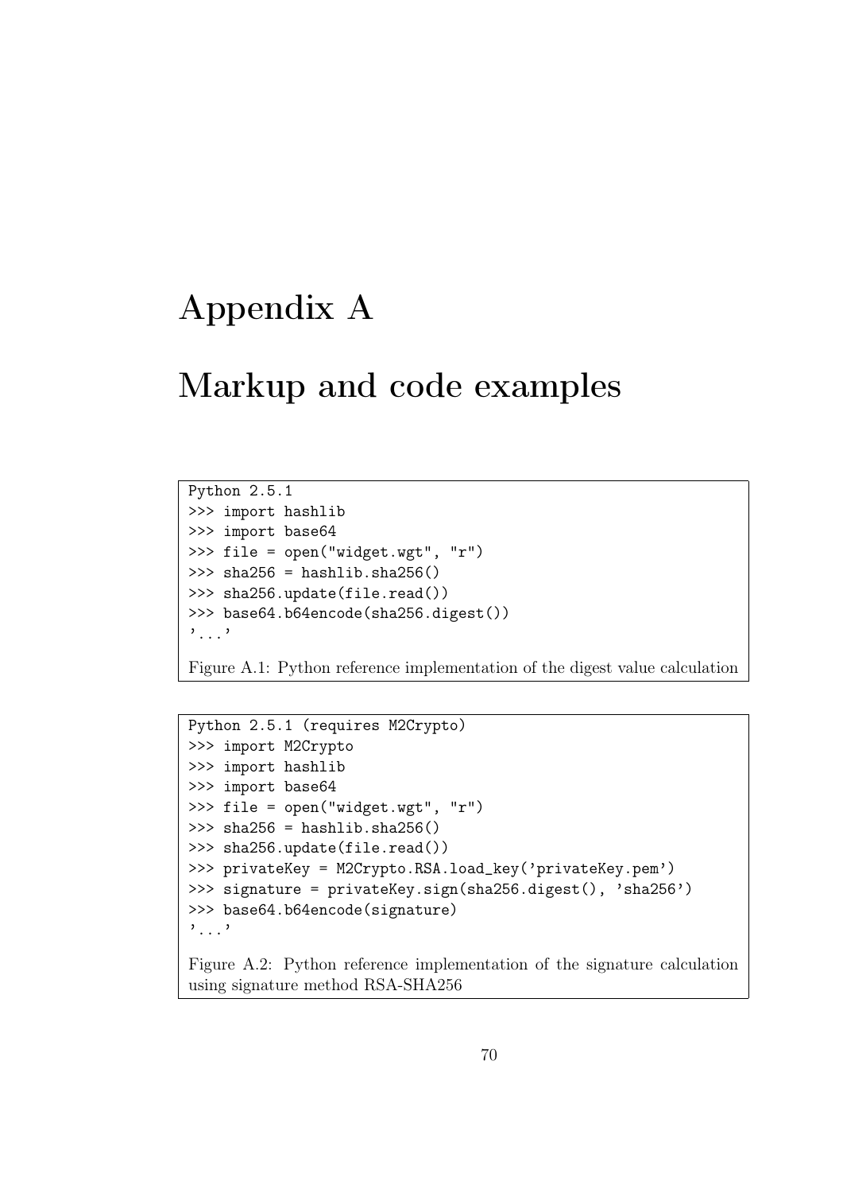# Appendix A

# Markup and code examples

```
Python 2.5.1
>>> import hashlib
>>> import base64
>>> file = open("widget.wgt", "r")
>>> sha256 = hashlib.sha256()
>>> sha256.update(file.read())
>>> base64.b64encode(sha256.digest())
'...'
```

Figure A.1: Python reference implementation of the digest value calculation

```
Python 2.5.1 (requires M2Crypto)
>>> import M2Crypto
>>> import hashlib
>>> import base64
>>> file = open("widget.wgt", "r")
>>> sha256 = hashlib.sha256()
>>> sha256.update(file.read())
>>> privateKey = M2Crypto.RSA.load_key('privateKey.pem')
>>> signature = privateKey.sign(sha256.digest(), 'sha256')
>>> base64.b64encode(signature)
'...'
```

Figure A.2: Python reference implementation of the signature calculation using signature method RSA-SHA256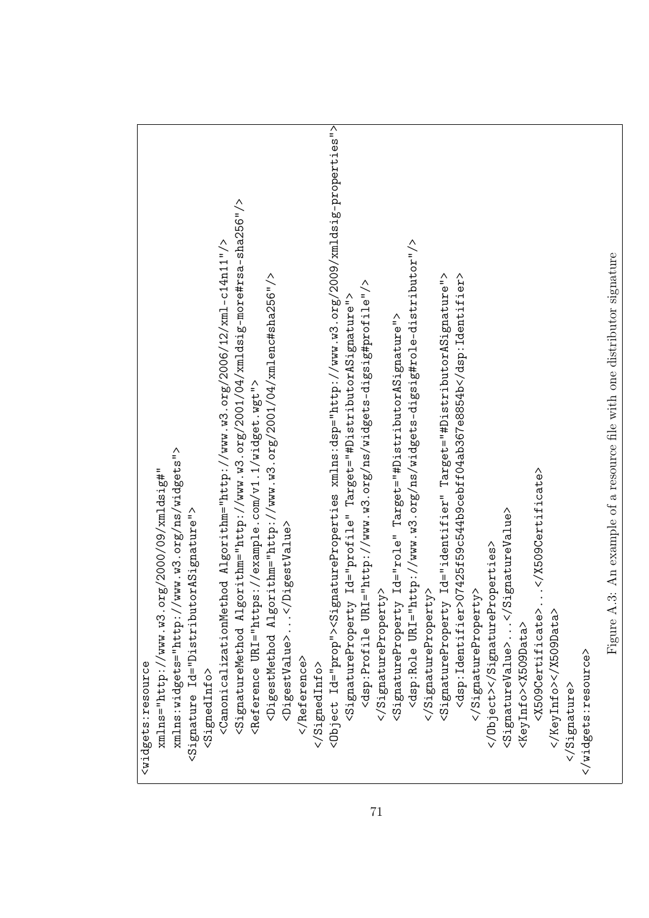```
<widgets:resource
   xmlns="http://www.w3.org/2000/09/xmldsig#"
   xmlns:widgets="http://www.w3.org/ns/widgets">
 <Signature Id="DistributorASignature">
  <SignedInfo>
   <CanonicalizationMethod Algorithm="http://www.w3.org/2006/12/xml-c14n11"/>
   <SignatureMethod Algorithm="http://www.w3.org/2001/04/xmldsig-more#rsa-sha256"/>
   <Reference URI="https://example.com/v1.1/widget.wgt">
    <DigestMethod Algorithm="http://www.w3.org/2001/04/xmlenc#sha256"/>
    <DigestValue>...</DigestValue>
   </Reference>
  </SignedInfo>
  <Object Id="prop"><SignatureProperties xmlns:dsp="http://www.w3.org/2009/xmldsig-properties">
    <SignatureProperty Id="profile" Target="#DistributorASignature">
     <dsp:Profile URI="http://www.w3.org/ns/widgets-digsig#profile"/>
    </SignatureProperty>
    <SignatureProperty Id="role" Target="#DistributorASignature">
     <dsp:Role URI="http://www.w3.org/ns/widgets-digsig#role-distributor"/>
    </SignatureProperty>
    <SignatureProperty Id="identifier" Target="#DistributorASignature">
     <dsp:Identifier>07425f59c544b9cebff04ab367e8854b</dsp:Identifier>
    </SignatureProperty>
  </Object></SignatureProperties>
  <SignatureValue>...</SignatureValue>
  <KeyInfo><X509Data>
    <X509Certificate>...</X509Certificate>
  </KeyInfo></X509Data>
 </Signature>
</widgets:resource>
```

Figure A.3: An example of a resource file with one distributor signature